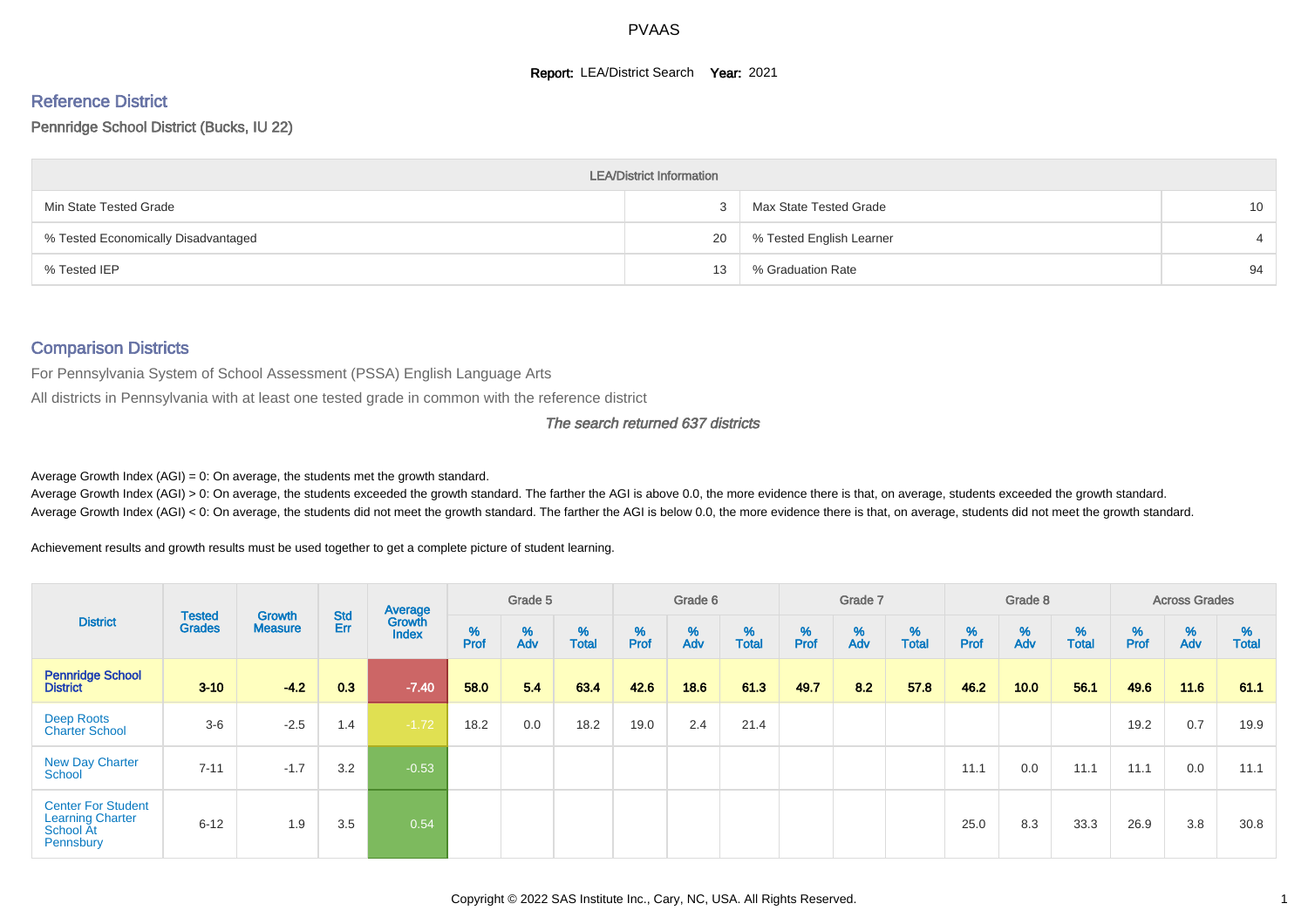PVAAS

**Report:** LEA/District Search **Year:** 2021

## Reference District

Pennridge School District (Bucks, IU 22)

| LEA/District Information | | | |
|---|---|---|---|
| Min State Tested Grade | 3 | Max State Tested Grade | 10 |
| % Tested Economically Disadvantaged | 20 | % Tested English Learner | 4 |
| % Tested IEP | 13 | % Graduation Rate | 94 |

## Comparison Districts

For Pennsylvania System of School Assessment (PSSA) English Language Arts

All districts in Pennsylvania with at least one tested grade in common with the reference district

*The search returned 637 districts*

Average Growth Index (AGI) = 0: On average, the students met the growth standard.

Average Growth Index (AGI) > 0: On average, the students exceeded the growth standard. The farther the AGI is above 0.0, the more evidence there is that, on average, students exceeded the growth standard.

Average Growth Index (AGI) < 0: On average, the students did not meet the growth standard. The farther the AGI is below 0.0, the more evidence there is that, on average, students did not meet the growth standard.

Achievement results and growth results must be used together to get a complete picture of student learning.

| District | Tested Grades | Growth Measure | Std Err | Average Growth Index | Grade 5 | | | Grade 6 | | | Grade 7 | | | Grade 8 | | | Across Grades | | |
|---|---|---|---|---|---|---|---|---|---|---|---|---|---|---|---|---|---|---|---|
| | | | | | % Prof | % Adv | % Total | % Prof | % Adv | % Total | % Prof | % Adv | % Total | % Prof | % Adv | % Total | % Prof | % Adv | % Total |
| **Pennridge School District** | **3-10** | **-4.2** | **0.3** | **-7.40** | **58.0** | **5.4** | **63.4** | **42.6** | **18.6** | **61.3** | **49.7** | **8.2** | **57.8** | **46.2** | **10.0** | **56.1** | **49.6** | **11.6** | **61.1** |
| Deep Roots Charter School | 3-6 | -2.5 | 1.4 | -1.72 | 18.2 | 0.0 | 18.2 | 19.0 | 2.4 | 21.4 | | | | | | | 19.2 | 0.7 | 19.9 |
| New Day Charter School | 7-11 | -1.7 | 3.2 | -0.53 | | | | | | | | | | 11.1 | 0.0 | 11.1 | 11.1 | 0.0 | 11.1 |
| Center For Student Learning Charter School At Pennsbury | 6-12 | 1.9 | 3.5 | 0.54 | | | | | | | | | | 25.0 | 8.3 | 33.3 | 26.9 | 3.8 | 30.8 |

Copyright © 2022 SAS Institute Inc., Cary, NC, USA. All Rights Reserved.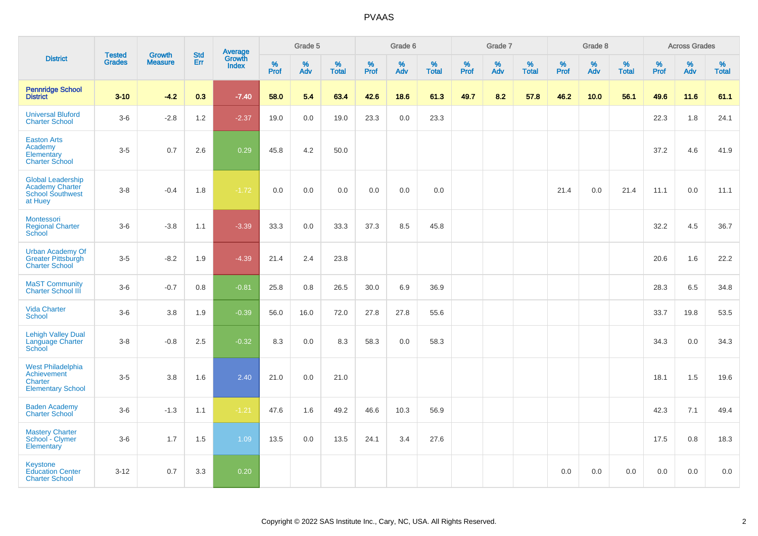# PVAAS

| District | Tested Grades | Growth Measure | Std Err | Average Growth Index | Grade 5 | | | Grade 6 | | | Grade 7 | | | Grade 8 | | | Across Grades | | |
|---|---|---|---|---|---|---|---|---|---|---|---|---|---|---|---|---|---|---|---|
| | | | | | % Prof | % Adv | % Total | % Prof | % Adv | % Total | % Prof | % Adv | % Total | % Prof | % Adv | % Total | % Prof | % Adv | % Total |
| **Pennridge School District** | **3-10** | **-4.2** | **0.3** | **-7.40** | **58.0** | **5.4** | **63.4** | **42.6** | **18.6** | **61.3** | **49.7** | **8.2** | **57.8** | **46.2** | **10.0** | **56.1** | **49.6** | **11.6** | **61.1** |
| Universal Bluford Charter School | 3-6 | -2.8 | 1.2 | -2.37 | 19.0 | 0.0 | 19.0 | 23.3 | 0.0 | 23.3 | | | | | | | 22.3 | 1.8 | 24.1 |
| Easton Arts Academy Elementary Charter School | 3-5 | 0.7 | 2.6 | 0.29 | 45.8 | 4.2 | 50.0 | | | | | | | | | | 37.2 | 4.6 | 41.9 |
| Global Leadership Academy Charter School Southwest at Huey | 3-8 | -0.4 | 1.8 | -1.72 | 0.0 | 0.0 | 0.0 | 0.0 | 0.0 | 0.0 | | | | 21.4 | 0.0 | 21.4 | 11.1 | 0.0 | 11.1 |
| Montessori Regional Charter School | 3-6 | -3.8 | 1.1 | -3.39 | 33.3 | 0.0 | 33.3 | 37.3 | 8.5 | 45.8 | | | | | | | 32.2 | 4.5 | 36.7 |
| Urban Academy Of Greater Pittsburgh Charter School | 3-5 | -8.2 | 1.9 | -4.39 | 21.4 | 2.4 | 23.8 | | | | | | | | | | 20.6 | 1.6 | 22.2 |
| MaST Community Charter School III | 3-6 | -0.7 | 0.8 | -0.81 | 25.8 | 0.8 | 26.5 | 30.0 | 6.9 | 36.9 | | | | | | | 28.3 | 6.5 | 34.8 |
| Vida Charter School | 3-6 | 3.8 | 1.9 | -0.39 | 56.0 | 16.0 | 72.0 | 27.8 | 27.8 | 55.6 | | | | | | | 33.7 | 19.8 | 53.5 |
| Lehigh Valley Dual Language Charter School | 3-8 | -0.8 | 2.5 | -0.32 | 8.3 | 0.0 | 8.3 | 58.3 | 0.0 | 58.3 | | | | | | | 34.3 | 0.0 | 34.3 |
| West Philadelphia Achievement Charter Elementary School | 3-5 | 3.8 | 1.6 | 2.40 | 21.0 | 0.0 | 21.0 | | | | | | | | | | 18.1 | 1.5 | 19.6 |
| Baden Academy Charter School | 3-6 | -1.3 | 1.1 | -1.21 | 47.6 | 1.6 | 49.2 | 46.6 | 10.3 | 56.9 | | | | | | | 42.3 | 7.1 | 49.4 |
| Mastery Charter School - Clymer Elementary | 3-6 | 1.7 | 1.5 | 1.09 | 13.5 | 0.0 | 13.5 | 24.1 | 3.4 | 27.6 | | | | | | | 17.5 | 0.8 | 18.3 |
| Keystone Education Center Charter School | 3-12 | 0.7 | 3.3 | 0.20 | | | | | | | | | | 0.0 | 0.0 | 0.0 | 0.0 | 0.0 | 0.0 |

Copyright © 2022 SAS Institute Inc., Cary, NC, USA. All Rights Reserved.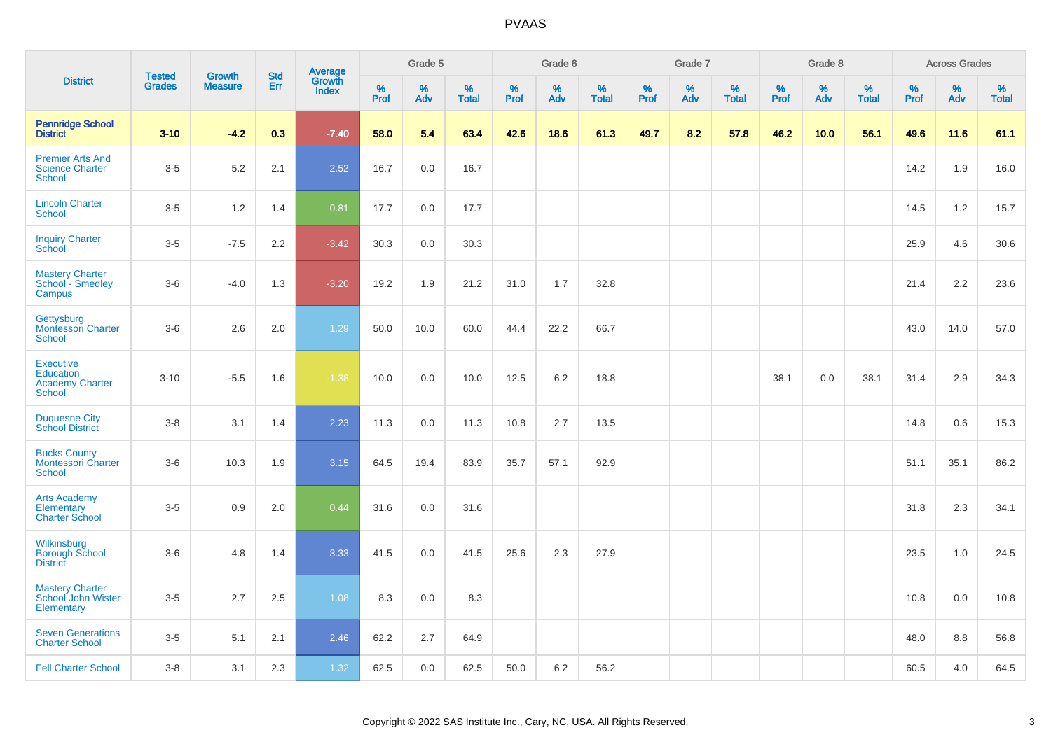## PVAAS

| District | Tested Grades | Growth Measure | Std Err | Average Growth Index | Grade 5 | | | Grade 6 | | | Grade 7 | | | Grade 8 | | | Across Grades | | |
|---|---|---|---|---|---|---|---|---|---|---|---|---|---|---|---|---|---|---|---|
| | | | | | % Prof | % Adv | % Total | % Prof | % Adv | % Total | % Prof | % Adv | % Total | % Prof | % Adv | % Total | % Prof | % Adv | % Total |
| **Pennridge School District** | **3-10** | **-4.2** | **0.3** | **-7.40** | **58.0** | **5.4** | **63.4** | **42.6** | **18.6** | **61.3** | **49.7** | **8.2** | **57.8** | **46.2** | **10.0** | **56.1** | **49.6** | **11.6** | **61.1** |
| Premier Arts And Science Charter School | 3-5 | 5.2 | 2.1 | 2.52 | 16.7 | 0.0 | 16.7 | | | | | | | | | | 14.2 | 1.9 | 16.0 |
| Lincoln Charter School | 3-5 | 1.2 | 1.4 | 0.81 | 17.7 | 0.0 | 17.7 | | | | | | | | | | 14.5 | 1.2 | 15.7 |
| Inquiry Charter School | 3-5 | -7.5 | 2.2 | -3.42 | 30.3 | 0.0 | 30.3 | | | | | | | | | | 25.9 | 4.6 | 30.6 |
| Mastery Charter School - Smedley Campus | 3-6 | -4.0 | 1.3 | -3.20 | 19.2 | 1.9 | 21.2 | 31.0 | 1.7 | 32.8 | | | | | | | 21.4 | 2.2 | 23.6 |
| Gettysburg Montessori Charter School | 3-6 | 2.6 | 2.0 | 1.29 | 50.0 | 10.0 | 60.0 | 44.4 | 22.2 | 66.7 | | | | | | | 43.0 | 14.0 | 57.0 |
| Executive Education Academy Charter School | 3-10 | -5.5 | 1.6 | -1.38 | 10.0 | 0.0 | 10.0 | 12.5 | 6.2 | 18.8 | | | | 38.1 | 0.0 | 38.1 | 31.4 | 2.9 | 34.3 |
| Duquesne City School District | 3-8 | 3.1 | 1.4 | 2.23 | 11.3 | 0.0 | 11.3 | 10.8 | 2.7 | 13.5 | | | | | | | 14.8 | 0.6 | 15.3 |
| Bucks County Montessori Charter School | 3-6 | 10.3 | 1.9 | 3.15 | 64.5 | 19.4 | 83.9 | 35.7 | 57.1 | 92.9 | | | | | | | 51.1 | 35.1 | 86.2 |
| Arts Academy Elementary Charter School | 3-5 | 0.9 | 2.0 | 0.44 | 31.6 | 0.0 | 31.6 | | | | | | | | | | 31.8 | 2.3 | 34.1 |
| Wilkinsburg Borough School District | 3-6 | 4.8 | 1.4 | 3.33 | 41.5 | 0.0 | 41.5 | 25.6 | 2.3 | 27.9 | | | | | | | 23.5 | 1.0 | 24.5 |
| Mastery Charter School John Wister Elementary | 3-5 | 2.7 | 2.5 | 1.08 | 8.3 | 0.0 | 8.3 | | | | | | | | | | 10.8 | 0.0 | 10.8 |
| Seven Generations Charter School | 3-5 | 5.1 | 2.1 | 2.46 | 62.2 | 2.7 | 64.9 | | | | | | | | | | 48.0 | 8.8 | 56.8 |
| Fell Charter School | 3-8 | 3.1 | 2.3 | 1.32 | 62.5 | 0.0 | 62.5 | 50.0 | 6.2 | 56.2 | | | | | | | 60.5 | 4.0 | 64.5 |

Copyright © 2022 SAS Institute Inc., Cary, NC, USA. All Rights Reserved.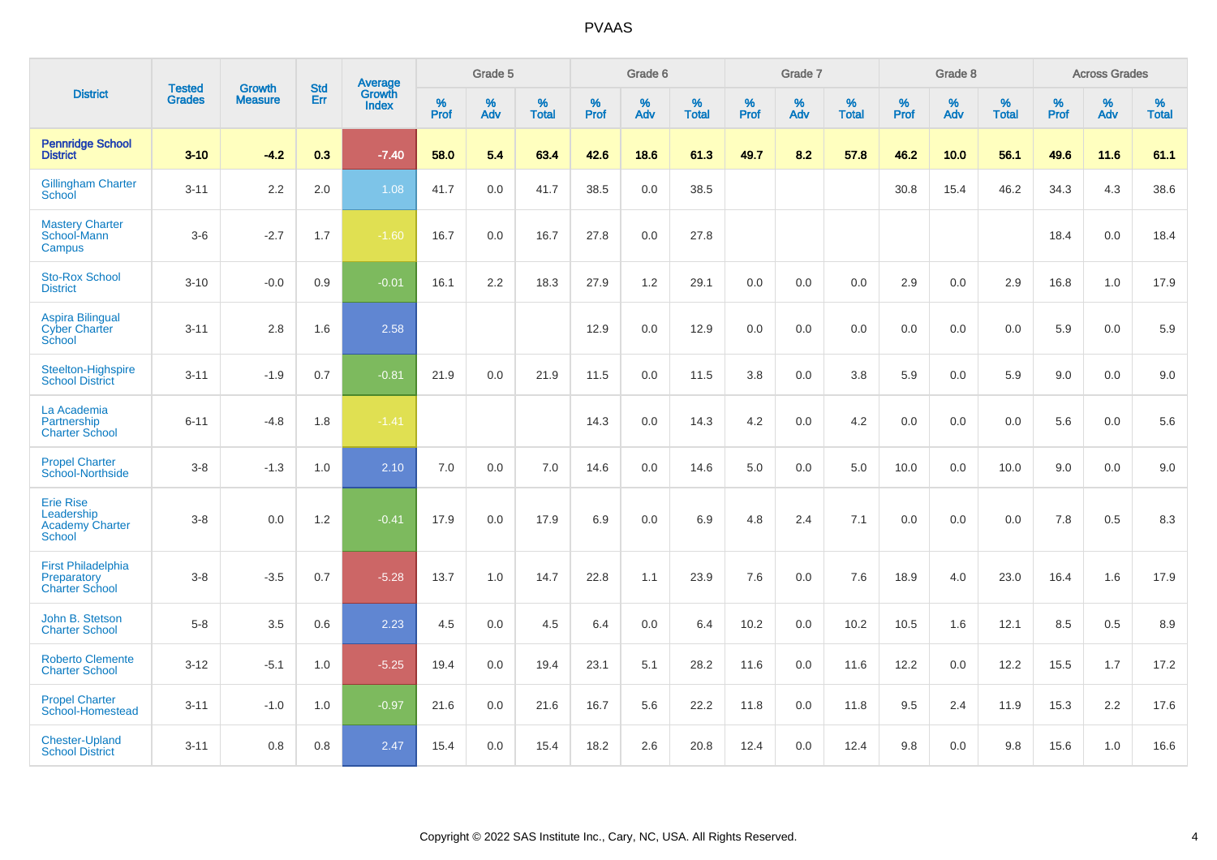# PVAAS

| District | Tested Grades | Growth Measure | Std Err | Average Growth Index | Grade 5 | | | Grade 6 | | | Grade 7 | | | Grade 8 | | | Across Grades | | |
|---|---|---|---|---|---|---|---|---|---|---|---|---|---|---|---|---|---|---|---|
| | | | | | % Prof | % Adv | % Total | % Prof | % Adv | % Total | % Prof | % Adv | % Total | % Prof | % Adv | % Total | % Prof | % Adv | % Total |
| **Pennridge School District** | **3-10** | **-4.2** | **0.3** | **-7.40** | **58.0** | **5.4** | **63.4** | **42.6** | **18.6** | **61.3** | **49.7** | **8.2** | **57.8** | **46.2** | **10.0** | **56.1** | **49.6** | **11.6** | **61.1** |
| Gillingham Charter School | 3-11 | 2.2 | 2.0 | 1.08 | 41.7 | 0.0 | 41.7 | 38.5 | 0.0 | 38.5 | | | | 30.8 | 15.4 | 46.2 | 34.3 | 4.3 | 38.6 |
| Mastery Charter School-Mann Campus | 3-6 | -2.7 | 1.7 | -1.60 | 16.7 | 0.0 | 16.7 | 27.8 | 0.0 | 27.8 | | | | | | | 18.4 | 0.0 | 18.4 |
| Sto-Rox School District | 3-10 | -0.0 | 0.9 | -0.01 | 16.1 | 2.2 | 18.3 | 27.9 | 1.2 | 29.1 | 0.0 | 0.0 | 0.0 | 2.9 | 0.0 | 2.9 | 16.8 | 1.0 | 17.9 |
| Aspira Bilingual Cyber Charter School | 3-11 | 2.8 | 1.6 | 2.58 | | | | 12.9 | 0.0 | 12.9 | 0.0 | 0.0 | 0.0 | 0.0 | 0.0 | 0.0 | 5.9 | 0.0 | 5.9 |
| Steelton-Highspire School District | 3-11 | -1.9 | 0.7 | -0.81 | 21.9 | 0.0 | 21.9 | 11.5 | 0.0 | 11.5 | 3.8 | 0.0 | 3.8 | 5.9 | 0.0 | 5.9 | 9.0 | 0.0 | 9.0 |
| La Academia Partnership Charter School | 6-11 | -4.8 | 1.8 | -1.41 | | | | 14.3 | 0.0 | 14.3 | 4.2 | 0.0 | 4.2 | 0.0 | 0.0 | 0.0 | 5.6 | 0.0 | 5.6 |
| Propel Charter School-Northside | 3-8 | -1.3 | 1.0 | 2.10 | 7.0 | 0.0 | 7.0 | 14.6 | 0.0 | 14.6 | 5.0 | 0.0 | 5.0 | 10.0 | 0.0 | 10.0 | 9.0 | 0.0 | 9.0 |
| Erie Rise Leadership Academy Charter School | 3-8 | 0.0 | 1.2 | -0.41 | 17.9 | 0.0 | 17.9 | 6.9 | 0.0 | 6.9 | 4.8 | 2.4 | 7.1 | 0.0 | 0.0 | 0.0 | 7.8 | 0.5 | 8.3 |
| First Philadelphia Preparatory Charter School | 3-8 | -3.5 | 0.7 | -5.28 | 13.7 | 1.0 | 14.7 | 22.8 | 1.1 | 23.9 | 7.6 | 0.0 | 7.6 | 18.9 | 4.0 | 23.0 | 16.4 | 1.6 | 17.9 |
| John B. Stetson Charter School | 5-8 | 3.5 | 0.6 | 2.23 | 4.5 | 0.0 | 4.5 | 6.4 | 0.0 | 6.4 | 10.2 | 0.0 | 10.2 | 10.5 | 1.6 | 12.1 | 8.5 | 0.5 | 8.9 |
| Roberto Clemente Charter School | 3-12 | -5.1 | 1.0 | -5.25 | 19.4 | 0.0 | 19.4 | 23.1 | 5.1 | 28.2 | 11.6 | 0.0 | 11.6 | 12.2 | 0.0 | 12.2 | 15.5 | 1.7 | 17.2 |
| Propel Charter School-Homestead | 3-11 | -1.0 | 1.0 | -0.97 | 21.6 | 0.0 | 21.6 | 16.7 | 5.6 | 22.2 | 11.8 | 0.0 | 11.8 | 9.5 | 2.4 | 11.9 | 15.3 | 2.2 | 17.6 |
| Chester-Upland School District | 3-11 | 0.8 | 0.8 | 2.47 | 15.4 | 0.0 | 15.4 | 18.2 | 2.6 | 20.8 | 12.4 | 0.0 | 12.4 | 9.8 | 0.0 | 9.8 | 15.6 | 1.0 | 16.6 |

Copyright © 2022 SAS Institute Inc., Cary, NC, USA. All Rights Reserved.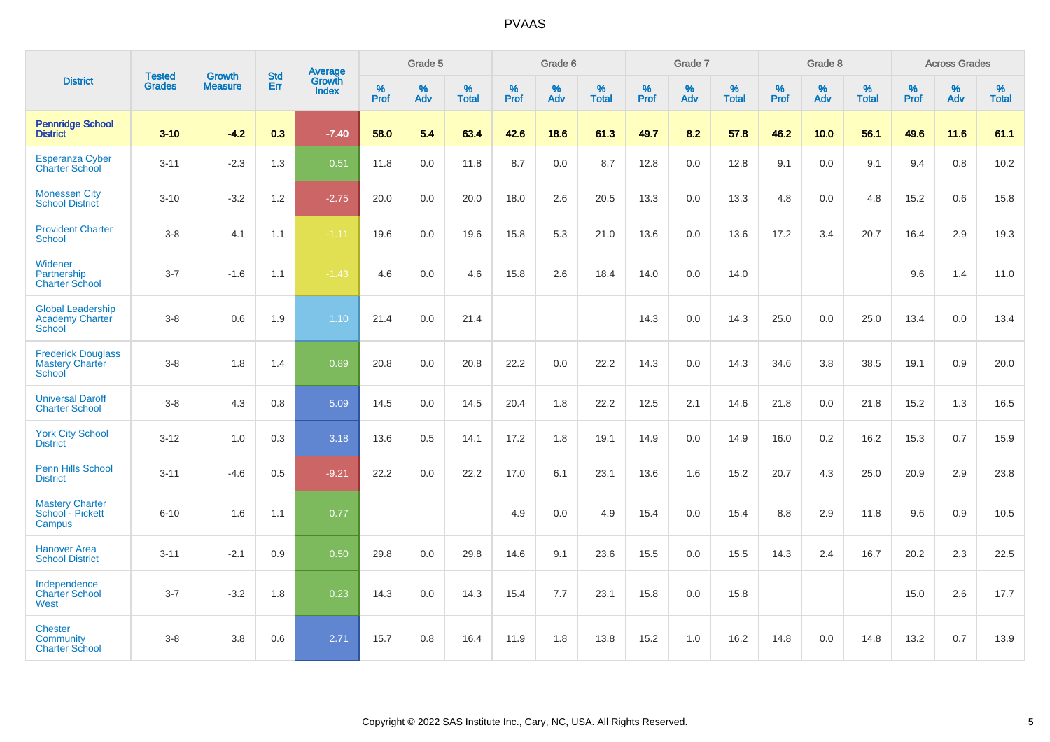# PVAAS

| District | Tested Grades | Growth Measure | Std Err | Average Growth Index | Grade 5 | | | Grade 6 | | | Grade 7 | | | Grade 8 | | | Across Grades | | |
|---|---|---|---|---|---|---|---|---|---|---|---|---|---|---|---|---|---|---|---|
| | | | | | % Prof | % Adv | % Total | % Prof | % Adv | % Total | % Prof | % Adv | % Total | % Prof | % Adv | % Total | % Prof | % Adv | % Total |
| **Pennridge School District** | **3-10** | **-4.2** | **0.3** | **-7.40** | **58.0** | **5.4** | **63.4** | **42.6** | **18.6** | **61.3** | **49.7** | **8.2** | **57.8** | **46.2** | **10.0** | **56.1** | **49.6** | **11.6** | **61.1** |
| Esperanza Cyber Charter School | 3-11 | -2.3 | 1.3 | 0.51 | 11.8 | 0.0 | 11.8 | 8.7 | 0.0 | 8.7 | 12.8 | 0.0 | 12.8 | 9.1 | 0.0 | 9.1 | 9.4 | 0.8 | 10.2 |
| Monessen City School District | 3-10 | -3.2 | 1.2 | -2.75 | 20.0 | 0.0 | 20.0 | 18.0 | 2.6 | 20.5 | 13.3 | 0.0 | 13.3 | 4.8 | 0.0 | 4.8 | 15.2 | 0.6 | 15.8 |
| Provident Charter School | 3-8 | 4.1 | 1.1 | -1.11 | 19.6 | 0.0 | 19.6 | 15.8 | 5.3 | 21.0 | 13.6 | 0.0 | 13.6 | 17.2 | 3.4 | 20.7 | 16.4 | 2.9 | 19.3 |
| Widener Partnership Charter School | 3-7 | -1.6 | 1.1 | -1.43 | 4.6 | 0.0 | 4.6 | 15.8 | 2.6 | 18.4 | 14.0 | 0.0 | 14.0 | | | | 9.6 | 1.4 | 11.0 |
| Global Leadership Academy Charter School | 3-8 | 0.6 | 1.9 | 1.10 | 21.4 | 0.0 | 21.4 | | | | 14.3 | 0.0 | 14.3 | 25.0 | 0.0 | 25.0 | 13.4 | 0.0 | 13.4 |
| Frederick Douglass Mastery Charter School | 3-8 | 1.8 | 1.4 | 0.89 | 20.8 | 0.0 | 20.8 | 22.2 | 0.0 | 22.2 | 14.3 | 0.0 | 14.3 | 34.6 | 3.8 | 38.5 | 19.1 | 0.9 | 20.0 |
| Universal Daroff Charter School | 3-8 | 4.3 | 0.8 | 5.09 | 14.5 | 0.0 | 14.5 | 20.4 | 1.8 | 22.2 | 12.5 | 2.1 | 14.6 | 21.8 | 0.0 | 21.8 | 15.2 | 1.3 | 16.5 |
| York City School District | 3-12 | 1.0 | 0.3 | 3.18 | 13.6 | 0.5 | 14.1 | 17.2 | 1.8 | 19.1 | 14.9 | 0.0 | 14.9 | 16.0 | 0.2 | 16.2 | 15.3 | 0.7 | 15.9 |
| Penn Hills School District | 3-11 | -4.6 | 0.5 | -9.21 | 22.2 | 0.0 | 22.2 | 17.0 | 6.1 | 23.1 | 13.6 | 1.6 | 15.2 | 20.7 | 4.3 | 25.0 | 20.9 | 2.9 | 23.8 |
| Mastery Charter School - Pickett Campus | 6-10 | 1.6 | 1.1 | 0.77 | | | | 4.9 | 0.0 | 4.9 | 15.4 | 0.0 | 15.4 | 8.8 | 2.9 | 11.8 | 9.6 | 0.9 | 10.5 |
| Hanover Area School District | 3-11 | -2.1 | 0.9 | 0.50 | 29.8 | 0.0 | 29.8 | 14.6 | 9.1 | 23.6 | 15.5 | 0.0 | 15.5 | 14.3 | 2.4 | 16.7 | 20.2 | 2.3 | 22.5 |
| Independence Charter School West | 3-7 | -3.2 | 1.8 | 0.23 | 14.3 | 0.0 | 14.3 | 15.4 | 7.7 | 23.1 | 15.8 | 0.0 | 15.8 | | | | 15.0 | 2.6 | 17.7 |
| Chester Community Charter School | 3-8 | 3.8 | 0.6 | 2.71 | 15.7 | 0.8 | 16.4 | 11.9 | 1.8 | 13.8 | 15.2 | 1.0 | 16.2 | 14.8 | 0.0 | 14.8 | 13.2 | 0.7 | 13.9 |

Copyright © 2022 SAS Institute Inc., Cary, NC, USA. All Rights Reserved.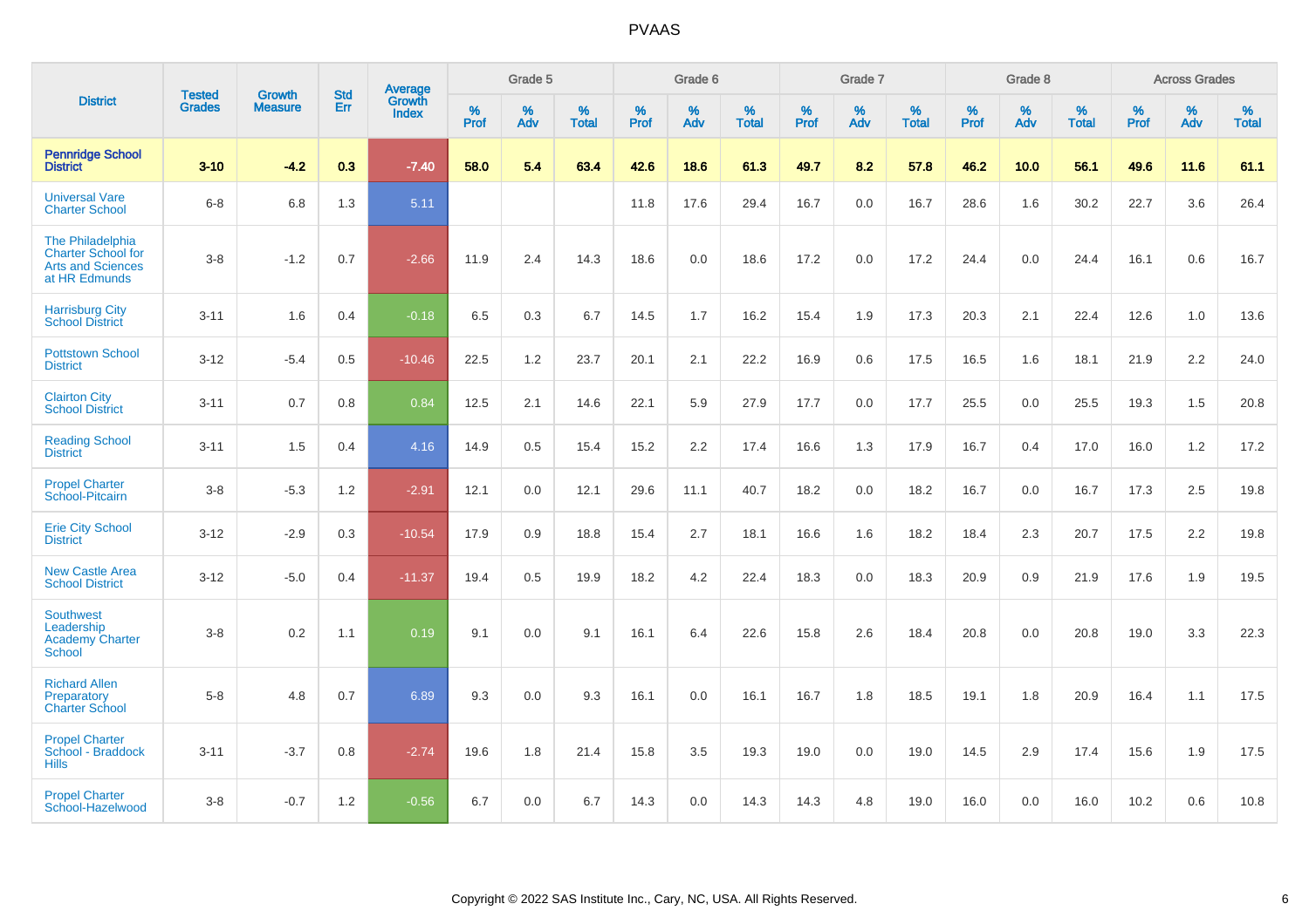# PVAAS

| District | Tested Grades | Growth Measure | Std Err | Average Growth Index | Grade 5 | | | Grade 6 | | | Grade 7 | | | Grade 8 | | | Across Grades | | |
|---|---|---|---|---|---|---|---|---|---|---|---|---|---|---|---|---|---|---|---|
| | | | | | % Prof | % Adv | % Total | % Prof | % Adv | % Total | % Prof | % Adv | % Total | % Prof | % Adv | % Total | % Prof | % Adv | % Total |
| **Pennridge School District** | **3-10** | **-4.2** | **0.3** | **-7.40** | **58.0** | **5.4** | **63.4** | **42.6** | **18.6** | **61.3** | **49.7** | **8.2** | **57.8** | **46.2** | **10.0** | **56.1** | **49.6** | **11.6** | **61.1** |
| Universal Vare Charter School | 6-8 | 6.8 | 1.3 | 5.11 | | | | 11.8 | 17.6 | 29.4 | 16.7 | 0.0 | 16.7 | 28.6 | 1.6 | 30.2 | 22.7 | 3.6 | 26.4 |
| The Philadelphia Charter School for Arts and Sciences at HR Edmunds | 3-8 | -1.2 | 0.7 | -2.66 | 11.9 | 2.4 | 14.3 | 18.6 | 0.0 | 18.6 | 17.2 | 0.0 | 17.2 | 24.4 | 0.0 | 24.4 | 16.1 | 0.6 | 16.7 |
| Harrisburg City School District | 3-11 | 1.6 | 0.4 | -0.18 | 6.5 | 0.3 | 6.7 | 14.5 | 1.7 | 16.2 | 15.4 | 1.9 | 17.3 | 20.3 | 2.1 | 22.4 | 12.6 | 1.0 | 13.6 |
| Pottstown School District | 3-12 | -5.4 | 0.5 | -10.46 | 22.5 | 1.2 | 23.7 | 20.1 | 2.1 | 22.2 | 16.9 | 0.6 | 17.5 | 16.5 | 1.6 | 18.1 | 21.9 | 2.2 | 24.0 |
| Clairton City School District | 3-11 | 0.7 | 0.8 | 0.84 | 12.5 | 2.1 | 14.6 | 22.1 | 5.9 | 27.9 | 17.7 | 0.0 | 17.7 | 25.5 | 0.0 | 25.5 | 19.3 | 1.5 | 20.8 |
| Reading School District | 3-11 | 1.5 | 0.4 | 4.16 | 14.9 | 0.5 | 15.4 | 15.2 | 2.2 | 17.4 | 16.6 | 1.3 | 17.9 | 16.7 | 0.4 | 17.0 | 16.0 | 1.2 | 17.2 |
| Propel Charter School-Pitcairn | 3-8 | -5.3 | 1.2 | -2.91 | 12.1 | 0.0 | 12.1 | 29.6 | 11.1 | 40.7 | 18.2 | 0.0 | 18.2 | 16.7 | 0.0 | 16.7 | 17.3 | 2.5 | 19.8 |
| Erie City School District | 3-12 | -2.9 | 0.3 | -10.54 | 17.9 | 0.9 | 18.8 | 15.4 | 2.7 | 18.1 | 16.6 | 1.6 | 18.2 | 18.4 | 2.3 | 20.7 | 17.5 | 2.2 | 19.8 |
| New Castle Area School District | 3-12 | -5.0 | 0.4 | -11.37 | 19.4 | 0.5 | 19.9 | 18.2 | 4.2 | 22.4 | 18.3 | 0.0 | 18.3 | 20.9 | 0.9 | 21.9 | 17.6 | 1.9 | 19.5 |
| Southwest Leadership Academy Charter School | 3-8 | 0.2 | 1.1 | 0.19 | 9.1 | 0.0 | 9.1 | 16.1 | 6.4 | 22.6 | 15.8 | 2.6 | 18.4 | 20.8 | 0.0 | 20.8 | 19.0 | 3.3 | 22.3 |
| Richard Allen Preparatory Charter School | 5-8 | 4.8 | 0.7 | 6.89 | 9.3 | 0.0 | 9.3 | 16.1 | 0.0 | 16.1 | 16.7 | 1.8 | 18.5 | 19.1 | 1.8 | 20.9 | 16.4 | 1.1 | 17.5 |
| Propel Charter School - Braddock Hills | 3-11 | -3.7 | 0.8 | -2.74 | 19.6 | 1.8 | 21.4 | 15.8 | 3.5 | 19.3 | 19.0 | 0.0 | 19.0 | 14.5 | 2.9 | 17.4 | 15.6 | 1.9 | 17.5 |
| Propel Charter School-Hazelwood | 3-8 | -0.7 | 1.2 | -0.56 | 6.7 | 0.0 | 6.7 | 14.3 | 0.0 | 14.3 | 14.3 | 4.8 | 19.0 | 16.0 | 0.0 | 16.0 | 10.2 | 0.6 | 10.8 |

Copyright © 2022 SAS Institute Inc., Cary, NC, USA. All Rights Reserved.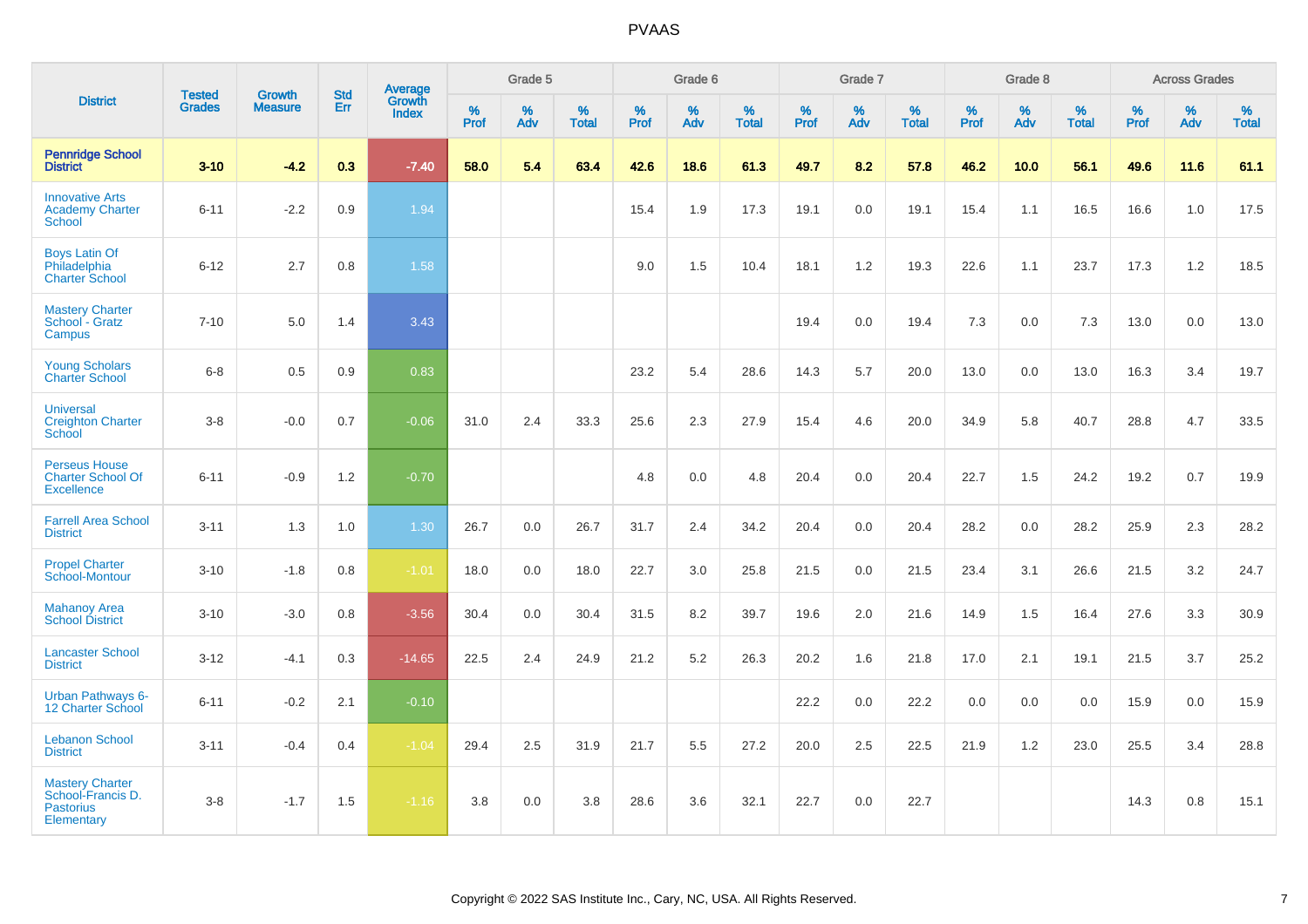| District | Tested Grades | Growth Measure | Std Err | Average Growth Index | Grade 5 | | | Grade 6 | | | Grade 7 | | | Grade 8 | | | Across Grades | | |
|---|---|---|---|---|---|---|---|---|---|---|---|---|---|---|---|---|---|---|---|
| | | | | | % Prof | % Adv | % Total | % Prof | % Adv | % Total | % Prof | % Adv | % Total | % Prof | % Adv | % Total | % Prof | % Adv | % Total |
| **Pennridge School District** | **3-10** | **-4.2** | **0.3** | **-7.40** | **58.0** | **5.4** | **63.4** | **42.6** | **18.6** | **61.3** | **49.7** | **8.2** | **57.8** | **46.2** | **10.0** | **56.1** | **49.6** | **11.6** | **61.1** |
| Innovative Arts Academy Charter School | 6-11 | -2.2 | 0.9 | 1.94 | | | | 15.4 | 1.9 | 17.3 | 19.1 | 0.0 | 19.1 | 15.4 | 1.1 | 16.5 | 16.6 | 1.0 | 17.5 |
| Boys Latin Of Philadelphia Charter School | 6-12 | 2.7 | 0.8 | 1.58 | | | | 9.0 | 1.5 | 10.4 | 18.1 | 1.2 | 19.3 | 22.6 | 1.1 | 23.7 | 17.3 | 1.2 | 18.5 |
| Mastery Charter School - Gratz Campus | 7-10 | 5.0 | 1.4 | 3.43 | | | | | | | 19.4 | 0.0 | 19.4 | 7.3 | 0.0 | 7.3 | 13.0 | 0.0 | 13.0 |
| Young Scholars Charter School | 6-8 | 0.5 | 0.9 | 0.83 | | | | 23.2 | 5.4 | 28.6 | 14.3 | 5.7 | 20.0 | 13.0 | 0.0 | 13.0 | 16.3 | 3.4 | 19.7 |
| Universal Creighton Charter School | 3-8 | -0.0 | 0.7 | -0.06 | 31.0 | 2.4 | 33.3 | 25.6 | 2.3 | 27.9 | 15.4 | 4.6 | 20.0 | 34.9 | 5.8 | 40.7 | 28.8 | 4.7 | 33.5 |
| Perseus House Charter School Of Excellence | 6-11 | -0.9 | 1.2 | -0.70 | | | | 4.8 | 0.0 | 4.8 | 20.4 | 0.0 | 20.4 | 22.7 | 1.5 | 24.2 | 19.2 | 0.7 | 19.9 |
| Farrell Area School District | 3-11 | 1.3 | 1.0 | 1.30 | 26.7 | 0.0 | 26.7 | 31.7 | 2.4 | 34.2 | 20.4 | 0.0 | 20.4 | 28.2 | 0.0 | 28.2 | 25.9 | 2.3 | 28.2 |
| Propel Charter School-Montour | 3-10 | -1.8 | 0.8 | -1.01 | 18.0 | 0.0 | 18.0 | 22.7 | 3.0 | 25.8 | 21.5 | 0.0 | 21.5 | 23.4 | 3.1 | 26.6 | 21.5 | 3.2 | 24.7 |
| Mahanoy Area School District | 3-10 | -3.0 | 0.8 | -3.56 | 30.4 | 0.0 | 30.4 | 31.5 | 8.2 | 39.7 | 19.6 | 2.0 | 21.6 | 14.9 | 1.5 | 16.4 | 27.6 | 3.3 | 30.9 |
| Lancaster School District | 3-12 | -4.1 | 0.3 | -14.65 | 22.5 | 2.4 | 24.9 | 21.2 | 5.2 | 26.3 | 20.2 | 1.6 | 21.8 | 17.0 | 2.1 | 19.1 | 21.5 | 3.7 | 25.2 |
| Urban Pathways 6-12 Charter School | 6-11 | -0.2 | 2.1 | -0.10 | | | | | | | 22.2 | 0.0 | 22.2 | 0.0 | 0.0 | 0.0 | 15.9 | 0.0 | 15.9 |
| Lebanon School District | 3-11 | -0.4 | 0.4 | -1.04 | 29.4 | 2.5 | 31.9 | 21.7 | 5.5 | 27.2 | 20.0 | 2.5 | 22.5 | 21.9 | 1.2 | 23.0 | 25.5 | 3.4 | 28.8 |
| Mastery Charter School-Francis D. Pastorius Elementary | 3-8 | -1.7 | 1.5 | -1.16 | 3.8 | 0.0 | 3.8 | 28.6 | 3.6 | 32.1 | 22.7 | 0.0 | 22.7 | | | | 14.3 | 0.8 | 15.1 |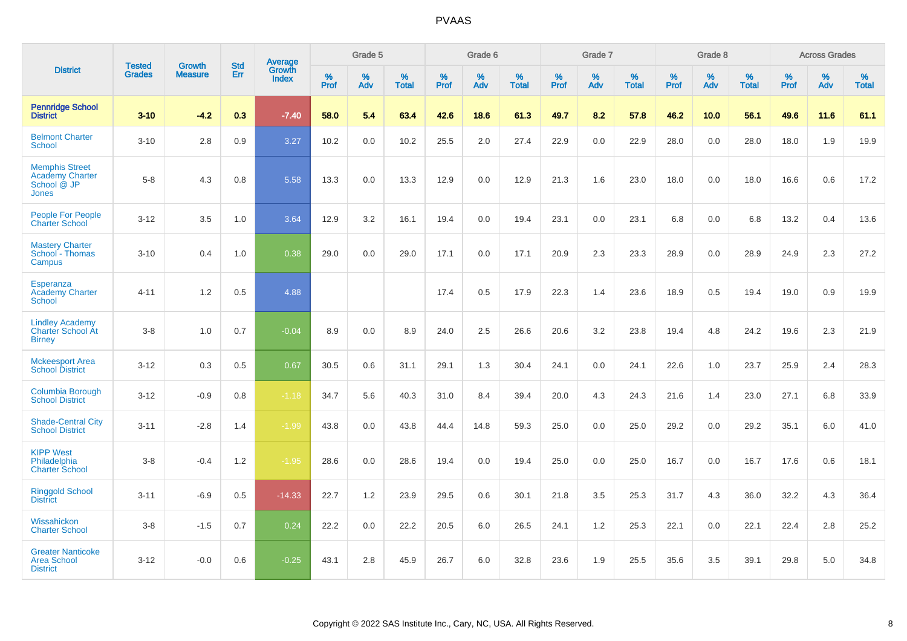# PVAAS

| District | Tested Grades | Growth Measure | Std Err | Average Growth Index | Grade 5 | | | Grade 6 | | | Grade 7 | | | Grade 8 | | | Across Grades | | |
|---|---|---|---|---|---|---|---|---|---|---|---|---|---|---|---|---|---|---|---|
| | | | | | % Prof | % Adv | % Total | % Prof | % Adv | % Total | % Prof | % Adv | % Total | % Prof | % Adv | % Total | % Prof | % Adv | % Total |
| **Pennridge School District** | **3-10** | **-4.2** | **0.3** | **-7.40** | **58.0** | **5.4** | **63.4** | **42.6** | **18.6** | **61.3** | **49.7** | **8.2** | **57.8** | **46.2** | **10.0** | **56.1** | **49.6** | **11.6** | **61.1** |
| Belmont Charter School | 3-10 | 2.8 | 0.9 | 3.27 | 10.2 | 0.0 | 10.2 | 25.5 | 2.0 | 27.4 | 22.9 | 0.0 | 22.9 | 28.0 | 0.0 | 28.0 | 18.0 | 1.9 | 19.9 |
| Memphis Street Academy Charter School @ JP Jones | 5-8 | 4.3 | 0.8 | 5.58 | 13.3 | 0.0 | 13.3 | 12.9 | 0.0 | 12.9 | 21.3 | 1.6 | 23.0 | 18.0 | 0.0 | 18.0 | 16.6 | 0.6 | 17.2 |
| People For People Charter School | 3-12 | 3.5 | 1.0 | 3.64 | 12.9 | 3.2 | 16.1 | 19.4 | 0.0 | 19.4 | 23.1 | 0.0 | 23.1 | 6.8 | 0.0 | 6.8 | 13.2 | 0.4 | 13.6 |
| Mastery Charter School - Thomas Campus | 3-10 | 0.4 | 1.0 | 0.38 | 29.0 | 0.0 | 29.0 | 17.1 | 0.0 | 17.1 | 20.9 | 2.3 | 23.3 | 28.9 | 0.0 | 28.9 | 24.9 | 2.3 | 27.2 |
| Esperanza Academy Charter School | 4-11 | 1.2 | 0.5 | 4.88 | | | | 17.4 | 0.5 | 17.9 | 22.3 | 1.4 | 23.6 | 18.9 | 0.5 | 19.4 | 19.0 | 0.9 | 19.9 |
| Lindley Academy Charter School At Birney | 3-8 | 1.0 | 0.7 | -0.04 | 8.9 | 0.0 | 8.9 | 24.0 | 2.5 | 26.6 | 20.6 | 3.2 | 23.8 | 19.4 | 4.8 | 24.2 | 19.6 | 2.3 | 21.9 |
| Mckeesport Area School District | 3-12 | 0.3 | 0.5 | 0.67 | 30.5 | 0.6 | 31.1 | 29.1 | 1.3 | 30.4 | 24.1 | 0.0 | 24.1 | 22.6 | 1.0 | 23.7 | 25.9 | 2.4 | 28.3 |
| Columbia Borough School District | 3-12 | -0.9 | 0.8 | -1.18 | 34.7 | 5.6 | 40.3 | 31.0 | 8.4 | 39.4 | 20.0 | 4.3 | 24.3 | 21.6 | 1.4 | 23.0 | 27.1 | 6.8 | 33.9 |
| Shade-Central City School District | 3-11 | -2.8 | 1.4 | -1.99 | 43.8 | 0.0 | 43.8 | 44.4 | 14.8 | 59.3 | 25.0 | 0.0 | 25.0 | 29.2 | 0.0 | 29.2 | 35.1 | 6.0 | 41.0 |
| KIPP West Philadelphia Charter School | 3-8 | -0.4 | 1.2 | -1.95 | 28.6 | 0.0 | 28.6 | 19.4 | 0.0 | 19.4 | 25.0 | 0.0 | 25.0 | 16.7 | 0.0 | 16.7 | 17.6 | 0.6 | 18.1 |
| Ringgold School District | 3-11 | -6.9 | 0.5 | -14.33 | 22.7 | 1.2 | 23.9 | 29.5 | 0.6 | 30.1 | 21.8 | 3.5 | 25.3 | 31.7 | 4.3 | 36.0 | 32.2 | 4.3 | 36.4 |
| Wissahickon Charter School | 3-8 | -1.5 | 0.7 | 0.24 | 22.2 | 0.0 | 22.2 | 20.5 | 6.0 | 26.5 | 24.1 | 1.2 | 25.3 | 22.1 | 0.0 | 22.1 | 22.4 | 2.8 | 25.2 |
| Greater Nanticoke Area School District | 3-12 | -0.0 | 0.6 | -0.25 | 43.1 | 2.8 | 45.9 | 26.7 | 6.0 | 32.8 | 23.6 | 1.9 | 25.5 | 35.6 | 3.5 | 39.1 | 29.8 | 5.0 | 34.8 |

Copyright © 2022 SAS Institute Inc., Cary, NC, USA. All Rights Reserved.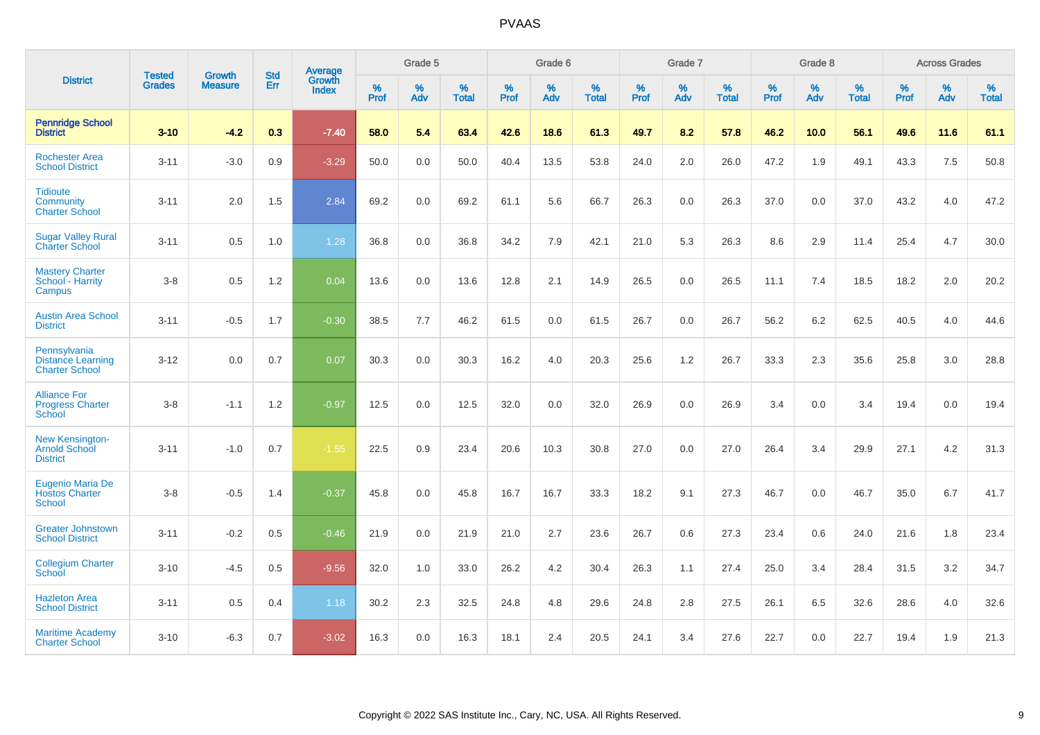# PVAAS

| District | Tested Grades | Growth Measure | Std Err | Average Growth Index | Grade 5 | | | Grade 6 | | | Grade 7 | | | Grade 8 | | | Across Grades | | |
|---|---|---|---|---|---|---|---|---|---|---|---|---|---|---|---|---|---|---|---|
| | | | | | % Prof | % Adv | % Total | % Prof | % Adv | % Total | % Prof | % Adv | % Total | % Prof | % Adv | % Total | % Prof | % Adv | % Total |
| **Pennridge School District** | **3-10** | **-4.2** | **0.3** | **-7.40** | **58.0** | **5.4** | **63.4** | **42.6** | **18.6** | **61.3** | **49.7** | **8.2** | **57.8** | **46.2** | **10.0** | **56.1** | **49.6** | **11.6** | **61.1** |
| Rochester Area School District | 3-11 | -3.0 | 0.9 | -3.29 | 50.0 | 0.0 | 50.0 | 40.4 | 13.5 | 53.8 | 24.0 | 2.0 | 26.0 | 47.2 | 1.9 | 49.1 | 43.3 | 7.5 | 50.8 |
| Tidioute Community Charter School | 3-11 | 2.0 | 1.5 | 2.84 | 69.2 | 0.0 | 69.2 | 61.1 | 5.6 | 66.7 | 26.3 | 0.0 | 26.3 | 37.0 | 0.0 | 37.0 | 43.2 | 4.0 | 47.2 |
| Sugar Valley Rural Charter School | 3-11 | 0.5 | 1.0 | 1.28 | 36.8 | 0.0 | 36.8 | 34.2 | 7.9 | 42.1 | 21.0 | 5.3 | 26.3 | 8.6 | 2.9 | 11.4 | 25.4 | 4.7 | 30.0 |
| Mastery Charter School - Harrity Campus | 3-8 | 0.5 | 1.2 | 0.04 | 13.6 | 0.0 | 13.6 | 12.8 | 2.1 | 14.9 | 26.5 | 0.0 | 26.5 | 11.1 | 7.4 | 18.5 | 18.2 | 2.0 | 20.2 |
| Austin Area School District | 3-11 | -0.5 | 1.7 | -0.30 | 38.5 | 7.7 | 46.2 | 61.5 | 0.0 | 61.5 | 26.7 | 0.0 | 26.7 | 56.2 | 6.2 | 62.5 | 40.5 | 4.0 | 44.6 |
| Pennsylvania Distance Learning Charter School | 3-12 | 0.0 | 0.7 | 0.07 | 30.3 | 0.0 | 30.3 | 16.2 | 4.0 | 20.3 | 25.6 | 1.2 | 26.7 | 33.3 | 2.3 | 35.6 | 25.8 | 3.0 | 28.8 |
| Alliance For Progress Charter School | 3-8 | -1.1 | 1.2 | -0.97 | 12.5 | 0.0 | 12.5 | 32.0 | 0.0 | 32.0 | 26.9 | 0.0 | 26.9 | 3.4 | 0.0 | 3.4 | 19.4 | 0.0 | 19.4 |
| New Kensington-Arnold School District | 3-11 | -1.0 | 0.7 | -1.55 | 22.5 | 0.9 | 23.4 | 20.6 | 10.3 | 30.8 | 27.0 | 0.0 | 27.0 | 26.4 | 3.4 | 29.9 | 27.1 | 4.2 | 31.3 |
| Eugenio Maria De Hostos Charter School | 3-8 | -0.5 | 1.4 | -0.37 | 45.8 | 0.0 | 45.8 | 16.7 | 16.7 | 33.3 | 18.2 | 9.1 | 27.3 | 46.7 | 0.0 | 46.7 | 35.0 | 6.7 | 41.7 |
| Greater Johnstown School District | 3-11 | -0.2 | 0.5 | -0.46 | 21.9 | 0.0 | 21.9 | 21.0 | 2.7 | 23.6 | 26.7 | 0.6 | 27.3 | 23.4 | 0.6 | 24.0 | 21.6 | 1.8 | 23.4 |
| Collegium Charter School | 3-10 | -4.5 | 0.5 | -9.56 | 32.0 | 1.0 | 33.0 | 26.2 | 4.2 | 30.4 | 26.3 | 1.1 | 27.4 | 25.0 | 3.4 | 28.4 | 31.5 | 3.2 | 34.7 |
| Hazleton Area School District | 3-11 | 0.5 | 0.4 | 1.18 | 30.2 | 2.3 | 32.5 | 24.8 | 4.8 | 29.6 | 24.8 | 2.8 | 27.5 | 26.1 | 6.5 | 32.6 | 28.6 | 4.0 | 32.6 |
| Maritime Academy Charter School | 3-10 | -6.3 | 0.7 | -3.02 | 16.3 | 0.0 | 16.3 | 18.1 | 2.4 | 20.5 | 24.1 | 3.4 | 27.6 | 22.7 | 0.0 | 22.7 | 19.4 | 1.9 | 21.3 |

Copyright © 2022 SAS Institute Inc., Cary, NC, USA. All Rights Reserved.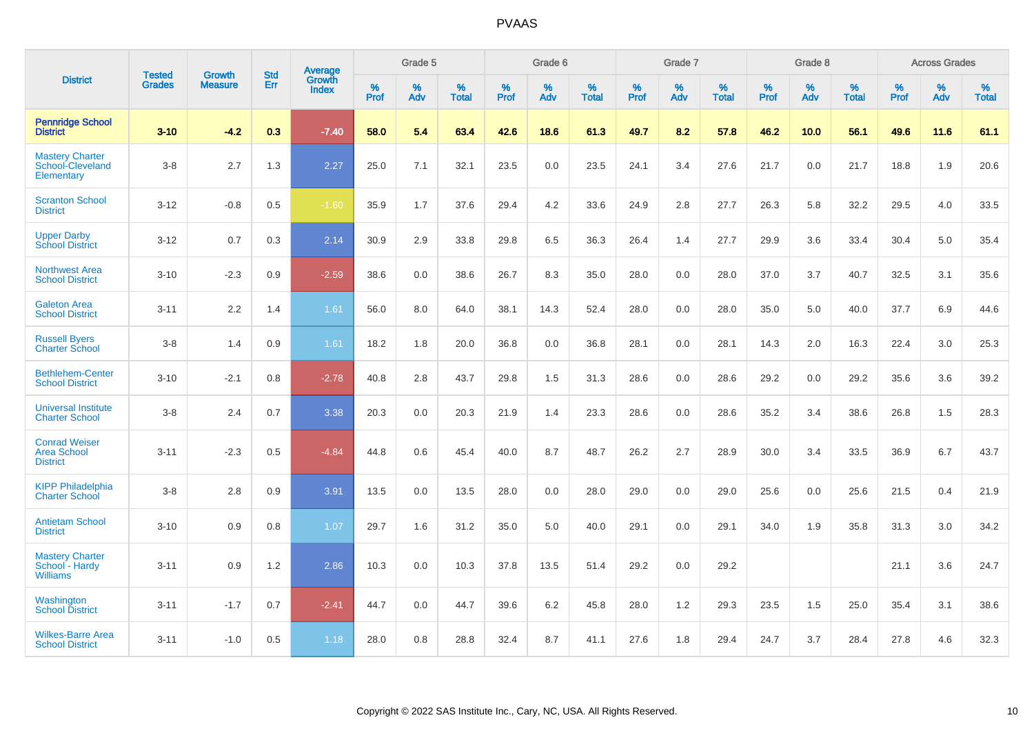# PVAAS

| District | Tested Grades | Growth Measure | Std Err | Average Growth Index | Grade 5 | | | Grade 6 | | | Grade 7 | | | Grade 8 | | | Across Grades | | |
|---|---|---|---|---|---|---|---|---|---|---|---|---|---|---|---|---|---|---|---|
| | | | | | % Prof | % Adv | % Total | % Prof | % Adv | % Total | % Prof | % Adv | % Total | % Prof | % Adv | % Total | % Prof | % Adv | % Total |
| **Pennridge School District** | **3-10** | **-4.2** | **0.3** | **-7.40** | **58.0** | **5.4** | **63.4** | **42.6** | **18.6** | **61.3** | **49.7** | **8.2** | **57.8** | **46.2** | **10.0** | **56.1** | **49.6** | **11.6** | **61.1** |
| Mastery Charter School-Cleveland Elementary | 3-8 | 2.7 | 1.3 | 2.27 | 25.0 | 7.1 | 32.1 | 23.5 | 0.0 | 23.5 | 24.1 | 3.4 | 27.6 | 21.7 | 0.0 | 21.7 | 18.8 | 1.9 | 20.6 |
| Scranton School District | 3-12 | -0.8 | 0.5 | -1.60 | 35.9 | 1.7 | 37.6 | 29.4 | 4.2 | 33.6 | 24.9 | 2.8 | 27.7 | 26.3 | 5.8 | 32.2 | 29.5 | 4.0 | 33.5 |
| Upper Darby School District | 3-12 | 0.7 | 0.3 | 2.14 | 30.9 | 2.9 | 33.8 | 29.8 | 6.5 | 36.3 | 26.4 | 1.4 | 27.7 | 29.9 | 3.6 | 33.4 | 30.4 | 5.0 | 35.4 |
| Northwest Area School District | 3-10 | -2.3 | 0.9 | -2.59 | 38.6 | 0.0 | 38.6 | 26.7 | 8.3 | 35.0 | 28.0 | 0.0 | 28.0 | 37.0 | 3.7 | 40.7 | 32.5 | 3.1 | 35.6 |
| Galeton Area School District | 3-11 | 2.2 | 1.4 | 1.61 | 56.0 | 8.0 | 64.0 | 38.1 | 14.3 | 52.4 | 28.0 | 0.0 | 28.0 | 35.0 | 5.0 | 40.0 | 37.7 | 6.9 | 44.6 |
| Russell Byers Charter School | 3-8 | 1.4 | 0.9 | 1.61 | 18.2 | 1.8 | 20.0 | 36.8 | 0.0 | 36.8 | 28.1 | 0.0 | 28.1 | 14.3 | 2.0 | 16.3 | 22.4 | 3.0 | 25.3 |
| Bethlehem-Center School District | 3-10 | -2.1 | 0.8 | -2.78 | 40.8 | 2.8 | 43.7 | 29.8 | 1.5 | 31.3 | 28.6 | 0.0 | 28.6 | 29.2 | 0.0 | 29.2 | 35.6 | 3.6 | 39.2 |
| Universal Institute Charter School | 3-8 | 2.4 | 0.7 | 3.38 | 20.3 | 0.0 | 20.3 | 21.9 | 1.4 | 23.3 | 28.6 | 0.0 | 28.6 | 35.2 | 3.4 | 38.6 | 26.8 | 1.5 | 28.3 |
| Conrad Weiser Area School District | 3-11 | -2.3 | 0.5 | -4.84 | 44.8 | 0.6 | 45.4 | 40.0 | 8.7 | 48.7 | 26.2 | 2.7 | 28.9 | 30.0 | 3.4 | 33.5 | 36.9 | 6.7 | 43.7 |
| KIPP Philadelphia Charter School | 3-8 | 2.8 | 0.9 | 3.91 | 13.5 | 0.0 | 13.5 | 28.0 | 0.0 | 28.0 | 29.0 | 0.0 | 29.0 | 25.6 | 0.0 | 25.6 | 21.5 | 0.4 | 21.9 |
| Antietam School District | 3-10 | 0.9 | 0.8 | 1.07 | 29.7 | 1.6 | 31.2 | 35.0 | 5.0 | 40.0 | 29.1 | 0.0 | 29.1 | 34.0 | 1.9 | 35.8 | 31.3 | 3.0 | 34.2 |
| Mastery Charter School - Hardy Williams | 3-11 | 0.9 | 1.2 | 2.86 | 10.3 | 0.0 | 10.3 | 37.8 | 13.5 | 51.4 | 29.2 | 0.0 | 29.2 | | | | 21.1 | 3.6 | 24.7 |
| Washington School District | 3-11 | -1.7 | 0.7 | -2.41 | 44.7 | 0.0 | 44.7 | 39.6 | 6.2 | 45.8 | 28.0 | 1.2 | 29.3 | 23.5 | 1.5 | 25.0 | 35.4 | 3.1 | 38.6 |
| Wilkes-Barre Area School District | 3-11 | -1.0 | 0.5 | 1.18 | 28.0 | 0.8 | 28.8 | 32.4 | 8.7 | 41.1 | 27.6 | 1.8 | 29.4 | 24.7 | 3.7 | 28.4 | 27.8 | 4.6 | 32.3 |

Copyright © 2022 SAS Institute Inc., Cary, NC, USA. All Rights Reserved.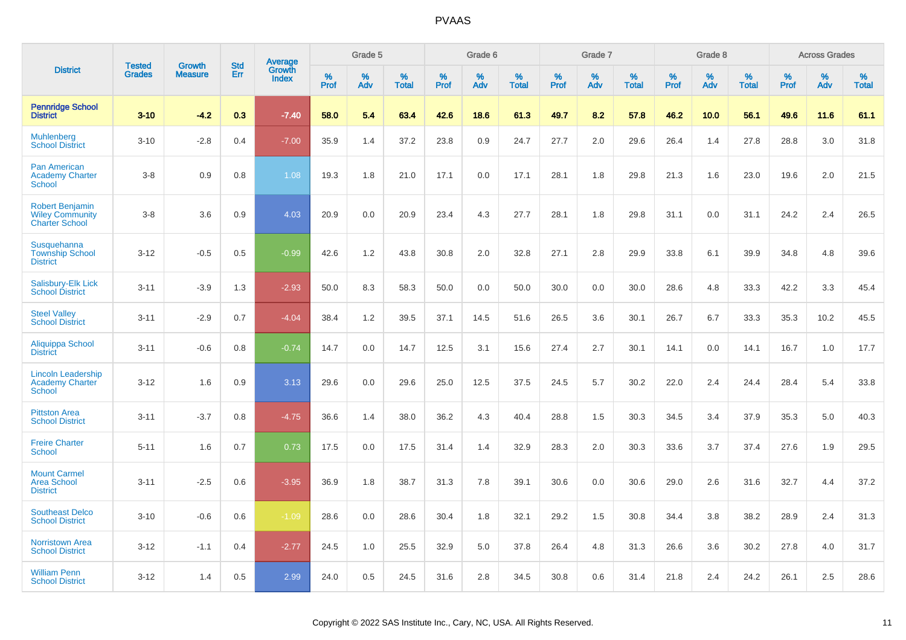| District | Tested Grades | Growth Measure | Std Err | Average Growth Index | Grade 5 | | | Grade 6 | | | Grade 7 | | | Grade 8 | | | Across Grades | | |
|---|---|---|---|---|---|---|---|---|---|---|---|---|---|---|---|---|---|---|---|
| | | | | | % Prof | % Adv | % Total | % Prof | % Adv | % Total | % Prof | % Adv | % Total | % Prof | % Adv | % Total | % Prof | % Adv | % Total |
| **Pennridge School District** | **3-10** | **-4.2** | **0.3** | **-7.40** | **58.0** | **5.4** | **63.4** | **42.6** | **18.6** | **61.3** | **49.7** | **8.2** | **57.8** | **46.2** | **10.0** | **56.1** | **49.6** | **11.6** | **61.1** |
| Muhlenberg School District | 3-10 | -2.8 | 0.4 | -7.00 | 35.9 | 1.4 | 37.2 | 23.8 | 0.9 | 24.7 | 27.7 | 2.0 | 29.6 | 26.4 | 1.4 | 27.8 | 28.8 | 3.0 | 31.8 |
| Pan American Academy Charter School | 3-8 | 0.9 | 0.8 | 1.08 | 19.3 | 1.8 | 21.0 | 17.1 | 0.0 | 17.1 | 28.1 | 1.8 | 29.8 | 21.3 | 1.6 | 23.0 | 19.6 | 2.0 | 21.5 |
| Robert Benjamin Wiley Community Charter School | 3-8 | 3.6 | 0.9 | 4.03 | 20.9 | 0.0 | 20.9 | 23.4 | 4.3 | 27.7 | 28.1 | 1.8 | 29.8 | 31.1 | 0.0 | 31.1 | 24.2 | 2.4 | 26.5 |
| Susquehanna Township School District | 3-12 | -0.5 | 0.5 | -0.99 | 42.6 | 1.2 | 43.8 | 30.8 | 2.0 | 32.8 | 27.1 | 2.8 | 29.9 | 33.8 | 6.1 | 39.9 | 34.8 | 4.8 | 39.6 |
| Salisbury-Elk Lick School District | 3-11 | -3.9 | 1.3 | -2.93 | 50.0 | 8.3 | 58.3 | 50.0 | 0.0 | 50.0 | 30.0 | 0.0 | 30.0 | 28.6 | 4.8 | 33.3 | 42.2 | 3.3 | 45.4 |
| Steel Valley School District | 3-11 | -2.9 | 0.7 | -4.04 | 38.4 | 1.2 | 39.5 | 37.1 | 14.5 | 51.6 | 26.5 | 3.6 | 30.1 | 26.7 | 6.7 | 33.3 | 35.3 | 10.2 | 45.5 |
| Aliquippa School District | 3-11 | -0.6 | 0.8 | -0.74 | 14.7 | 0.0 | 14.7 | 12.5 | 3.1 | 15.6 | 27.4 | 2.7 | 30.1 | 14.1 | 0.0 | 14.1 | 16.7 | 1.0 | 17.7 |
| Lincoln Leadership Academy Charter School | 3-12 | 1.6 | 0.9 | 3.13 | 29.6 | 0.0 | 29.6 | 25.0 | 12.5 | 37.5 | 24.5 | 5.7 | 30.2 | 22.0 | 2.4 | 24.4 | 28.4 | 5.4 | 33.8 |
| Pittston Area School District | 3-11 | -3.7 | 0.8 | -4.75 | 36.6 | 1.4 | 38.0 | 36.2 | 4.3 | 40.4 | 28.8 | 1.5 | 30.3 | 34.5 | 3.4 | 37.9 | 35.3 | 5.0 | 40.3 |
| Freire Charter School | 5-11 | 1.6 | 0.7 | 0.73 | 17.5 | 0.0 | 17.5 | 31.4 | 1.4 | 32.9 | 28.3 | 2.0 | 30.3 | 33.6 | 3.7 | 37.4 | 27.6 | 1.9 | 29.5 |
| Mount Carmel Area School District | 3-11 | -2.5 | 0.6 | -3.95 | 36.9 | 1.8 | 38.7 | 31.3 | 7.8 | 39.1 | 30.6 | 0.0 | 30.6 | 29.0 | 2.6 | 31.6 | 32.7 | 4.4 | 37.2 |
| Southeast Delco School District | 3-10 | -0.6 | 0.6 | -1.09 | 28.6 | 0.0 | 28.6 | 30.4 | 1.8 | 32.1 | 29.2 | 1.5 | 30.8 | 34.4 | 3.8 | 38.2 | 28.9 | 2.4 | 31.3 |
| Norristown Area School District | 3-12 | -1.1 | 0.4 | -2.77 | 24.5 | 1.0 | 25.5 | 32.9 | 5.0 | 37.8 | 26.4 | 4.8 | 31.3 | 26.6 | 3.6 | 30.2 | 27.8 | 4.0 | 31.7 |
| William Penn School District | 3-12 | 1.4 | 0.5 | 2.99 | 24.0 | 0.5 | 24.5 | 31.6 | 2.8 | 34.5 | 30.8 | 0.6 | 31.4 | 21.8 | 2.4 | 24.2 | 26.1 | 2.5 | 28.6 |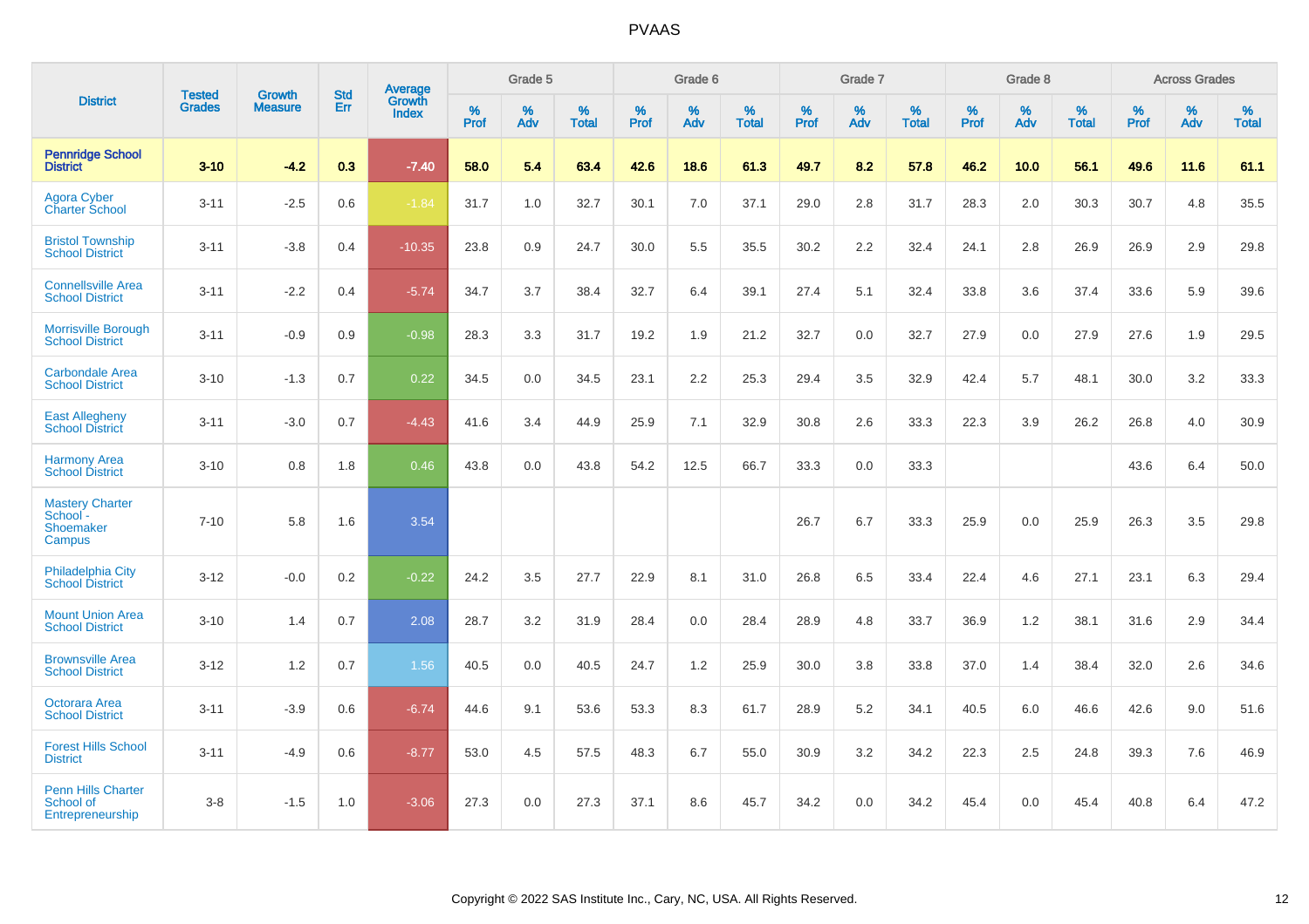# PVAAS

| District | Tested Grades | Growth Measure | Std Err | Average Growth Index | Grade 5 | | | Grade 6 | | | Grade 7 | | | Grade 8 | | | Across Grades | | |
|---|---|---|---|---|---|---|---|---|---|---|---|---|---|---|---|---|---|---|---|
| | | | | | % Prof | % Adv | % Total | % Prof | % Adv | % Total | % Prof | % Adv | % Total | % Prof | % Adv | % Total | % Prof | % Adv | % Total |
| **Pennridge School District** | **3-10** | **-4.2** | **0.3** | **-7.40** | **58.0** | **5.4** | **63.4** | **42.6** | **18.6** | **61.3** | **49.7** | **8.2** | **57.8** | **46.2** | **10.0** | **56.1** | **49.6** | **11.6** | **61.1** |
| Agora Cyber Charter School | 3-11 | -2.5 | 0.6 | -1.84 | 31.7 | 1.0 | 32.7 | 30.1 | 7.0 | 37.1 | 29.0 | 2.8 | 31.7 | 28.3 | 2.0 | 30.3 | 30.7 | 4.8 | 35.5 |
| Bristol Township School District | 3-11 | -3.8 | 0.4 | -10.35 | 23.8 | 0.9 | 24.7 | 30.0 | 5.5 | 35.5 | 30.2 | 2.2 | 32.4 | 24.1 | 2.8 | 26.9 | 26.9 | 2.9 | 29.8 |
| Connellsville Area School District | 3-11 | -2.2 | 0.4 | -5.74 | 34.7 | 3.7 | 38.4 | 32.7 | 6.4 | 39.1 | 27.4 | 5.1 | 32.4 | 33.8 | 3.6 | 37.4 | 33.6 | 5.9 | 39.6 |
| Morrisville Borough School District | 3-11 | -0.9 | 0.9 | -0.98 | 28.3 | 3.3 | 31.7 | 19.2 | 1.9 | 21.2 | 32.7 | 0.0 | 32.7 | 27.9 | 0.0 | 27.9 | 27.6 | 1.9 | 29.5 |
| Carbondale Area School District | 3-10 | -1.3 | 0.7 | 0.22 | 34.5 | 0.0 | 34.5 | 23.1 | 2.2 | 25.3 | 29.4 | 3.5 | 32.9 | 42.4 | 5.7 | 48.1 | 30.0 | 3.2 | 33.3 |
| East Allegheny School District | 3-11 | -3.0 | 0.7 | -4.43 | 41.6 | 3.4 | 44.9 | 25.9 | 7.1 | 32.9 | 30.8 | 2.6 | 33.3 | 22.3 | 3.9 | 26.2 | 26.8 | 4.0 | 30.9 |
| Harmony Area School District | 3-10 | 0.8 | 1.8 | 0.46 | 43.8 | 0.0 | 43.8 | 54.2 | 12.5 | 66.7 | 33.3 | 0.0 | 33.3 | | | | 43.6 | 6.4 | 50.0 |
| Mastery Charter School - Shoemaker Campus | 7-10 | 5.8 | 1.6 | 3.54 | | | | | | | 26.7 | 6.7 | 33.3 | 25.9 | 0.0 | 25.9 | 26.3 | 3.5 | 29.8 |
| Philadelphia City School District | 3-12 | -0.0 | 0.2 | -0.22 | 24.2 | 3.5 | 27.7 | 22.9 | 8.1 | 31.0 | 26.8 | 6.5 | 33.4 | 22.4 | 4.6 | 27.1 | 23.1 | 6.3 | 29.4 |
| Mount Union Area School District | 3-10 | 1.4 | 0.7 | 2.08 | 28.7 | 3.2 | 31.9 | 28.4 | 0.0 | 28.4 | 28.9 | 4.8 | 33.7 | 36.9 | 1.2 | 38.1 | 31.6 | 2.9 | 34.4 |
| Brownsville Area School District | 3-12 | 1.2 | 0.7 | 1.56 | 40.5 | 0.0 | 40.5 | 24.7 | 1.2 | 25.9 | 30.0 | 3.8 | 33.8 | 37.0 | 1.4 | 38.4 | 32.0 | 2.6 | 34.6 |
| Octorara Area School District | 3-11 | -3.9 | 0.6 | -6.74 | 44.6 | 9.1 | 53.6 | 53.3 | 8.3 | 61.7 | 28.9 | 5.2 | 34.1 | 40.5 | 6.0 | 46.6 | 42.6 | 9.0 | 51.6 |
| Forest Hills School District | 3-11 | -4.9 | 0.6 | -8.77 | 53.0 | 4.5 | 57.5 | 48.3 | 6.7 | 55.0 | 30.9 | 3.2 | 34.2 | 22.3 | 2.5 | 24.8 | 39.3 | 7.6 | 46.9 |
| Penn Hills Charter School of Entrepreneurship | 3-8 | -1.5 | 1.0 | -3.06 | 27.3 | 0.0 | 27.3 | 37.1 | 8.6 | 45.7 | 34.2 | 0.0 | 34.2 | 45.4 | 0.0 | 45.4 | 40.8 | 6.4 | 47.2 |

Copyright © 2022 SAS Institute Inc., Cary, NC, USA. All Rights Reserved.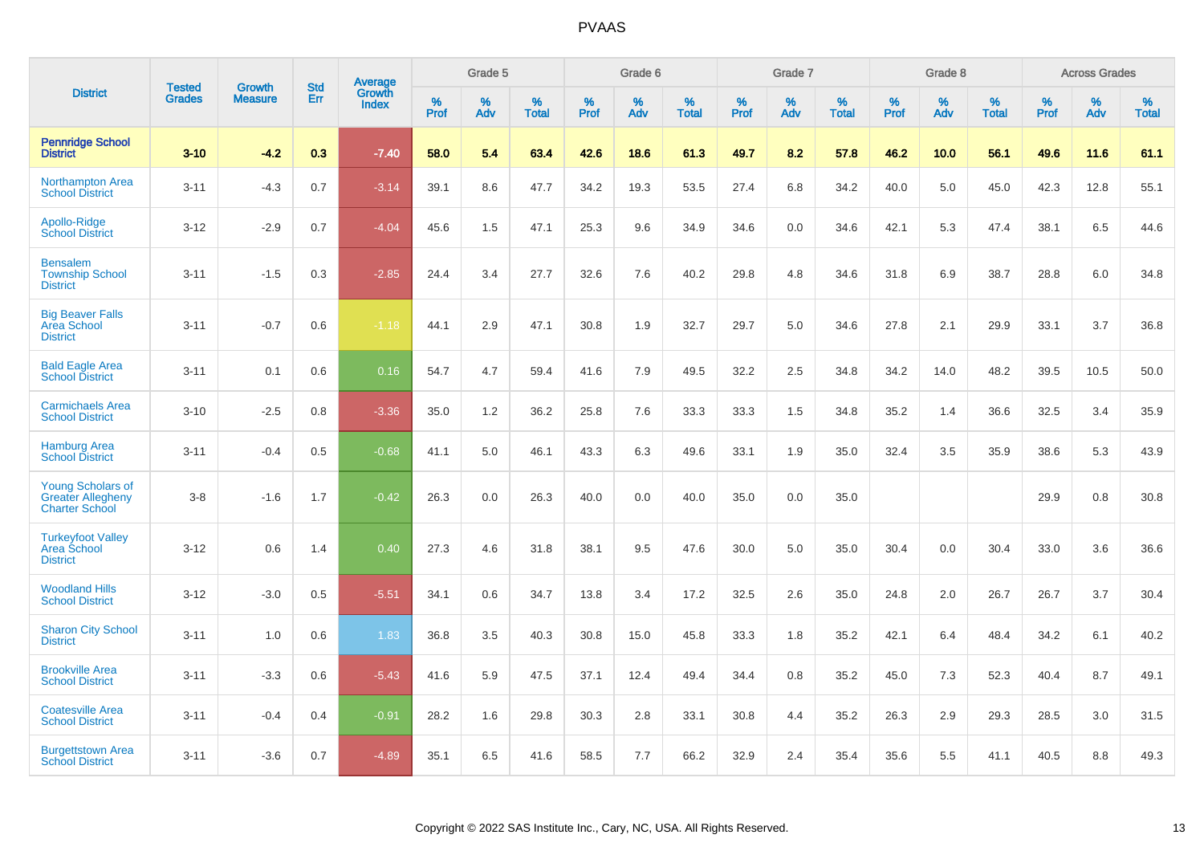# PVAAS

| District | Tested Grades | Growth Measure | Std Err | Average Growth Index | Grade 5 | | | Grade 6 | | | Grade 7 | | | Grade 8 | | | Across Grades | | |
|---|---|---|---|---|---|---|---|---|---|---|---|---|---|---|---|---|---|---|---|
| | | | | | % Prof | % Adv | % Total | % Prof | % Adv | % Total | % Prof | % Adv | % Total | % Prof | % Adv | % Total | % Prof | % Adv | % Total |
| **Pennridge School District** | **3-10** | **-4.2** | **0.3** | **-7.40** | **58.0** | **5.4** | **63.4** | **42.6** | **18.6** | **61.3** | **49.7** | **8.2** | **57.8** | **46.2** | **10.0** | **56.1** | **49.6** | **11.6** | **61.1** |
| Northampton Area School District | 3-11 | -4.3 | 0.7 | -3.14 | 39.1 | 8.6 | 47.7 | 34.2 | 19.3 | 53.5 | 27.4 | 6.8 | 34.2 | 40.0 | 5.0 | 45.0 | 42.3 | 12.8 | 55.1 |
| Apollo-Ridge School District | 3-12 | -2.9 | 0.7 | -4.04 | 45.6 | 1.5 | 47.1 | 25.3 | 9.6 | 34.9 | 34.6 | 0.0 | 34.6 | 42.1 | 5.3 | 47.4 | 38.1 | 6.5 | 44.6 |
| Bensalem Township School District | 3-11 | -1.5 | 0.3 | -2.85 | 24.4 | 3.4 | 27.7 | 32.6 | 7.6 | 40.2 | 29.8 | 4.8 | 34.6 | 31.8 | 6.9 | 38.7 | 28.8 | 6.0 | 34.8 |
| Big Beaver Falls Area School District | 3-11 | -0.7 | 0.6 | -1.18 | 44.1 | 2.9 | 47.1 | 30.8 | 1.9 | 32.7 | 29.7 | 5.0 | 34.6 | 27.8 | 2.1 | 29.9 | 33.1 | 3.7 | 36.8 |
| Bald Eagle Area School District | 3-11 | 0.1 | 0.6 | 0.16 | 54.7 | 4.7 | 59.4 | 41.6 | 7.9 | 49.5 | 32.2 | 2.5 | 34.8 | 34.2 | 14.0 | 48.2 | 39.5 | 10.5 | 50.0 |
| Carmichaels Area School District | 3-10 | -2.5 | 0.8 | -3.36 | 35.0 | 1.2 | 36.2 | 25.8 | 7.6 | 33.3 | 33.3 | 1.5 | 34.8 | 35.2 | 1.4 | 36.6 | 32.5 | 3.4 | 35.9 |
| Hamburg Area School District | 3-11 | -0.4 | 0.5 | -0.68 | 41.1 | 5.0 | 46.1 | 43.3 | 6.3 | 49.6 | 33.1 | 1.9 | 35.0 | 32.4 | 3.5 | 35.9 | 38.6 | 5.3 | 43.9 |
| Young Scholars of Greater Allegheny Charter School | 3-8 | -1.6 | 1.7 | -0.42 | 26.3 | 0.0 | 26.3 | 40.0 | 0.0 | 40.0 | 35.0 | 0.0 | 35.0 | | | | 29.9 | 0.8 | 30.8 |
| Turkeyfoot Valley Area School District | 3-12 | 0.6 | 1.4 | 0.40 | 27.3 | 4.6 | 31.8 | 38.1 | 9.5 | 47.6 | 30.0 | 5.0 | 35.0 | 30.4 | 0.0 | 30.4 | 33.0 | 3.6 | 36.6 |
| Woodland Hills School District | 3-12 | -3.0 | 0.5 | -5.51 | 34.1 | 0.6 | 34.7 | 13.8 | 3.4 | 17.2 | 32.5 | 2.6 | 35.0 | 24.8 | 2.0 | 26.7 | 26.7 | 3.7 | 30.4 |
| Sharon City School District | 3-11 | 1.0 | 0.6 | 1.83 | 36.8 | 3.5 | 40.3 | 30.8 | 15.0 | 45.8 | 33.3 | 1.8 | 35.2 | 42.1 | 6.4 | 48.4 | 34.2 | 6.1 | 40.2 |
| Brookville Area School District | 3-11 | -3.3 | 0.6 | -5.43 | 41.6 | 5.9 | 47.5 | 37.1 | 12.4 | 49.4 | 34.4 | 0.8 | 35.2 | 45.0 | 7.3 | 52.3 | 40.4 | 8.7 | 49.1 |
| Coatesville Area School District | 3-11 | -0.4 | 0.4 | -0.91 | 28.2 | 1.6 | 29.8 | 30.3 | 2.8 | 33.1 | 30.8 | 4.4 | 35.2 | 26.3 | 2.9 | 29.3 | 28.5 | 3.0 | 31.5 |
| Burgettstown Area School District | 3-11 | -3.6 | 0.7 | -4.89 | 35.1 | 6.5 | 41.6 | 58.5 | 7.7 | 66.2 | 32.9 | 2.4 | 35.4 | 35.6 | 5.5 | 41.1 | 40.5 | 8.8 | 49.3 |

Copyright © 2022 SAS Institute Inc., Cary, NC, USA. All Rights Reserved.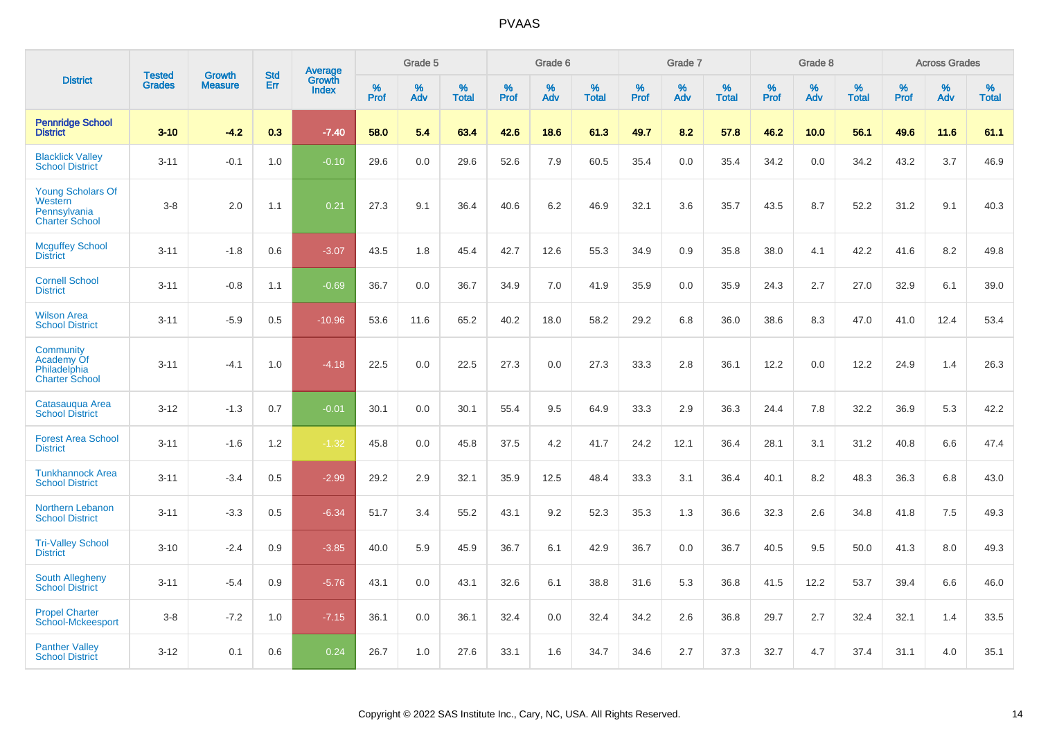| District | Tested Grades | Growth Measure | Std Err | Average Growth Index | Grade 5 | | | Grade 6 | | | Grade 7 | | | Grade 8 | | | Across Grades | | |
|---|---|---|---|---|---|---|---|---|---|---|---|---|---|---|---|---|---|---|---|
| | | | | | % Prof | % Adv | % Total | % Prof | % Adv | % Total | % Prof | % Adv | % Total | % Prof | % Adv | % Total | % Prof | % Adv | % Total |
| **Pennridge School District** | **3-10** | **-4.2** | **0.3** | **-7.40** | **58.0** | **5.4** | **63.4** | **42.6** | **18.6** | **61.3** | **49.7** | **8.2** | **57.8** | **46.2** | **10.0** | **56.1** | **49.6** | **11.6** | **61.1** |
| Blacklick Valley School District | 3-11 | -0.1 | 1.0 | -0.10 | 29.6 | 0.0 | 29.6 | 52.6 | 7.9 | 60.5 | 35.4 | 0.0 | 35.4 | 34.2 | 0.0 | 34.2 | 43.2 | 3.7 | 46.9 |
| Young Scholars Of Western Pennsylvania Charter School | 3-8 | 2.0 | 1.1 | 0.21 | 27.3 | 9.1 | 36.4 | 40.6 | 6.2 | 46.9 | 32.1 | 3.6 | 35.7 | 43.5 | 8.7 | 52.2 | 31.2 | 9.1 | 40.3 |
| Mcguffey School District | 3-11 | -1.8 | 0.6 | -3.07 | 43.5 | 1.8 | 45.4 | 42.7 | 12.6 | 55.3 | 34.9 | 0.9 | 35.8 | 38.0 | 4.1 | 42.2 | 41.6 | 8.2 | 49.8 |
| Cornell School District | 3-11 | -0.8 | 1.1 | -0.69 | 36.7 | 0.0 | 36.7 | 34.9 | 7.0 | 41.9 | 35.9 | 0.0 | 35.9 | 24.3 | 2.7 | 27.0 | 32.9 | 6.1 | 39.0 |
| Wilson Area School District | 3-11 | -5.9 | 0.5 | -10.96 | 53.6 | 11.6 | 65.2 | 40.2 | 18.0 | 58.2 | 29.2 | 6.8 | 36.0 | 38.6 | 8.3 | 47.0 | 41.0 | 12.4 | 53.4 |
| Community Academy Of Philadelphia Charter School | 3-11 | -4.1 | 1.0 | -4.18 | 22.5 | 0.0 | 22.5 | 27.3 | 0.0 | 27.3 | 33.3 | 2.8 | 36.1 | 12.2 | 0.0 | 12.2 | 24.9 | 1.4 | 26.3 |
| Catasauqua Area School District | 3-12 | -1.3 | 0.7 | -0.01 | 30.1 | 0.0 | 30.1 | 55.4 | 9.5 | 64.9 | 33.3 | 2.9 | 36.3 | 24.4 | 7.8 | 32.2 | 36.9 | 5.3 | 42.2 |
| Forest Area School District | 3-11 | -1.6 | 1.2 | -1.32 | 45.8 | 0.0 | 45.8 | 37.5 | 4.2 | 41.7 | 24.2 | 12.1 | 36.4 | 28.1 | 3.1 | 31.2 | 40.8 | 6.6 | 47.4 |
| Tunkhannock Area School District | 3-11 | -3.4 | 0.5 | -2.99 | 29.2 | 2.9 | 32.1 | 35.9 | 12.5 | 48.4 | 33.3 | 3.1 | 36.4 | 40.1 | 8.2 | 48.3 | 36.3 | 6.8 | 43.0 |
| Northern Lebanon School District | 3-11 | -3.3 | 0.5 | -6.34 | 51.7 | 3.4 | 55.2 | 43.1 | 9.2 | 52.3 | 35.3 | 1.3 | 36.6 | 32.3 | 2.6 | 34.8 | 41.8 | 7.5 | 49.3 |
| Tri-Valley School District | 3-10 | -2.4 | 0.9 | -3.85 | 40.0 | 5.9 | 45.9 | 36.7 | 6.1 | 42.9 | 36.7 | 0.0 | 36.7 | 40.5 | 9.5 | 50.0 | 41.3 | 8.0 | 49.3 |
| South Allegheny School District | 3-11 | -5.4 | 0.9 | -5.76 | 43.1 | 0.0 | 43.1 | 32.6 | 6.1 | 38.8 | 31.6 | 5.3 | 36.8 | 41.5 | 12.2 | 53.7 | 39.4 | 6.6 | 46.0 |
| Propel Charter School-Mckeesport | 3-8 | -7.2 | 1.0 | -7.15 | 36.1 | 0.0 | 36.1 | 32.4 | 0.0 | 32.4 | 34.2 | 2.6 | 36.8 | 29.7 | 2.7 | 32.4 | 32.1 | 1.4 | 33.5 |
| Panther Valley School District | 3-12 | 0.1 | 0.6 | 0.24 | 26.7 | 1.0 | 27.6 | 33.1 | 1.6 | 34.7 | 34.6 | 2.7 | 37.3 | 32.7 | 4.7 | 37.4 | 31.1 | 4.0 | 35.1 |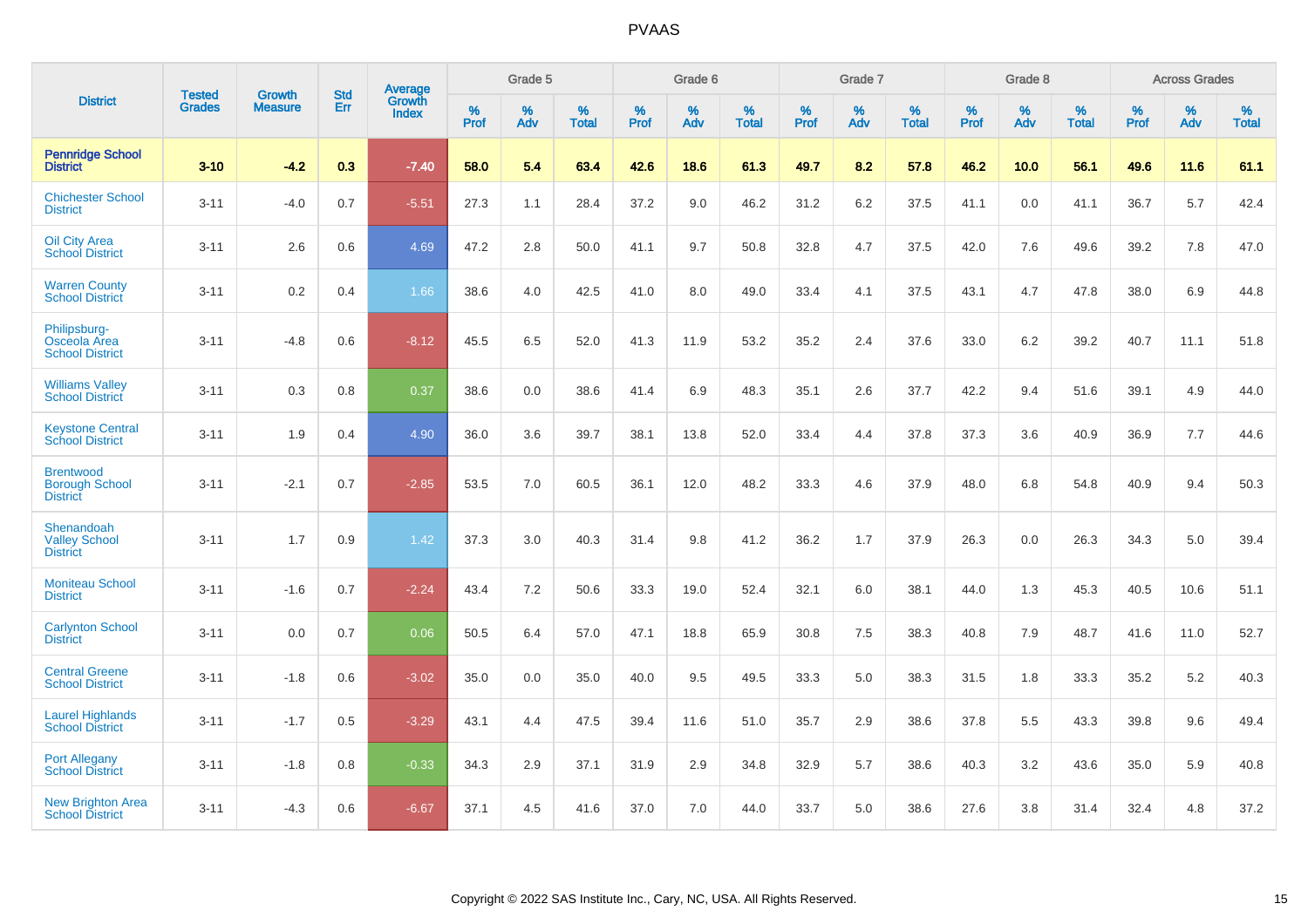# PVAAS

| District | Tested Grades | Growth Measure | Std Err | Average Growth Index | Grade 5 | | | Grade 6 | | | Grade 7 | | | Grade 8 | | | Across Grades | | |
|---|---|---|---|---|---|---|---|---|---|---|---|---|---|---|---|---|---|---|---|
| | | | | | % Prof | % Adv | % Total | % Prof | % Adv | % Total | % Prof | % Adv | % Total | % Prof | % Adv | % Total | % Prof | % Adv | % Total |
| **Pennridge School District** | **3-10** | **-4.2** | **0.3** | **-7.40** | **58.0** | **5.4** | **63.4** | **42.6** | **18.6** | **61.3** | **49.7** | **8.2** | **57.8** | **46.2** | **10.0** | **56.1** | **49.6** | **11.6** | **61.1** |
| Chichester School District | 3-11 | -4.0 | 0.7 | -5.51 | 27.3 | 1.1 | 28.4 | 37.2 | 9.0 | 46.2 | 31.2 | 6.2 | 37.5 | 41.1 | 0.0 | 41.1 | 36.7 | 5.7 | 42.4 |
| Oil City Area School District | 3-11 | 2.6 | 0.6 | 4.69 | 47.2 | 2.8 | 50.0 | 41.1 | 9.7 | 50.8 | 32.8 | 4.7 | 37.5 | 42.0 | 7.6 | 49.6 | 39.2 | 7.8 | 47.0 |
| Warren County School District | 3-11 | 0.2 | 0.4 | 1.66 | 38.6 | 4.0 | 42.5 | 41.0 | 8.0 | 49.0 | 33.4 | 4.1 | 37.5 | 43.1 | 4.7 | 47.8 | 38.0 | 6.9 | 44.8 |
| Philipsburg-Osceola Area School District | 3-11 | -4.8 | 0.6 | -8.12 | 45.5 | 6.5 | 52.0 | 41.3 | 11.9 | 53.2 | 35.2 | 2.4 | 37.6 | 33.0 | 6.2 | 39.2 | 40.7 | 11.1 | 51.8 |
| Williams Valley School District | 3-11 | 0.3 | 0.8 | 0.37 | 38.6 | 0.0 | 38.6 | 41.4 | 6.9 | 48.3 | 35.1 | 2.6 | 37.7 | 42.2 | 9.4 | 51.6 | 39.1 | 4.9 | 44.0 |
| Keystone Central School District | 3-11 | 1.9 | 0.4 | 4.90 | 36.0 | 3.6 | 39.7 | 38.1 | 13.8 | 52.0 | 33.4 | 4.4 | 37.8 | 37.3 | 3.6 | 40.9 | 36.9 | 7.7 | 44.6 |
| Brentwood Borough School District | 3-11 | -2.1 | 0.7 | -2.85 | 53.5 | 7.0 | 60.5 | 36.1 | 12.0 | 48.2 | 33.3 | 4.6 | 37.9 | 48.0 | 6.8 | 54.8 | 40.9 | 9.4 | 50.3 |
| Shenandoah Valley School District | 3-11 | 1.7 | 0.9 | 1.42 | 37.3 | 3.0 | 40.3 | 31.4 | 9.8 | 41.2 | 36.2 | 1.7 | 37.9 | 26.3 | 0.0 | 26.3 | 34.3 | 5.0 | 39.4 |
| Moniteau School District | 3-11 | -1.6 | 0.7 | -2.24 | 43.4 | 7.2 | 50.6 | 33.3 | 19.0 | 52.4 | 32.1 | 6.0 | 38.1 | 44.0 | 1.3 | 45.3 | 40.5 | 10.6 | 51.1 |
| Carlynton School District | 3-11 | 0.0 | 0.7 | 0.06 | 50.5 | 6.4 | 57.0 | 47.1 | 18.8 | 65.9 | 30.8 | 7.5 | 38.3 | 40.8 | 7.9 | 48.7 | 41.6 | 11.0 | 52.7 |
| Central Greene School District | 3-11 | -1.8 | 0.6 | -3.02 | 35.0 | 0.0 | 35.0 | 40.0 | 9.5 | 49.5 | 33.3 | 5.0 | 38.3 | 31.5 | 1.8 | 33.3 | 35.2 | 5.2 | 40.3 |
| Laurel Highlands School District | 3-11 | -1.7 | 0.5 | -3.29 | 43.1 | 4.4 | 47.5 | 39.4 | 11.6 | 51.0 | 35.7 | 2.9 | 38.6 | 37.8 | 5.5 | 43.3 | 39.8 | 9.6 | 49.4 |
| Port Allegany School District | 3-11 | -1.8 | 0.8 | -0.33 | 34.3 | 2.9 | 37.1 | 31.9 | 2.9 | 34.8 | 32.9 | 5.7 | 38.6 | 40.3 | 3.2 | 43.6 | 35.0 | 5.9 | 40.8 |
| New Brighton Area School District | 3-11 | -4.3 | 0.6 | -6.67 | 37.1 | 4.5 | 41.6 | 37.0 | 7.0 | 44.0 | 33.7 | 5.0 | 38.6 | 27.6 | 3.8 | 31.4 | 32.4 | 4.8 | 37.2 |

Copyright © 2022 SAS Institute Inc., Cary, NC, USA. All Rights Reserved.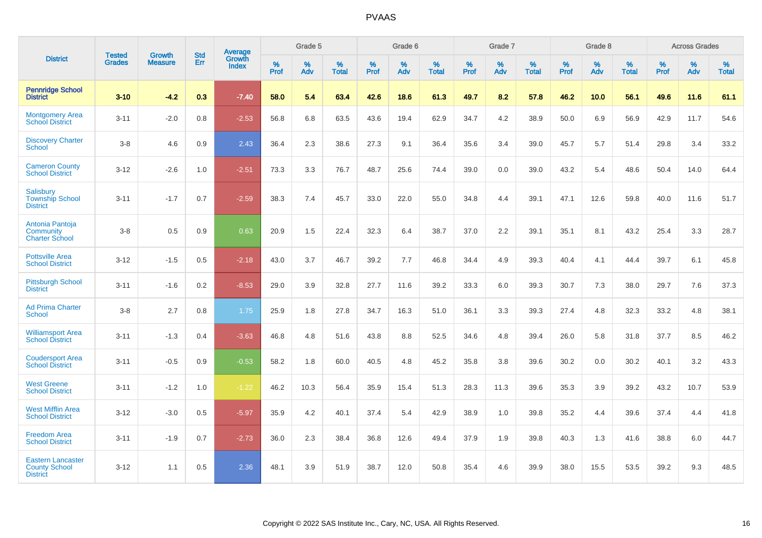# PVAAS

| District | Tested Grades | Growth Measure | Std Err | Average Growth Index | Grade 5 | | | Grade 6 | | | Grade 7 | | | Grade 8 | | | Across Grades | | |
|---|---|---|---|---|---|---|---|---|---|---|---|---|---|---|---|---|---|---|---|
| | | | | | % Prof | % Adv | % Total | % Prof | % Adv | % Total | % Prof | % Adv | % Total | % Prof | % Adv | % Total | % Prof | % Adv | % Total |
| **Pennridge School District** | **3-10** | **-4.2** | **0.3** | **-7.40** | **58.0** | **5.4** | **63.4** | **42.6** | **18.6** | **61.3** | **49.7** | **8.2** | **57.8** | **46.2** | **10.0** | **56.1** | **49.6** | **11.6** | **61.1** |
| Montgomery Area School District | 3-11 | -2.0 | 0.8 | -2.53 | 56.8 | 6.8 | 63.5 | 43.6 | 19.4 | 62.9 | 34.7 | 4.2 | 38.9 | 50.0 | 6.9 | 56.9 | 42.9 | 11.7 | 54.6 |
| Discovery Charter School | 3-8 | 4.6 | 0.9 | 2.43 | 36.4 | 2.3 | 38.6 | 27.3 | 9.1 | 36.4 | 35.6 | 3.4 | 39.0 | 45.7 | 5.7 | 51.4 | 29.8 | 3.4 | 33.2 |
| Cameron County School District | 3-12 | -2.6 | 1.0 | -2.51 | 73.3 | 3.3 | 76.7 | 48.7 | 25.6 | 74.4 | 39.0 | 0.0 | 39.0 | 43.2 | 5.4 | 48.6 | 50.4 | 14.0 | 64.4 |
| Salisbury Township School District | 3-11 | -1.7 | 0.7 | -2.59 | 38.3 | 7.4 | 45.7 | 33.0 | 22.0 | 55.0 | 34.8 | 4.4 | 39.1 | 47.1 | 12.6 | 59.8 | 40.0 | 11.6 | 51.7 |
| Antonia Pantoja Community Charter School | 3-8 | 0.5 | 0.9 | 0.63 | 20.9 | 1.5 | 22.4 | 32.3 | 6.4 | 38.7 | 37.0 | 2.2 | 39.1 | 35.1 | 8.1 | 43.2 | 25.4 | 3.3 | 28.7 |
| Pottsville Area School District | 3-12 | -1.5 | 0.5 | -2.18 | 43.0 | 3.7 | 46.7 | 39.2 | 7.7 | 46.8 | 34.4 | 4.9 | 39.3 | 40.4 | 4.1 | 44.4 | 39.7 | 6.1 | 45.8 |
| Pittsburgh School District | 3-11 | -1.6 | 0.2 | -8.53 | 29.0 | 3.9 | 32.8 | 27.7 | 11.6 | 39.2 | 33.3 | 6.0 | 39.3 | 30.7 | 7.3 | 38.0 | 29.7 | 7.6 | 37.3 |
| Ad Prima Charter School | 3-8 | 2.7 | 0.8 | 1.75 | 25.9 | 1.8 | 27.8 | 34.7 | 16.3 | 51.0 | 36.1 | 3.3 | 39.3 | 27.4 | 4.8 | 32.3 | 33.2 | 4.8 | 38.1 |
| Williamsport Area School District | 3-11 | -1.3 | 0.4 | -3.63 | 46.8 | 4.8 | 51.6 | 43.8 | 8.8 | 52.5 | 34.6 | 4.8 | 39.4 | 26.0 | 5.8 | 31.8 | 37.7 | 8.5 | 46.2 |
| Coudersport Area School District | 3-11 | -0.5 | 0.9 | -0.53 | 58.2 | 1.8 | 60.0 | 40.5 | 4.8 | 45.2 | 35.8 | 3.8 | 39.6 | 30.2 | 0.0 | 30.2 | 40.1 | 3.2 | 43.3 |
| West Greene School District | 3-11 | -1.2 | 1.0 | -1.22 | 46.2 | 10.3 | 56.4 | 35.9 | 15.4 | 51.3 | 28.3 | 11.3 | 39.6 | 35.3 | 3.9 | 39.2 | 43.2 | 10.7 | 53.9 |
| West Mifflin Area School District | 3-12 | -3.0 | 0.5 | -5.97 | 35.9 | 4.2 | 40.1 | 37.4 | 5.4 | 42.9 | 38.9 | 1.0 | 39.8 | 35.2 | 4.4 | 39.6 | 37.4 | 4.4 | 41.8 |
| Freedom Area School District | 3-11 | -1.9 | 0.7 | -2.73 | 36.0 | 2.3 | 38.4 | 36.8 | 12.6 | 49.4 | 37.9 | 1.9 | 39.8 | 40.3 | 1.3 | 41.6 | 38.8 | 6.0 | 44.7 |
| Eastern Lancaster County School District | 3-12 | 1.1 | 0.5 | 2.36 | 48.1 | 3.9 | 51.9 | 38.7 | 12.0 | 50.8 | 35.4 | 4.6 | 39.9 | 38.0 | 15.5 | 53.5 | 39.2 | 9.3 | 48.5 |

Copyright © 2022 SAS Institute Inc., Cary, NC, USA. All Rights Reserved.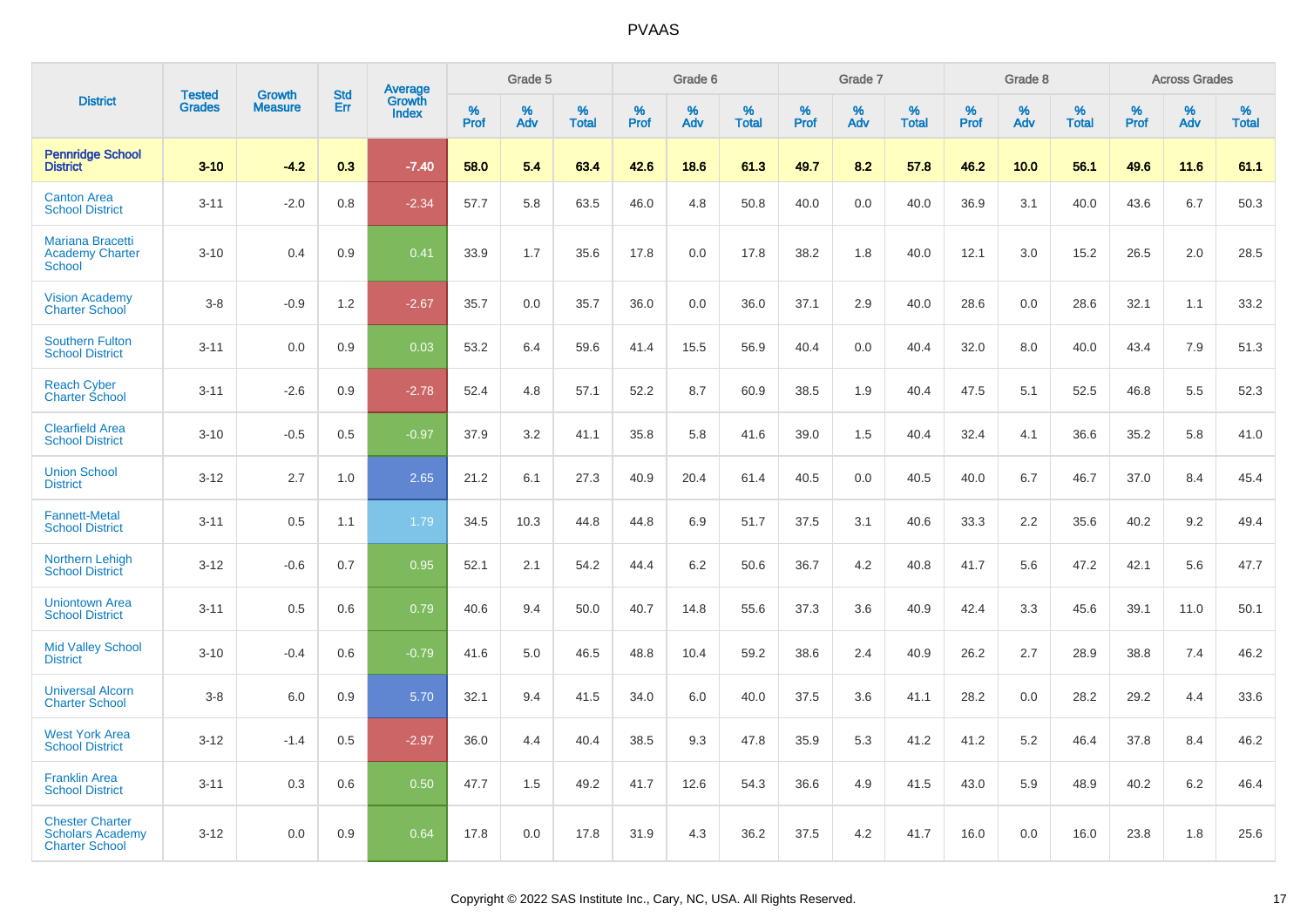# PVAAS

| District | Tested Grades | Growth Measure | Std Err | Average Growth Index | Grade 5 | | | Grade 6 | | | Grade 7 | | | Grade 8 | | | Across Grades | | |
|---|---|---|---|---|---|---|---|---|---|---|---|---|---|---|---|---|---|---|---|
| | | | | | % Prof | % Adv | % Total | % Prof | % Adv | % Total | % Prof | % Adv | % Total | % Prof | % Adv | % Total | % Prof | % Adv | % Total |
| **Pennridge School District** | **3-10** | **-4.2** | **0.3** | **-7.40** | **58.0** | **5.4** | **63.4** | **42.6** | **18.6** | **61.3** | **49.7** | **8.2** | **57.8** | **46.2** | **10.0** | **56.1** | **49.6** | **11.6** | **61.1** |
| Canton Area School District | 3-11 | -2.0 | 0.8 | -2.34 | 57.7 | 5.8 | 63.5 | 46.0 | 4.8 | 50.8 | 40.0 | 0.0 | 40.0 | 36.9 | 3.1 | 40.0 | 43.6 | 6.7 | 50.3 |
| Mariana Bracetti Academy Charter School | 3-10 | 0.4 | 0.9 | 0.41 | 33.9 | 1.7 | 35.6 | 17.8 | 0.0 | 17.8 | 38.2 | 1.8 | 40.0 | 12.1 | 3.0 | 15.2 | 26.5 | 2.0 | 28.5 |
| Vision Academy Charter School | 3-8 | -0.9 | 1.2 | -2.67 | 35.7 | 0.0 | 35.7 | 36.0 | 0.0 | 36.0 | 37.1 | 2.9 | 40.0 | 28.6 | 0.0 | 28.6 | 32.1 | 1.1 | 33.2 |
| Southern Fulton School District | 3-11 | 0.0 | 0.9 | 0.03 | 53.2 | 6.4 | 59.6 | 41.4 | 15.5 | 56.9 | 40.4 | 0.0 | 40.4 | 32.0 | 8.0 | 40.0 | 43.4 | 7.9 | 51.3 |
| Reach Cyber Charter School | 3-11 | -2.6 | 0.9 | -2.78 | 52.4 | 4.8 | 57.1 | 52.2 | 8.7 | 60.9 | 38.5 | 1.9 | 40.4 | 47.5 | 5.1 | 52.5 | 46.8 | 5.5 | 52.3 |
| Clearfield Area School District | 3-10 | -0.5 | 0.5 | -0.97 | 37.9 | 3.2 | 41.1 | 35.8 | 5.8 | 41.6 | 39.0 | 1.5 | 40.4 | 32.4 | 4.1 | 36.6 | 35.2 | 5.8 | 41.0 |
| Union School District | 3-12 | 2.7 | 1.0 | 2.65 | 21.2 | 6.1 | 27.3 | 40.9 | 20.4 | 61.4 | 40.5 | 0.0 | 40.5 | 40.0 | 6.7 | 46.7 | 37.0 | 8.4 | 45.4 |
| Fannett-Metal School District | 3-11 | 0.5 | 1.1 | 1.79 | 34.5 | 10.3 | 44.8 | 44.8 | 6.9 | 51.7 | 37.5 | 3.1 | 40.6 | 33.3 | 2.2 | 35.6 | 40.2 | 9.2 | 49.4 |
| Northern Lehigh School District | 3-12 | -0.6 | 0.7 | 0.95 | 52.1 | 2.1 | 54.2 | 44.4 | 6.2 | 50.6 | 36.7 | 4.2 | 40.8 | 41.7 | 5.6 | 47.2 | 42.1 | 5.6 | 47.7 |
| Uniontown Area School District | 3-11 | 0.5 | 0.6 | 0.79 | 40.6 | 9.4 | 50.0 | 40.7 | 14.8 | 55.6 | 37.3 | 3.6 | 40.9 | 42.4 | 3.3 | 45.6 | 39.1 | 11.0 | 50.1 |
| Mid Valley School District | 3-10 | -0.4 | 0.6 | -0.79 | 41.6 | 5.0 | 46.5 | 48.8 | 10.4 | 59.2 | 38.6 | 2.4 | 40.9 | 26.2 | 2.7 | 28.9 | 38.8 | 7.4 | 46.2 |
| Universal Alcorn Charter School | 3-8 | 6.0 | 0.9 | 5.70 | 32.1 | 9.4 | 41.5 | 34.0 | 6.0 | 40.0 | 37.5 | 3.6 | 41.1 | 28.2 | 0.0 | 28.2 | 29.2 | 4.4 | 33.6 |
| West York Area School District | 3-12 | -1.4 | 0.5 | -2.97 | 36.0 | 4.4 | 40.4 | 38.5 | 9.3 | 47.8 | 35.9 | 5.3 | 41.2 | 41.2 | 5.2 | 46.4 | 37.8 | 8.4 | 46.2 |
| Franklin Area School District | 3-11 | 0.3 | 0.6 | 0.50 | 47.7 | 1.5 | 49.2 | 41.7 | 12.6 | 54.3 | 36.6 | 4.9 | 41.5 | 43.0 | 5.9 | 48.9 | 40.2 | 6.2 | 46.4 |
| Chester Charter Scholars Academy Charter School | 3-12 | 0.0 | 0.9 | 0.64 | 17.8 | 0.0 | 17.8 | 31.9 | 4.3 | 36.2 | 37.5 | 4.2 | 41.7 | 16.0 | 0.0 | 16.0 | 23.8 | 1.8 | 25.6 |

Copyright © 2022 SAS Institute Inc., Cary, NC, USA. All Rights Reserved.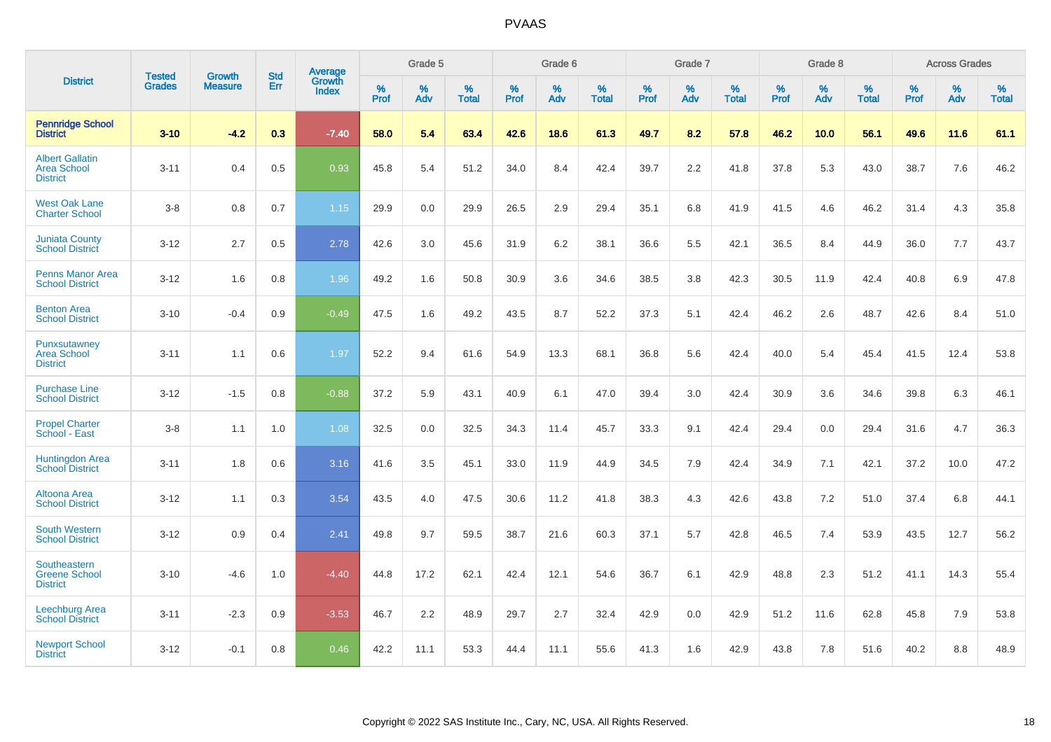# PVAAS

| District | Tested Grades | Growth Measure | Std Err | Average Growth Index | Grade 5 | | | Grade 6 | | | Grade 7 | | | Grade 8 | | | Across Grades | | |
|---|---|---|---|---|---|---|---|---|---|---|---|---|---|---|---|---|---|---|---|
| | | | | | % Prof | % Adv | % Total | % Prof | % Adv | % Total | % Prof | % Adv | % Total | % Prof | % Adv | % Total | % Prof | % Adv | % Total |
| **Pennridge School District** | **3-10** | **-4.2** | **0.3** | **-7.40** | **58.0** | **5.4** | **63.4** | **42.6** | **18.6** | **61.3** | **49.7** | **8.2** | **57.8** | **46.2** | **10.0** | **56.1** | **49.6** | **11.6** | **61.1** |
| Albert Gallatin Area School District | 3-11 | 0.4 | 0.5 | 0.93 | 45.8 | 5.4 | 51.2 | 34.0 | 8.4 | 42.4 | 39.7 | 2.2 | 41.8 | 37.8 | 5.3 | 43.0 | 38.7 | 7.6 | 46.2 |
| West Oak Lane Charter School | 3-8 | 0.8 | 0.7 | 1.15 | 29.9 | 0.0 | 29.9 | 26.5 | 2.9 | 29.4 | 35.1 | 6.8 | 41.9 | 41.5 | 4.6 | 46.2 | 31.4 | 4.3 | 35.8 |
| Juniata County School District | 3-12 | 2.7 | 0.5 | 2.78 | 42.6 | 3.0 | 45.6 | 31.9 | 6.2 | 38.1 | 36.6 | 5.5 | 42.1 | 36.5 | 8.4 | 44.9 | 36.0 | 7.7 | 43.7 |
| Penns Manor Area School District | 3-12 | 1.6 | 0.8 | 1.96 | 49.2 | 1.6 | 50.8 | 30.9 | 3.6 | 34.6 | 38.5 | 3.8 | 42.3 | 30.5 | 11.9 | 42.4 | 40.8 | 6.9 | 47.8 |
| Benton Area School District | 3-10 | -0.4 | 0.9 | -0.49 | 47.5 | 1.6 | 49.2 | 43.5 | 8.7 | 52.2 | 37.3 | 5.1 | 42.4 | 46.2 | 2.6 | 48.7 | 42.6 | 8.4 | 51.0 |
| Punxsutawney Area School District | 3-11 | 1.1 | 0.6 | 1.97 | 52.2 | 9.4 | 61.6 | 54.9 | 13.3 | 68.1 | 36.8 | 5.6 | 42.4 | 40.0 | 5.4 | 45.4 | 41.5 | 12.4 | 53.8 |
| Purchase Line School District | 3-12 | -1.5 | 0.8 | -0.88 | 37.2 | 5.9 | 43.1 | 40.9 | 6.1 | 47.0 | 39.4 | 3.0 | 42.4 | 30.9 | 3.6 | 34.6 | 39.8 | 6.3 | 46.1 |
| Propel Charter School - East | 3-8 | 1.1 | 1.0 | 1.08 | 32.5 | 0.0 | 32.5 | 34.3 | 11.4 | 45.7 | 33.3 | 9.1 | 42.4 | 29.4 | 0.0 | 29.4 | 31.6 | 4.7 | 36.3 |
| Huntingdon Area School District | 3-11 | 1.8 | 0.6 | 3.16 | 41.6 | 3.5 | 45.1 | 33.0 | 11.9 | 44.9 | 34.5 | 7.9 | 42.4 | 34.9 | 7.1 | 42.1 | 37.2 | 10.0 | 47.2 |
| Altoona Area School District | 3-12 | 1.1 | 0.3 | 3.54 | 43.5 | 4.0 | 47.5 | 30.6 | 11.2 | 41.8 | 38.3 | 4.3 | 42.6 | 43.8 | 7.2 | 51.0 | 37.4 | 6.8 | 44.1 |
| South Western School District | 3-12 | 0.9 | 0.4 | 2.41 | 49.8 | 9.7 | 59.5 | 38.7 | 21.6 | 60.3 | 37.1 | 5.7 | 42.8 | 46.5 | 7.4 | 53.9 | 43.5 | 12.7 | 56.2 |
| Southeastern Greene School District | 3-10 | -4.6 | 1.0 | -4.40 | 44.8 | 17.2 | 62.1 | 42.4 | 12.1 | 54.6 | 36.7 | 6.1 | 42.9 | 48.8 | 2.3 | 51.2 | 41.1 | 14.3 | 55.4 |
| Leechburg Area School District | 3-11 | -2.3 | 0.9 | -3.53 | 46.7 | 2.2 | 48.9 | 29.7 | 2.7 | 32.4 | 42.9 | 0.0 | 42.9 | 51.2 | 11.6 | 62.8 | 45.8 | 7.9 | 53.8 |
| Newport School District | 3-12 | -0.1 | 0.8 | 0.46 | 42.2 | 11.1 | 53.3 | 44.4 | 11.1 | 55.6 | 41.3 | 1.6 | 42.9 | 43.8 | 7.8 | 51.6 | 40.2 | 8.8 | 48.9 |

Copyright © 2022 SAS Institute Inc., Cary, NC, USA. All Rights Reserved.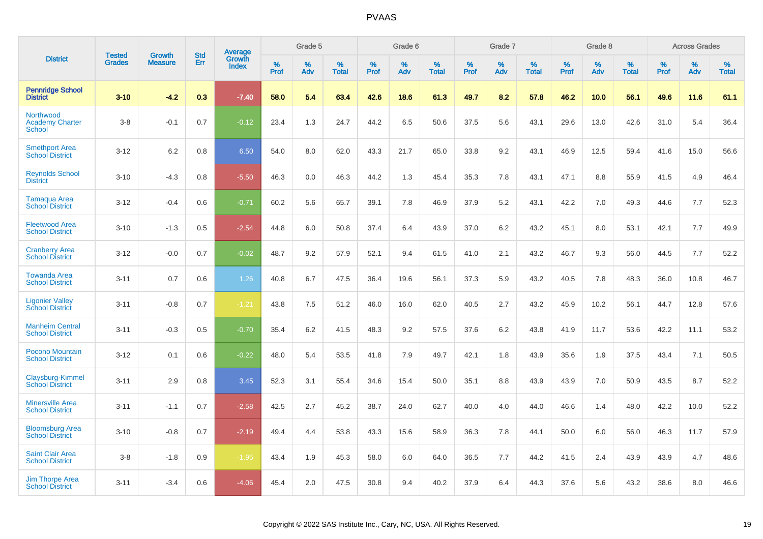# PVAAS

| District | Tested Grades | Growth Measure | Std Err | Average Growth Index | Grade 5 | | | Grade 6 | | | Grade 7 | | | Grade 8 | | | Across Grades | | |
|---|---|---|---|---|---|---|---|---|---|---|---|---|---|---|---|---|---|---|---|
| | | | | | % Prof | % Adv | % Total | % Prof | % Adv | % Total | % Prof | % Adv | % Total | % Prof | % Adv | % Total | % Prof | % Adv | % Total |
| **Pennridge School District** | **3-10** | **-4.2** | **0.3** | **-7.40** | **58.0** | **5.4** | **63.4** | **42.6** | **18.6** | **61.3** | **49.7** | **8.2** | **57.8** | **46.2** | **10.0** | **56.1** | **49.6** | **11.6** | **61.1** |
| Northwood Academy Charter School | 3-8 | -0.1 | 0.7 | -0.12 | 23.4 | 1.3 | 24.7 | 44.2 | 6.5 | 50.6 | 37.5 | 5.6 | 43.1 | 29.6 | 13.0 | 42.6 | 31.0 | 5.4 | 36.4 |
| Smethport Area School District | 3-12 | 6.2 | 0.8 | 6.50 | 54.0 | 8.0 | 62.0 | 43.3 | 21.7 | 65.0 | 33.8 | 9.2 | 43.1 | 46.9 | 12.5 | 59.4 | 41.6 | 15.0 | 56.6 |
| Reynolds School District | 3-10 | -4.3 | 0.8 | -5.50 | 46.3 | 0.0 | 46.3 | 44.2 | 1.3 | 45.4 | 35.3 | 7.8 | 43.1 | 47.1 | 8.8 | 55.9 | 41.5 | 4.9 | 46.4 |
| Tamaqua Area School District | 3-12 | -0.4 | 0.6 | -0.71 | 60.2 | 5.6 | 65.7 | 39.1 | 7.8 | 46.9 | 37.9 | 5.2 | 43.1 | 42.2 | 7.0 | 49.3 | 44.6 | 7.7 | 52.3 |
| Fleetwood Area School District | 3-10 | -1.3 | 0.5 | -2.54 | 44.8 | 6.0 | 50.8 | 37.4 | 6.4 | 43.9 | 37.0 | 6.2 | 43.2 | 45.1 | 8.0 | 53.1 | 42.1 | 7.7 | 49.9 |
| Cranberry Area School District | 3-12 | -0.0 | 0.7 | -0.02 | 48.7 | 9.2 | 57.9 | 52.1 | 9.4 | 61.5 | 41.0 | 2.1 | 43.2 | 46.7 | 9.3 | 56.0 | 44.5 | 7.7 | 52.2 |
| Towanda Area School District | 3-11 | 0.7 | 0.6 | 1.26 | 40.8 | 6.7 | 47.5 | 36.4 | 19.6 | 56.1 | 37.3 | 5.9 | 43.2 | 40.5 | 7.8 | 48.3 | 36.0 | 10.8 | 46.7 |
| Ligonier Valley School District | 3-11 | -0.8 | 0.7 | -1.21 | 43.8 | 7.5 | 51.2 | 46.0 | 16.0 | 62.0 | 40.5 | 2.7 | 43.2 | 45.9 | 10.2 | 56.1 | 44.7 | 12.8 | 57.6 |
| Manheim Central School District | 3-11 | -0.3 | 0.5 | -0.70 | 35.4 | 6.2 | 41.5 | 48.3 | 9.2 | 57.5 | 37.6 | 6.2 | 43.8 | 41.9 | 11.7 | 53.6 | 42.2 | 11.1 | 53.2 |
| Pocono Mountain School District | 3-12 | 0.1 | 0.6 | -0.22 | 48.0 | 5.4 | 53.5 | 41.8 | 7.9 | 49.7 | 42.1 | 1.8 | 43.9 | 35.6 | 1.9 | 37.5 | 43.4 | 7.1 | 50.5 |
| Claysburg-Kimmel School District | 3-11 | 2.9 | 0.8 | 3.45 | 52.3 | 3.1 | 55.4 | 34.6 | 15.4 | 50.0 | 35.1 | 8.8 | 43.9 | 43.9 | 7.0 | 50.9 | 43.5 | 8.7 | 52.2 |
| Minersville Area School District | 3-11 | -1.1 | 0.7 | -2.58 | 42.5 | 2.7 | 45.2 | 38.7 | 24.0 | 62.7 | 40.0 | 4.0 | 44.0 | 46.6 | 1.4 | 48.0 | 42.2 | 10.0 | 52.2 |
| Bloomsburg Area School District | 3-10 | -0.8 | 0.7 | -2.19 | 49.4 | 4.4 | 53.8 | 43.3 | 15.6 | 58.9 | 36.3 | 7.8 | 44.1 | 50.0 | 6.0 | 56.0 | 46.3 | 11.7 | 57.9 |
| Saint Clair Area School District | 3-8 | -1.8 | 0.9 | -1.95 | 43.4 | 1.9 | 45.3 | 58.0 | 6.0 | 64.0 | 36.5 | 7.7 | 44.2 | 41.5 | 2.4 | 43.9 | 43.9 | 4.7 | 48.6 |
| Jim Thorpe Area School District | 3-11 | -3.4 | 0.6 | -4.06 | 45.4 | 2.0 | 47.5 | 30.8 | 9.4 | 40.2 | 37.9 | 6.4 | 44.3 | 37.6 | 5.6 | 43.2 | 38.6 | 8.0 | 46.6 |

Copyright © 2022 SAS Institute Inc., Cary, NC, USA. All Rights Reserved.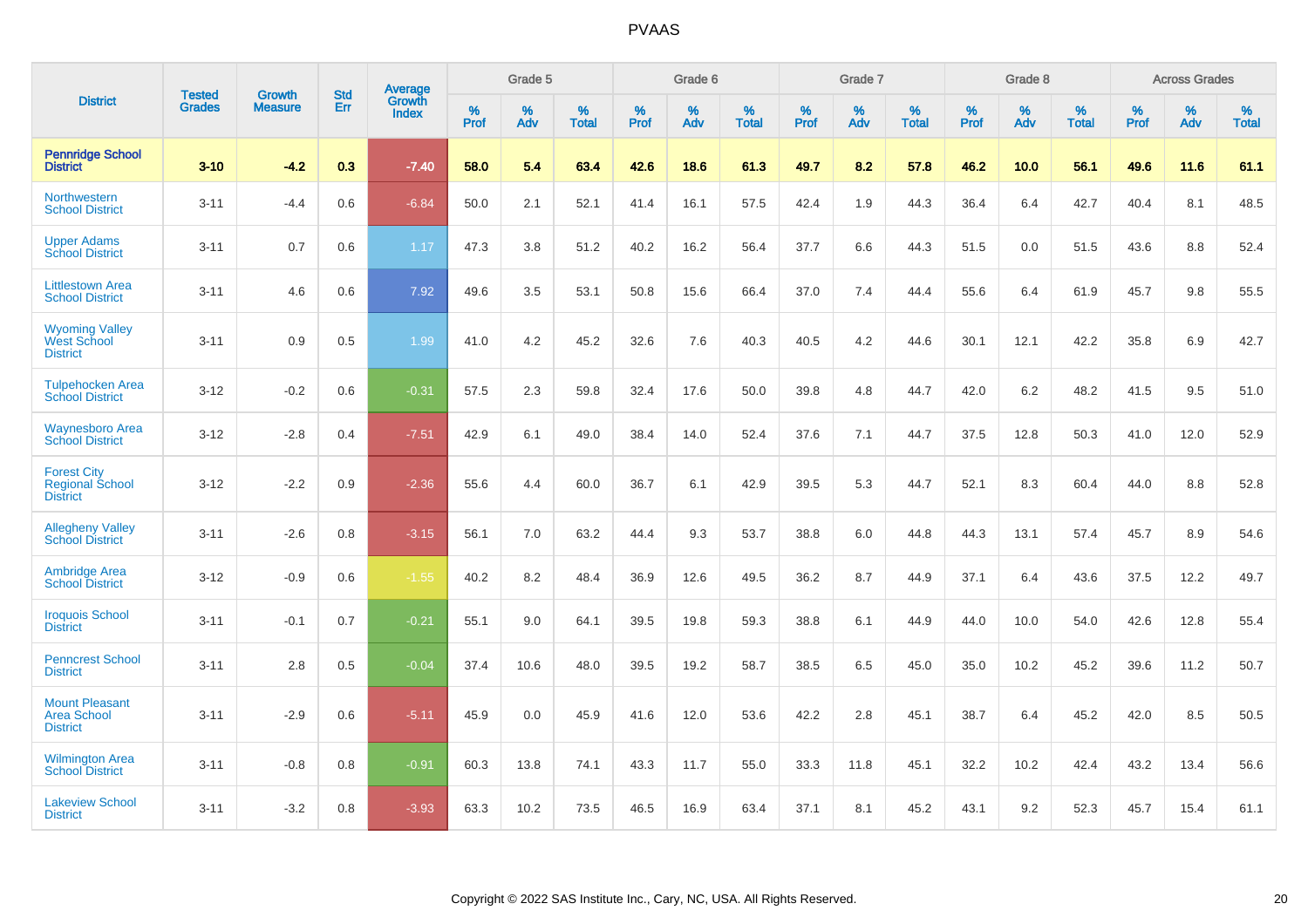# PVAAS

| District | Tested Grades | Growth Measure | Std Err | Average Growth Index | Grade 5 | | | Grade 6 | | | Grade 7 | | | Grade 8 | | | Across Grades | | |
|---|---|---|---|---|---|---|---|---|---|---|---|---|---|---|---|---|---|---|---|
| | | | | | % Prof | % Adv | % Total | % Prof | % Adv | % Total | % Prof | % Adv | % Total | % Prof | % Adv | % Total | % Prof | % Adv | % Total |
| **Pennridge School District** | **3-10** | **-4.2** | **0.3** | **-7.40** | **58.0** | **5.4** | **63.4** | **42.6** | **18.6** | **61.3** | **49.7** | **8.2** | **57.8** | **46.2** | **10.0** | **56.1** | **49.6** | **11.6** | **61.1** |
| Northwestern School District | 3-11 | -4.4 | 0.6 | -6.84 | 50.0 | 2.1 | 52.1 | 41.4 | 16.1 | 57.5 | 42.4 | 1.9 | 44.3 | 36.4 | 6.4 | 42.7 | 40.4 | 8.1 | 48.5 |
| Upper Adams School District | 3-11 | 0.7 | 0.6 | 1.17 | 47.3 | 3.8 | 51.2 | 40.2 | 16.2 | 56.4 | 37.7 | 6.6 | 44.3 | 51.5 | 0.0 | 51.5 | 43.6 | 8.8 | 52.4 |
| Littlestown Area School District | 3-11 | 4.6 | 0.6 | 7.92 | 49.6 | 3.5 | 53.1 | 50.8 | 15.6 | 66.4 | 37.0 | 7.4 | 44.4 | 55.6 | 6.4 | 61.9 | 45.7 | 9.8 | 55.5 |
| Wyoming Valley West School District | 3-11 | 0.9 | 0.5 | 1.99 | 41.0 | 4.2 | 45.2 | 32.6 | 7.6 | 40.3 | 40.5 | 4.2 | 44.6 | 30.1 | 12.1 | 42.2 | 35.8 | 6.9 | 42.7 |
| Tulpehocken Area School District | 3-12 | -0.2 | 0.6 | -0.31 | 57.5 | 2.3 | 59.8 | 32.4 | 17.6 | 50.0 | 39.8 | 4.8 | 44.7 | 42.0 | 6.2 | 48.2 | 41.5 | 9.5 | 51.0 |
| Waynesboro Area School District | 3-12 | -2.8 | 0.4 | -7.51 | 42.9 | 6.1 | 49.0 | 38.4 | 14.0 | 52.4 | 37.6 | 7.1 | 44.7 | 37.5 | 12.8 | 50.3 | 41.0 | 12.0 | 52.9 |
| Forest City Regional School District | 3-12 | -2.2 | 0.9 | -2.36 | 55.6 | 4.4 | 60.0 | 36.7 | 6.1 | 42.9 | 39.5 | 5.3 | 44.7 | 52.1 | 8.3 | 60.4 | 44.0 | 8.8 | 52.8 |
| Allegheny Valley School District | 3-11 | -2.6 | 0.8 | -3.15 | 56.1 | 7.0 | 63.2 | 44.4 | 9.3 | 53.7 | 38.8 | 6.0 | 44.8 | 44.3 | 13.1 | 57.4 | 45.7 | 8.9 | 54.6 |
| Ambridge Area School District | 3-12 | -0.9 | 0.6 | -1.55 | 40.2 | 8.2 | 48.4 | 36.9 | 12.6 | 49.5 | 36.2 | 8.7 | 44.9 | 37.1 | 6.4 | 43.6 | 37.5 | 12.2 | 49.7 |
| Iroquois School District | 3-11 | -0.1 | 0.7 | -0.21 | 55.1 | 9.0 | 64.1 | 39.5 | 19.8 | 59.3 | 38.8 | 6.1 | 44.9 | 44.0 | 10.0 | 54.0 | 42.6 | 12.8 | 55.4 |
| Penncrest School District | 3-11 | 2.8 | 0.5 | -0.04 | 37.4 | 10.6 | 48.0 | 39.5 | 19.2 | 58.7 | 38.5 | 6.5 | 45.0 | 35.0 | 10.2 | 45.2 | 39.6 | 11.2 | 50.7 |
| Mount Pleasant Area School District | 3-11 | -2.9 | 0.6 | -5.11 | 45.9 | 0.0 | 45.9 | 41.6 | 12.0 | 53.6 | 42.2 | 2.8 | 45.1 | 38.7 | 6.4 | 45.2 | 42.0 | 8.5 | 50.5 |
| Wilmington Area School District | 3-11 | -0.8 | 0.8 | -0.91 | 60.3 | 13.8 | 74.1 | 43.3 | 11.7 | 55.0 | 33.3 | 11.8 | 45.1 | 32.2 | 10.2 | 42.4 | 43.2 | 13.4 | 56.6 |
| Lakeview School District | 3-11 | -3.2 | 0.8 | -3.93 | 63.3 | 10.2 | 73.5 | 46.5 | 16.9 | 63.4 | 37.1 | 8.1 | 45.2 | 43.1 | 9.2 | 52.3 | 45.7 | 15.4 | 61.1 |

Copyright © 2022 SAS Institute Inc., Cary, NC, USA. All Rights Reserved.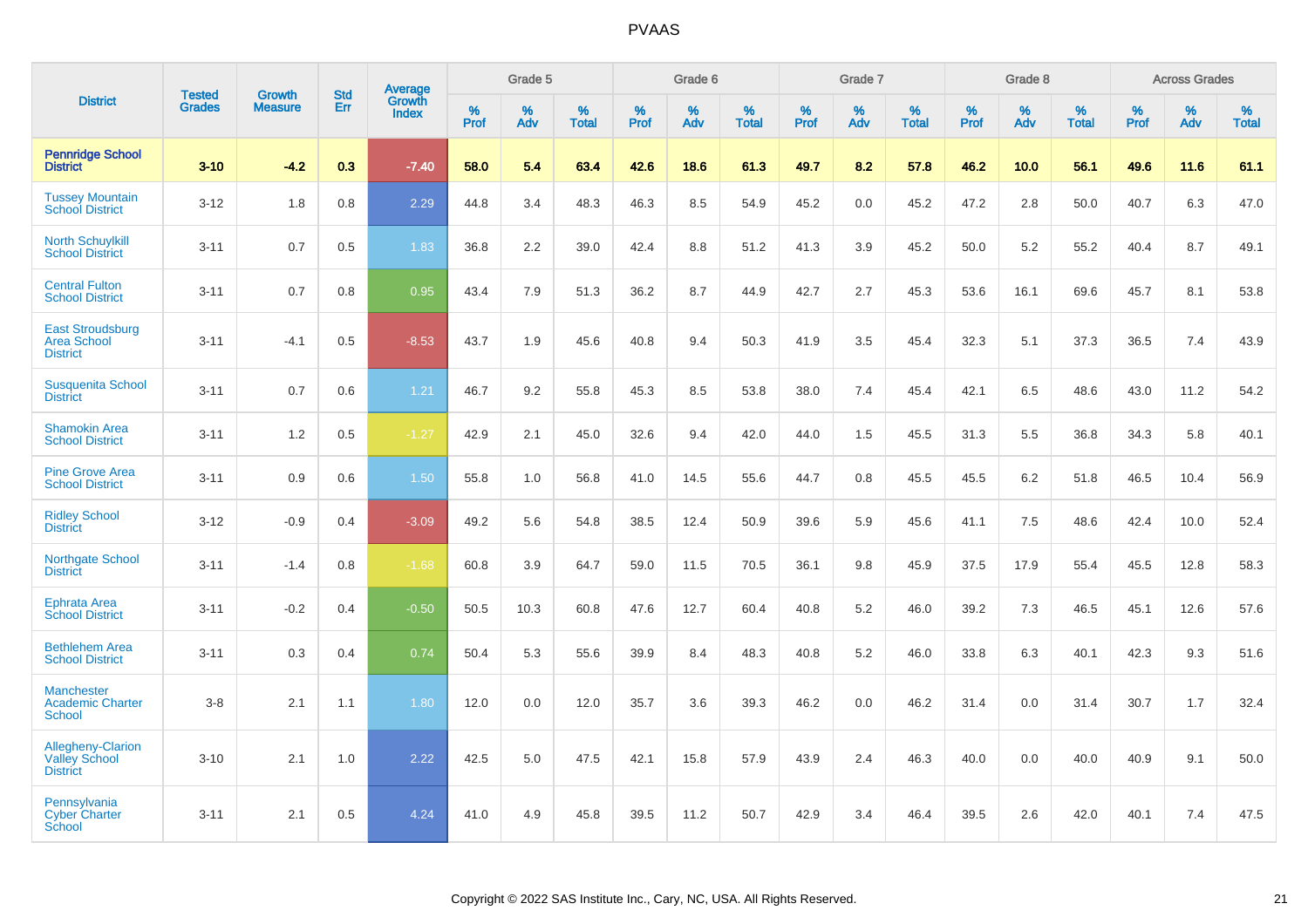# PVAAS

| District | Tested Grades | Growth Measure | Std Err | Average Growth Index | Grade 5 | | | Grade 6 | | | Grade 7 | | | Grade 8 | | | Across Grades | | |
|---|---|---|---|---|---|---|---|---|---|---|---|---|---|---|---|---|---|---|---|
| | | | | | % Prof | % Adv | % Total | % Prof | % Adv | % Total | % Prof | % Adv | % Total | % Prof | % Adv | % Total | % Prof | % Adv | % Total |
| **Pennridge School District** | **3-10** | **-4.2** | **0.3** | **-7.40** | **58.0** | **5.4** | **63.4** | **42.6** | **18.6** | **61.3** | **49.7** | **8.2** | **57.8** | **46.2** | **10.0** | **56.1** | **49.6** | **11.6** | **61.1** |
| Tussey Mountain School District | 3-12 | 1.8 | 0.8 | 2.29 | 44.8 | 3.4 | 48.3 | 46.3 | 8.5 | 54.9 | 45.2 | 0.0 | 45.2 | 47.2 | 2.8 | 50.0 | 40.7 | 6.3 | 47.0 |
| North Schuylkill School District | 3-11 | 0.7 | 0.5 | 1.83 | 36.8 | 2.2 | 39.0 | 42.4 | 8.8 | 51.2 | 41.3 | 3.9 | 45.2 | 50.0 | 5.2 | 55.2 | 40.4 | 8.7 | 49.1 |
| Central Fulton School District | 3-11 | 0.7 | 0.8 | 0.95 | 43.4 | 7.9 | 51.3 | 36.2 | 8.7 | 44.9 | 42.7 | 2.7 | 45.3 | 53.6 | 16.1 | 69.6 | 45.7 | 8.1 | 53.8 |
| East Stroudsburg Area School District | 3-11 | -4.1 | 0.5 | -8.53 | 43.7 | 1.9 | 45.6 | 40.8 | 9.4 | 50.3 | 41.9 | 3.5 | 45.4 | 32.3 | 5.1 | 37.3 | 36.5 | 7.4 | 43.9 |
| Susquenita School District | 3-11 | 0.7 | 0.6 | 1.21 | 46.7 | 9.2 | 55.8 | 45.3 | 8.5 | 53.8 | 38.0 | 7.4 | 45.4 | 42.1 | 6.5 | 48.6 | 43.0 | 11.2 | 54.2 |
| Shamokin Area School District | 3-11 | 1.2 | 0.5 | -1.27 | 42.9 | 2.1 | 45.0 | 32.6 | 9.4 | 42.0 | 44.0 | 1.5 | 45.5 | 31.3 | 5.5 | 36.8 | 34.3 | 5.8 | 40.1 |
| Pine Grove Area School District | 3-11 | 0.9 | 0.6 | 1.50 | 55.8 | 1.0 | 56.8 | 41.0 | 14.5 | 55.6 | 44.7 | 0.8 | 45.5 | 45.5 | 6.2 | 51.8 | 46.5 | 10.4 | 56.9 |
| Ridley School District | 3-12 | -0.9 | 0.4 | -3.09 | 49.2 | 5.6 | 54.8 | 38.5 | 12.4 | 50.9 | 39.6 | 5.9 | 45.6 | 41.1 | 7.5 | 48.6 | 42.4 | 10.0 | 52.4 |
| Northgate School District | 3-11 | -1.4 | 0.8 | -1.68 | 60.8 | 3.9 | 64.7 | 59.0 | 11.5 | 70.5 | 36.1 | 9.8 | 45.9 | 37.5 | 17.9 | 55.4 | 45.5 | 12.8 | 58.3 |
| Ephrata Area School District | 3-11 | -0.2 | 0.4 | -0.50 | 50.5 | 10.3 | 60.8 | 47.6 | 12.7 | 60.4 | 40.8 | 5.2 | 46.0 | 39.2 | 7.3 | 46.5 | 45.1 | 12.6 | 57.6 |
| Bethlehem Area School District | 3-11 | 0.3 | 0.4 | 0.74 | 50.4 | 5.3 | 55.6 | 39.9 | 8.4 | 48.3 | 40.8 | 5.2 | 46.0 | 33.8 | 6.3 | 40.1 | 42.3 | 9.3 | 51.6 |
| Manchester Academic Charter School | 3-8 | 2.1 | 1.1 | 1.80 | 12.0 | 0.0 | 12.0 | 35.7 | 3.6 | 39.3 | 46.2 | 0.0 | 46.2 | 31.4 | 0.0 | 31.4 | 30.7 | 1.7 | 32.4 |
| Allegheny-Clarion Valley School District | 3-10 | 2.1 | 1.0 | 2.22 | 42.5 | 5.0 | 47.5 | 42.1 | 15.8 | 57.9 | 43.9 | 2.4 | 46.3 | 40.0 | 0.0 | 40.0 | 40.9 | 9.1 | 50.0 |
| Pennsylvania Cyber Charter School | 3-11 | 2.1 | 0.5 | 4.24 | 41.0 | 4.9 | 45.8 | 39.5 | 11.2 | 50.7 | 42.9 | 3.4 | 46.4 | 39.5 | 2.6 | 42.0 | 40.1 | 7.4 | 47.5 |

Copyright © 2022 SAS Institute Inc., Cary, NC, USA. All Rights Reserved.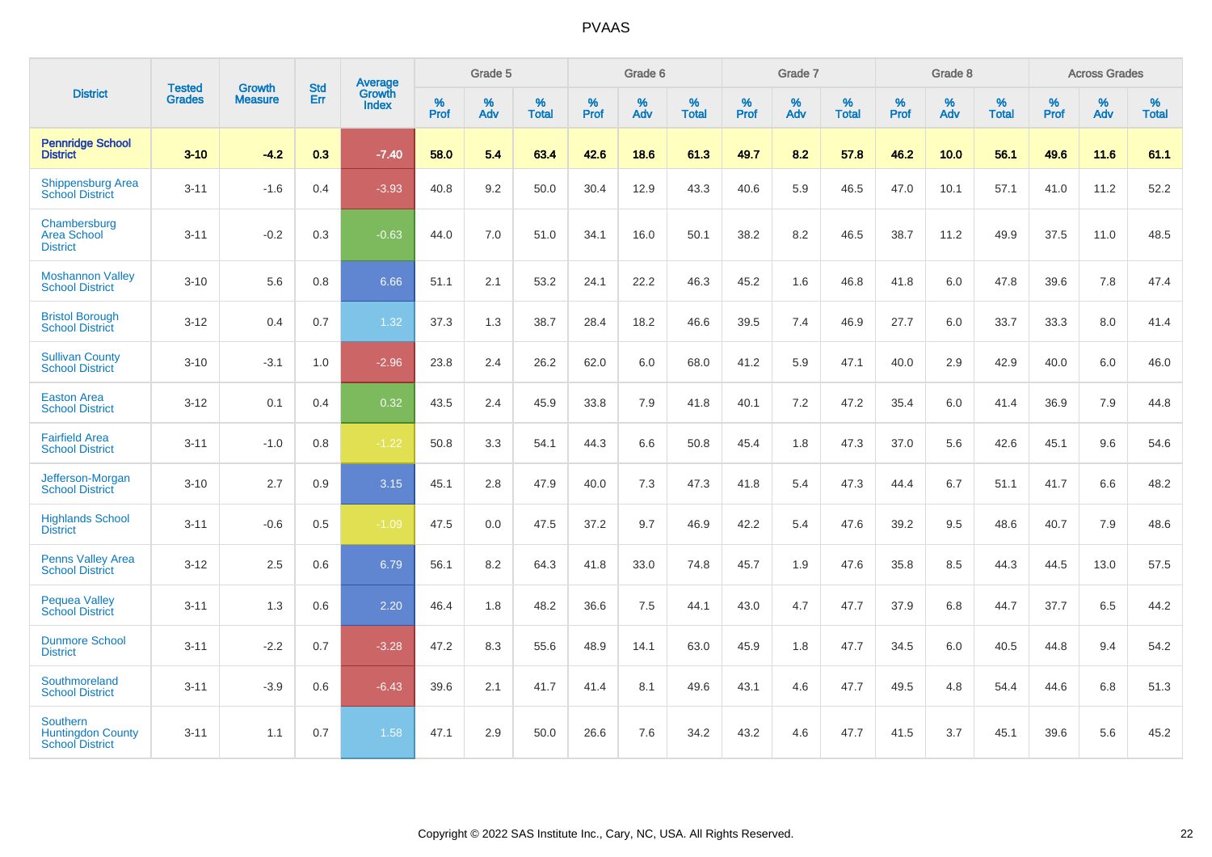# PVAAS

| District | Tested Grades | Growth Measure | Std Err | Average Growth Index | Grade 5 | | | Grade 6 | | | Grade 7 | | | Grade 8 | | | Across Grades | | |
|---|---|---|---|---|---|---|---|---|---|---|---|---|---|---|---|---|---|---|---|
| | | | | | % Prof | % Adv | % Total | % Prof | % Adv | % Total | % Prof | % Adv | % Total | % Prof | % Adv | % Total | % Prof | % Adv | % Total |
| **Pennridge School District** | **3-10** | **-4.2** | **0.3** | **-7.40** | **58.0** | **5.4** | **63.4** | **42.6** | **18.6** | **61.3** | **49.7** | **8.2** | **57.8** | **46.2** | **10.0** | **56.1** | **49.6** | **11.6** | **61.1** |
| Shippensburg Area School District | 3-11 | -1.6 | 0.4 | -3.93 | 40.8 | 9.2 | 50.0 | 30.4 | 12.9 | 43.3 | 40.6 | 5.9 | 46.5 | 47.0 | 10.1 | 57.1 | 41.0 | 11.2 | 52.2 |
| Chambersburg Area School District | 3-11 | -0.2 | 0.3 | -0.63 | 44.0 | 7.0 | 51.0 | 34.1 | 16.0 | 50.1 | 38.2 | 8.2 | 46.5 | 38.7 | 11.2 | 49.9 | 37.5 | 11.0 | 48.5 |
| Moshannon Valley School District | 3-10 | 5.6 | 0.8 | 6.66 | 51.1 | 2.1 | 53.2 | 24.1 | 22.2 | 46.3 | 45.2 | 1.6 | 46.8 | 41.8 | 6.0 | 47.8 | 39.6 | 7.8 | 47.4 |
| Bristol Borough School District | 3-12 | 0.4 | 0.7 | 1.32 | 37.3 | 1.3 | 38.7 | 28.4 | 18.2 | 46.6 | 39.5 | 7.4 | 46.9 | 27.7 | 6.0 | 33.7 | 33.3 | 8.0 | 41.4 |
| Sullivan County School District | 3-10 | -3.1 | 1.0 | -2.96 | 23.8 | 2.4 | 26.2 | 62.0 | 6.0 | 68.0 | 41.2 | 5.9 | 47.1 | 40.0 | 2.9 | 42.9 | 40.0 | 6.0 | 46.0 |
| Easton Area School District | 3-12 | 0.1 | 0.4 | 0.32 | 43.5 | 2.4 | 45.9 | 33.8 | 7.9 | 41.8 | 40.1 | 7.2 | 47.2 | 35.4 | 6.0 | 41.4 | 36.9 | 7.9 | 44.8 |
| Fairfield Area School District | 3-11 | -1.0 | 0.8 | -1.22 | 50.8 | 3.3 | 54.1 | 44.3 | 6.6 | 50.8 | 45.4 | 1.8 | 47.3 | 37.0 | 5.6 | 42.6 | 45.1 | 9.6 | 54.6 |
| Jefferson-Morgan School District | 3-10 | 2.7 | 0.9 | 3.15 | 45.1 | 2.8 | 47.9 | 40.0 | 7.3 | 47.3 | 41.8 | 5.4 | 47.3 | 44.4 | 6.7 | 51.1 | 41.7 | 6.6 | 48.2 |
| Highlands School District | 3-11 | -0.6 | 0.5 | -1.09 | 47.5 | 0.0 | 47.5 | 37.2 | 9.7 | 46.9 | 42.2 | 5.4 | 47.6 | 39.2 | 9.5 | 48.6 | 40.7 | 7.9 | 48.6 |
| Penns Valley Area School District | 3-12 | 2.5 | 0.6 | 6.79 | 56.1 | 8.2 | 64.3 | 41.8 | 33.0 | 74.8 | 45.7 | 1.9 | 47.6 | 35.8 | 8.5 | 44.3 | 44.5 | 13.0 | 57.5 |
| Pequea Valley School District | 3-11 | 1.3 | 0.6 | 2.20 | 46.4 | 1.8 | 48.2 | 36.6 | 7.5 | 44.1 | 43.0 | 4.7 | 47.7 | 37.9 | 6.8 | 44.7 | 37.7 | 6.5 | 44.2 |
| Dunmore School District | 3-11 | -2.2 | 0.7 | -3.28 | 47.2 | 8.3 | 55.6 | 48.9 | 14.1 | 63.0 | 45.9 | 1.8 | 47.7 | 34.5 | 6.0 | 40.5 | 44.8 | 9.4 | 54.2 |
| Southmoreland School District | 3-11 | -3.9 | 0.6 | -6.43 | 39.6 | 2.1 | 41.7 | 41.4 | 8.1 | 49.6 | 43.1 | 4.6 | 47.7 | 49.5 | 4.8 | 54.4 | 44.6 | 6.8 | 51.3 |
| Southern Huntingdon County School District | 3-11 | 1.1 | 0.7 | 1.58 | 47.1 | 2.9 | 50.0 | 26.6 | 7.6 | 34.2 | 43.2 | 4.6 | 47.7 | 41.5 | 3.7 | 45.1 | 39.6 | 5.6 | 45.2 |

Copyright © 2022 SAS Institute Inc., Cary, NC, USA. All Rights Reserved.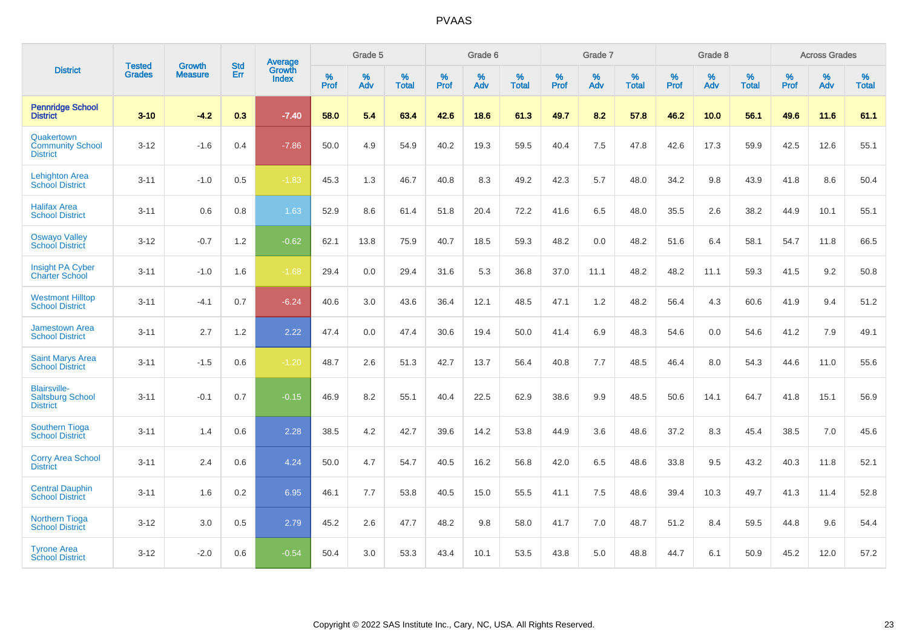# PVAAS

| District | Tested Grades | Growth Measure | Std Err | Average Growth Index | Grade 5 | | | Grade 6 | | | Grade 7 | | | Grade 8 | | | Across Grades | | |
|---|---|---|---|---|---|---|---|---|---|---|---|---|---|---|---|---|---|---|---|
| | | | | | % Prof | % Adv | % Total | % Prof | % Adv | % Total | % Prof | % Adv | % Total | % Prof | % Adv | % Total | % Prof | % Adv | % Total |
| **Pennridge School District** | **3-10** | **-4.2** | **0.3** | **-7.40** | **58.0** | **5.4** | **63.4** | **42.6** | **18.6** | **61.3** | **49.7** | **8.2** | **57.8** | **46.2** | **10.0** | **56.1** | **49.6** | **11.6** | **61.1** |
| Quakertown Community School District | 3-12 | -1.6 | 0.4 | -7.86 | 50.0 | 4.9 | 54.9 | 40.2 | 19.3 | 59.5 | 40.4 | 7.5 | 47.8 | 42.6 | 17.3 | 59.9 | 42.5 | 12.6 | 55.1 |
| Lehighton Area School District | 3-11 | -1.0 | 0.5 | -1.83 | 45.3 | 1.3 | 46.7 | 40.8 | 8.3 | 49.2 | 42.3 | 5.7 | 48.0 | 34.2 | 9.8 | 43.9 | 41.8 | 8.6 | 50.4 |
| Halifax Area School District | 3-11 | 0.6 | 0.8 | 1.63 | 52.9 | 8.6 | 61.4 | 51.8 | 20.4 | 72.2 | 41.6 | 6.5 | 48.0 | 35.5 | 2.6 | 38.2 | 44.9 | 10.1 | 55.1 |
| Oswayo Valley School District | 3-12 | -0.7 | 1.2 | -0.62 | 62.1 | 13.8 | 75.9 | 40.7 | 18.5 | 59.3 | 48.2 | 0.0 | 48.2 | 51.6 | 6.4 | 58.1 | 54.7 | 11.8 | 66.5 |
| Insight PA Cyber Charter School | 3-11 | -1.0 | 1.6 | -1.68 | 29.4 | 0.0 | 29.4 | 31.6 | 5.3 | 36.8 | 37.0 | 11.1 | 48.2 | 48.2 | 11.1 | 59.3 | 41.5 | 9.2 | 50.8 |
| Westmont Hilltop School District | 3-11 | -4.1 | 0.7 | -6.24 | 40.6 | 3.0 | 43.6 | 36.4 | 12.1 | 48.5 | 47.1 | 1.2 | 48.2 | 56.4 | 4.3 | 60.6 | 41.9 | 9.4 | 51.2 |
| Jamestown Area School District | 3-11 | 2.7 | 1.2 | 2.22 | 47.4 | 0.0 | 47.4 | 30.6 | 19.4 | 50.0 | 41.4 | 6.9 | 48.3 | 54.6 | 0.0 | 54.6 | 41.2 | 7.9 | 49.1 |
| Saint Marys Area School District | 3-11 | -1.5 | 0.6 | -1.20 | 48.7 | 2.6 | 51.3 | 42.7 | 13.7 | 56.4 | 40.8 | 7.7 | 48.5 | 46.4 | 8.0 | 54.3 | 44.6 | 11.0 | 55.6 |
| Blairsville-Saltsburg School District | 3-11 | -0.1 | 0.7 | -0.15 | 46.9 | 8.2 | 55.1 | 40.4 | 22.5 | 62.9 | 38.6 | 9.9 | 48.5 | 50.6 | 14.1 | 64.7 | 41.8 | 15.1 | 56.9 |
| Southern Tioga School District | 3-11 | 1.4 | 0.6 | 2.28 | 38.5 | 4.2 | 42.7 | 39.6 | 14.2 | 53.8 | 44.9 | 3.6 | 48.6 | 37.2 | 8.3 | 45.4 | 38.5 | 7.0 | 45.6 |
| Corry Area School District | 3-11 | 2.4 | 0.6 | 4.24 | 50.0 | 4.7 | 54.7 | 40.5 | 16.2 | 56.8 | 42.0 | 6.5 | 48.6 | 33.8 | 9.5 | 43.2 | 40.3 | 11.8 | 52.1 |
| Central Dauphin School District | 3-11 | 1.6 | 0.2 | 6.95 | 46.1 | 7.7 | 53.8 | 40.5 | 15.0 | 55.5 | 41.1 | 7.5 | 48.6 | 39.4 | 10.3 | 49.7 | 41.3 | 11.4 | 52.8 |
| Northern Tioga School District | 3-12 | 3.0 | 0.5 | 2.79 | 45.2 | 2.6 | 47.7 | 48.2 | 9.8 | 58.0 | 41.7 | 7.0 | 48.7 | 51.2 | 8.4 | 59.5 | 44.8 | 9.6 | 54.4 |
| Tyrone Area School District | 3-12 | -2.0 | 0.6 | -0.54 | 50.4 | 3.0 | 53.3 | 43.4 | 10.1 | 53.5 | 43.8 | 5.0 | 48.8 | 44.7 | 6.1 | 50.9 | 45.2 | 12.0 | 57.2 |

Copyright © 2022 SAS Institute Inc., Cary, NC, USA. All Rights Reserved.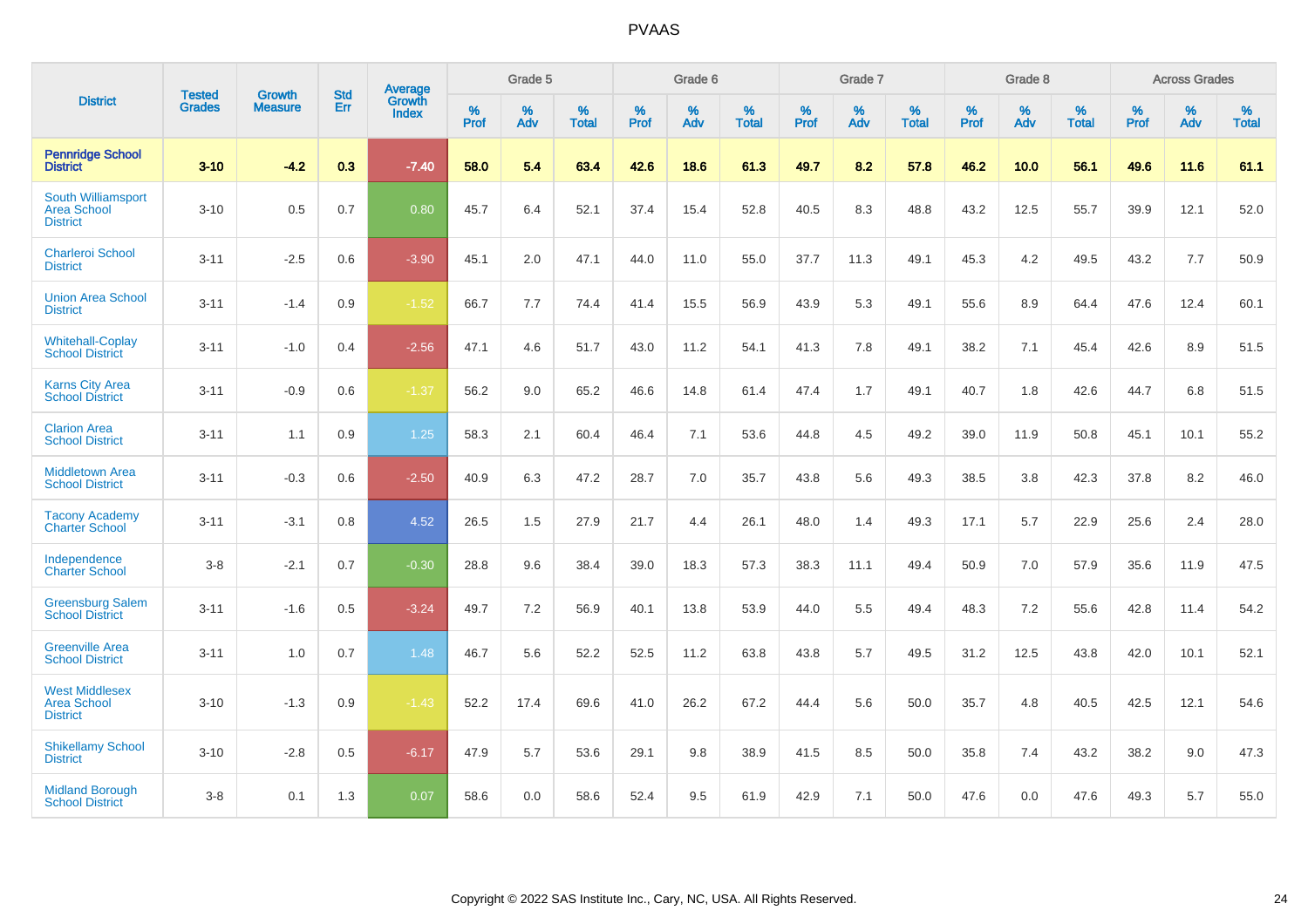# PVAAS

| District | Tested Grades | Growth Measure | Std Err | Average Growth Index | Grade 5 | | | Grade 6 | | | Grade 7 | | | Grade 8 | | | Across Grades | | |
|---|---|---|---|---|---|---|---|---|---|---|---|---|---|---|---|---|---|---|---|
| | | | | | % Prof | % Adv | % Total | % Prof | % Adv | % Total | % Prof | % Adv | % Total | % Prof | % Adv | % Total | % Prof | % Adv | % Total |
| **Pennridge School District** | **3-10** | **-4.2** | **0.3** | **-7.40** | **58.0** | **5.4** | **63.4** | **42.6** | **18.6** | **61.3** | **49.7** | **8.2** | **57.8** | **46.2** | **10.0** | **56.1** | **49.6** | **11.6** | **61.1** |
| South Williamsport Area School District | 3-10 | 0.5 | 0.7 | 0.80 | 45.7 | 6.4 | 52.1 | 37.4 | 15.4 | 52.8 | 40.5 | 8.3 | 48.8 | 43.2 | 12.5 | 55.7 | 39.9 | 12.1 | 52.0 |
| Charleroi School District | 3-11 | -2.5 | 0.6 | -3.90 | 45.1 | 2.0 | 47.1 | 44.0 | 11.0 | 55.0 | 37.7 | 11.3 | 49.1 | 45.3 | 4.2 | 49.5 | 43.2 | 7.7 | 50.9 |
| Union Area School District | 3-11 | -1.4 | 0.9 | -1.52 | 66.7 | 7.7 | 74.4 | 41.4 | 15.5 | 56.9 | 43.9 | 5.3 | 49.1 | 55.6 | 8.9 | 64.4 | 47.6 | 12.4 | 60.1 |
| Whitehall-Coplay School District | 3-11 | -1.0 | 0.4 | -2.56 | 47.1 | 4.6 | 51.7 | 43.0 | 11.2 | 54.1 | 41.3 | 7.8 | 49.1 | 38.2 | 7.1 | 45.4 | 42.6 | 8.9 | 51.5 |
| Karns City Area School District | 3-11 | -0.9 | 0.6 | -1.37 | 56.2 | 9.0 | 65.2 | 46.6 | 14.8 | 61.4 | 47.4 | 1.7 | 49.1 | 40.7 | 1.8 | 42.6 | 44.7 | 6.8 | 51.5 |
| Clarion Area School District | 3-11 | 1.1 | 0.9 | 1.25 | 58.3 | 2.1 | 60.4 | 46.4 | 7.1 | 53.6 | 44.8 | 4.5 | 49.2 | 39.0 | 11.9 | 50.8 | 45.1 | 10.1 | 55.2 |
| Middletown Area School District | 3-11 | -0.3 | 0.6 | -2.50 | 40.9 | 6.3 | 47.2 | 28.7 | 7.0 | 35.7 | 43.8 | 5.6 | 49.3 | 38.5 | 3.8 | 42.3 | 37.8 | 8.2 | 46.0 |
| Tacony Academy Charter School | 3-11 | -3.1 | 0.8 | 4.52 | 26.5 | 1.5 | 27.9 | 21.7 | 4.4 | 26.1 | 48.0 | 1.4 | 49.3 | 17.1 | 5.7 | 22.9 | 25.6 | 2.4 | 28.0 |
| Independence Charter School | 3-8 | -2.1 | 0.7 | -0.30 | 28.8 | 9.6 | 38.4 | 39.0 | 18.3 | 57.3 | 38.3 | 11.1 | 49.4 | 50.9 | 7.0 | 57.9 | 35.6 | 11.9 | 47.5 |
| Greensburg Salem School District | 3-11 | -1.6 | 0.5 | -3.24 | 49.7 | 7.2 | 56.9 | 40.1 | 13.8 | 53.9 | 44.0 | 5.5 | 49.4 | 48.3 | 7.2 | 55.6 | 42.8 | 11.4 | 54.2 |
| Greenville Area School District | 3-11 | 1.0 | 0.7 | 1.48 | 46.7 | 5.6 | 52.2 | 52.5 | 11.2 | 63.8 | 43.8 | 5.7 | 49.5 | 31.2 | 12.5 | 43.8 | 42.0 | 10.1 | 52.1 |
| West Middlesex Area School District | 3-10 | -1.3 | 0.9 | -1.43 | 52.2 | 17.4 | 69.6 | 41.0 | 26.2 | 67.2 | 44.4 | 5.6 | 50.0 | 35.7 | 4.8 | 40.5 | 42.5 | 12.1 | 54.6 |
| Shikellamy School District | 3-10 | -2.8 | 0.5 | -6.17 | 47.9 | 5.7 | 53.6 | 29.1 | 9.8 | 38.9 | 41.5 | 8.5 | 50.0 | 35.8 | 7.4 | 43.2 | 38.2 | 9.0 | 47.3 |
| Midland Borough School District | 3-8 | 0.1 | 1.3 | 0.07 | 58.6 | 0.0 | 58.6 | 52.4 | 9.5 | 61.9 | 42.9 | 7.1 | 50.0 | 47.6 | 0.0 | 47.6 | 49.3 | 5.7 | 55.0 |

Copyright © 2022 SAS Institute Inc., Cary, NC, USA. All Rights Reserved.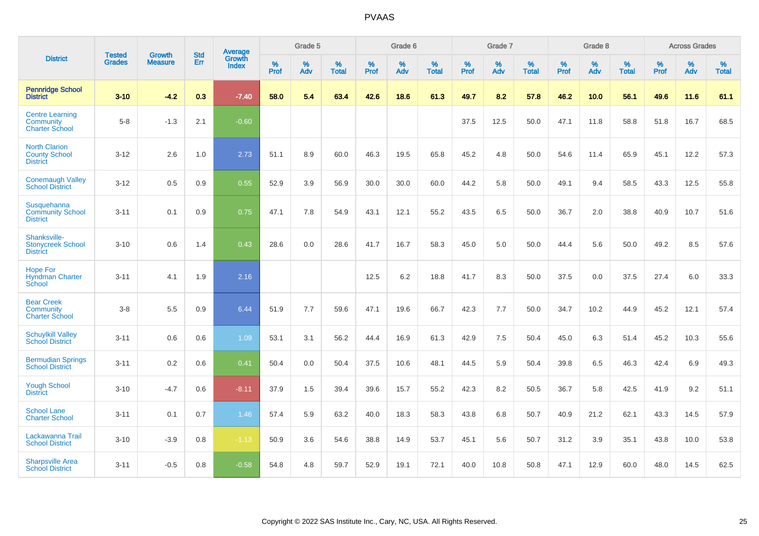# PVAAS

| District | Tested Grades | Growth Measure | Std Err | Average Growth Index | Grade 5 | | | Grade 6 | | | Grade 7 | | | Grade 8 | | | Across Grades | | |
|---|---|---|---|---|---|---|---|---|---|---|---|---|---|---|---|---|---|---|---|
| | | | | | % Prof | % Adv | % Total | % Prof | % Adv | % Total | % Prof | % Adv | % Total | % Prof | % Adv | % Total | % Prof | % Adv | % Total |
| **Pennridge School District** | **3-10** | **-4.2** | **0.3** | **-7.40** | **58.0** | **5.4** | **63.4** | **42.6** | **18.6** | **61.3** | **49.7** | **8.2** | **57.8** | **46.2** | **10.0** | **56.1** | **49.6** | **11.6** | **61.1** |
| Centre Learning Community Charter School | 5-8 | -1.3 | 2.1 | -0.60 | | | | | | | 37.5 | 12.5 | 50.0 | 47.1 | 11.8 | 58.8 | 51.8 | 16.7 | 68.5 |
| North Clarion County School District | 3-12 | 2.6 | 1.0 | 2.73 | 51.1 | 8.9 | 60.0 | 46.3 | 19.5 | 65.8 | 45.2 | 4.8 | 50.0 | 54.6 | 11.4 | 65.9 | 45.1 | 12.2 | 57.3 |
| Conemaugh Valley School District | 3-12 | 0.5 | 0.9 | 0.55 | 52.9 | 3.9 | 56.9 | 30.0 | 30.0 | 60.0 | 44.2 | 5.8 | 50.0 | 49.1 | 9.4 | 58.5 | 43.3 | 12.5 | 55.8 |
| Susquehanna Community School District | 3-11 | 0.1 | 0.9 | 0.75 | 47.1 | 7.8 | 54.9 | 43.1 | 12.1 | 55.2 | 43.5 | 6.5 | 50.0 | 36.7 | 2.0 | 38.8 | 40.9 | 10.7 | 51.6 |
| Shanksville-Stonycreek School District | 3-10 | 0.6 | 1.4 | 0.43 | 28.6 | 0.0 | 28.6 | 41.7 | 16.7 | 58.3 | 45.0 | 5.0 | 50.0 | 44.4 | 5.6 | 50.0 | 49.2 | 8.5 | 57.6 |
| Hope For Hyndman Charter School | 3-11 | 4.1 | 1.9 | 2.16 | | | | 12.5 | 6.2 | 18.8 | 41.7 | 8.3 | 50.0 | 37.5 | 0.0 | 37.5 | 27.4 | 6.0 | 33.3 |
| Bear Creek Community Charter School | 3-8 | 5.5 | 0.9 | 6.44 | 51.9 | 7.7 | 59.6 | 47.1 | 19.6 | 66.7 | 42.3 | 7.7 | 50.0 | 34.7 | 10.2 | 44.9 | 45.2 | 12.1 | 57.4 |
| Schuylkill Valley School District | 3-11 | 0.6 | 0.6 | 1.09 | 53.1 | 3.1 | 56.2 | 44.4 | 16.9 | 61.3 | 42.9 | 7.5 | 50.4 | 45.0 | 6.3 | 51.4 | 45.2 | 10.3 | 55.6 |
| Bermudian Springs School District | 3-11 | 0.2 | 0.6 | 0.41 | 50.4 | 0.0 | 50.4 | 37.5 | 10.6 | 48.1 | 44.5 | 5.9 | 50.4 | 39.8 | 6.5 | 46.3 | 42.4 | 6.9 | 49.3 |
| Yough School District | 3-10 | -4.7 | 0.6 | -8.11 | 37.9 | 1.5 | 39.4 | 39.6 | 15.7 | 55.2 | 42.3 | 8.2 | 50.5 | 36.7 | 5.8 | 42.5 | 41.9 | 9.2 | 51.1 |
| School Lane Charter School | 3-11 | 0.1 | 0.7 | 1.46 | 57.4 | 5.9 | 63.2 | 40.0 | 18.3 | 58.3 | 43.8 | 6.8 | 50.7 | 40.9 | 21.2 | 62.1 | 43.3 | 14.5 | 57.9 |
| Lackawanna Trail School District | 3-10 | -3.9 | 0.8 | -1.13 | 50.9 | 3.6 | 54.6 | 38.8 | 14.9 | 53.7 | 45.1 | 5.6 | 50.7 | 31.2 | 3.9 | 35.1 | 43.8 | 10.0 | 53.8 |
| Sharpsville Area School District | 3-11 | -0.5 | 0.8 | -0.58 | 54.8 | 4.8 | 59.7 | 52.9 | 19.1 | 72.1 | 40.0 | 10.8 | 50.8 | 47.1 | 12.9 | 60.0 | 48.0 | 14.5 | 62.5 |

Copyright © 2022 SAS Institute Inc., Cary, NC, USA. All Rights Reserved.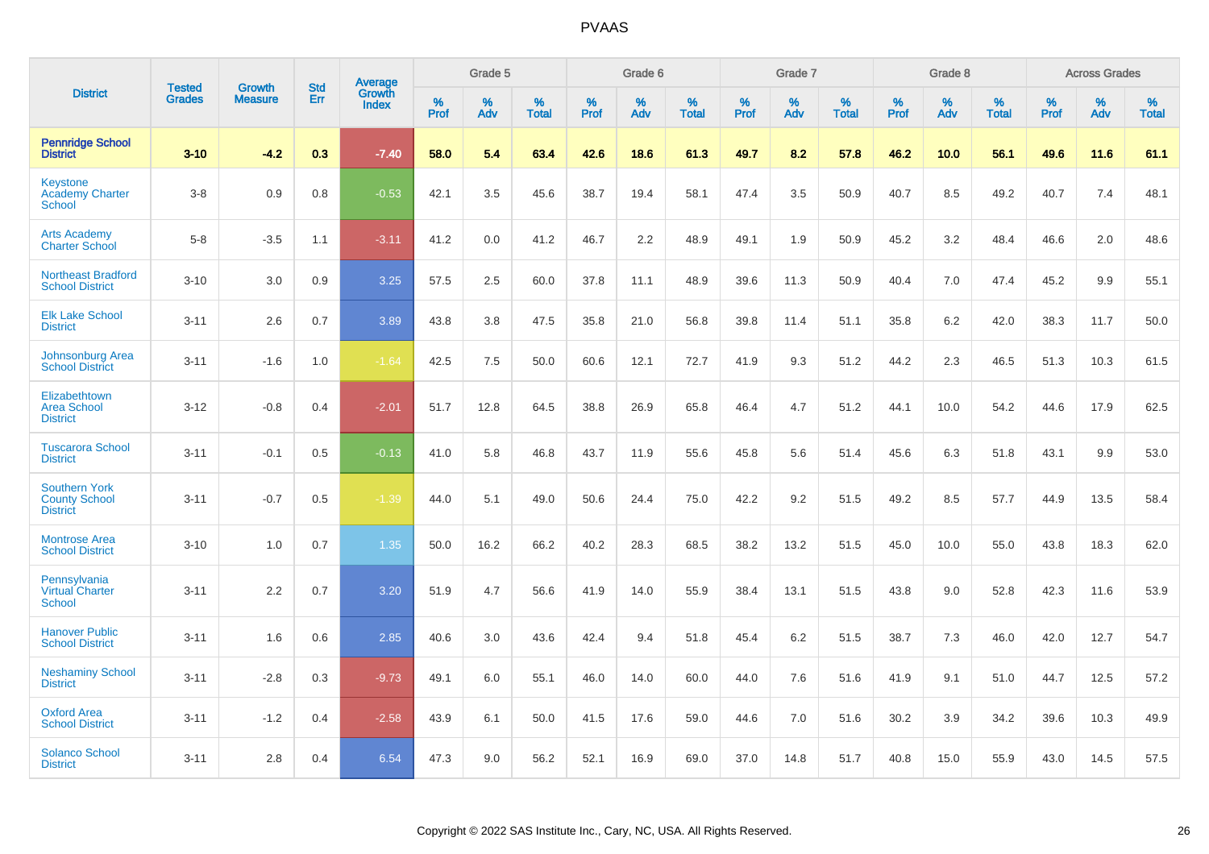# PVAAS

| District | Tested Grades | Growth Measure | Std Err | Average Growth Index | Grade 5 | | | Grade 6 | | | Grade 7 | | | Grade 8 | | | Across Grades | | |
|---|---|---|---|---|---|---|---|---|---|---|---|---|---|---|---|---|---|---|---|
| | | | | | % Prof | % Adv | % Total | % Prof | % Adv | % Total | % Prof | % Adv | % Total | % Prof | % Adv | % Total | % Prof | % Adv | % Total |
| **Pennridge School District** | **3-10** | **-4.2** | **0.3** | **-7.40** | **58.0** | **5.4** | **63.4** | **42.6** | **18.6** | **61.3** | **49.7** | **8.2** | **57.8** | **46.2** | **10.0** | **56.1** | **49.6** | **11.6** | **61.1** |
| Keystone Academy Charter School | 3-8 | 0.9 | 0.8 | -0.53 | 42.1 | 3.5 | 45.6 | 38.7 | 19.4 | 58.1 | 47.4 | 3.5 | 50.9 | 40.7 | 8.5 | 49.2 | 40.7 | 7.4 | 48.1 |
| Arts Academy Charter School | 5-8 | -3.5 | 1.1 | -3.11 | 41.2 | 0.0 | 41.2 | 46.7 | 2.2 | 48.9 | 49.1 | 1.9 | 50.9 | 45.2 | 3.2 | 48.4 | 46.6 | 2.0 | 48.6 |
| Northeast Bradford School District | 3-10 | 3.0 | 0.9 | 3.25 | 57.5 | 2.5 | 60.0 | 37.8 | 11.1 | 48.9 | 39.6 | 11.3 | 50.9 | 40.4 | 7.0 | 47.4 | 45.2 | 9.9 | 55.1 |
| Elk Lake School District | 3-11 | 2.6 | 0.7 | 3.89 | 43.8 | 3.8 | 47.5 | 35.8 | 21.0 | 56.8 | 39.8 | 11.4 | 51.1 | 35.8 | 6.2 | 42.0 | 38.3 | 11.7 | 50.0 |
| Johnsonburg Area School District | 3-11 | -1.6 | 1.0 | -1.64 | 42.5 | 7.5 | 50.0 | 60.6 | 12.1 | 72.7 | 41.9 | 9.3 | 51.2 | 44.2 | 2.3 | 46.5 | 51.3 | 10.3 | 61.5 |
| Elizabethtown Area School District | 3-12 | -0.8 | 0.4 | -2.01 | 51.7 | 12.8 | 64.5 | 38.8 | 26.9 | 65.8 | 46.4 | 4.7 | 51.2 | 44.1 | 10.0 | 54.2 | 44.6 | 17.9 | 62.5 |
| Tuscarora School District | 3-11 | -0.1 | 0.5 | -0.13 | 41.0 | 5.8 | 46.8 | 43.7 | 11.9 | 55.6 | 45.8 | 5.6 | 51.4 | 45.6 | 6.3 | 51.8 | 43.1 | 9.9 | 53.0 |
| Southern York County School District | 3-11 | -0.7 | 0.5 | -1.39 | 44.0 | 5.1 | 49.0 | 50.6 | 24.4 | 75.0 | 42.2 | 9.2 | 51.5 | 49.2 | 8.5 | 57.7 | 44.9 | 13.5 | 58.4 |
| Montrose Area School District | 3-10 | 1.0 | 0.7 | 1.35 | 50.0 | 16.2 | 66.2 | 40.2 | 28.3 | 68.5 | 38.2 | 13.2 | 51.5 | 45.0 | 10.0 | 55.0 | 43.8 | 18.3 | 62.0 |
| Pennsylvania Virtual Charter School | 3-11 | 2.2 | 0.7 | 3.20 | 51.9 | 4.7 | 56.6 | 41.9 | 14.0 | 55.9 | 38.4 | 13.1 | 51.5 | 43.8 | 9.0 | 52.8 | 42.3 | 11.6 | 53.9 |
| Hanover Public School District | 3-11 | 1.6 | 0.6 | 2.85 | 40.6 | 3.0 | 43.6 | 42.4 | 9.4 | 51.8 | 45.4 | 6.2 | 51.5 | 38.7 | 7.3 | 46.0 | 42.0 | 12.7 | 54.7 |
| Neshaminy School District | 3-11 | -2.8 | 0.3 | -9.73 | 49.1 | 6.0 | 55.1 | 46.0 | 14.0 | 60.0 | 44.0 | 7.6 | 51.6 | 41.9 | 9.1 | 51.0 | 44.7 | 12.5 | 57.2 |
| Oxford Area School District | 3-11 | -1.2 | 0.4 | -2.58 | 43.9 | 6.1 | 50.0 | 41.5 | 17.6 | 59.0 | 44.6 | 7.0 | 51.6 | 30.2 | 3.9 | 34.2 | 39.6 | 10.3 | 49.9 |
| Solanco School District | 3-11 | 2.8 | 0.4 | 6.54 | 47.3 | 9.0 | 56.2 | 52.1 | 16.9 | 69.0 | 37.0 | 14.8 | 51.7 | 40.8 | 15.0 | 55.9 | 43.0 | 14.5 | 57.5 |

Copyright © 2022 SAS Institute Inc., Cary, NC, USA. All Rights Reserved.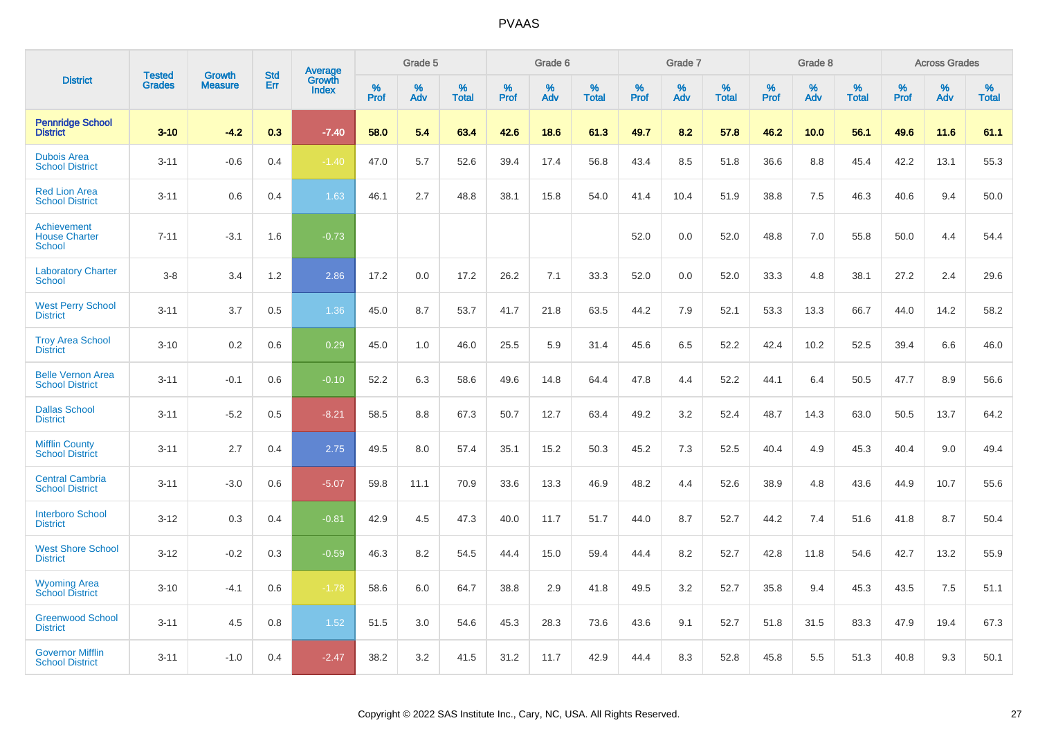# PVAAS

| District | Tested Grades | Growth Measure | Std Err | Average Growth Index | Grade 5 | | | Grade 6 | | | Grade 7 | | | Grade 8 | | | Across Grades | | |
|---|---|---|---|---|---|---|---|---|---|---|---|---|---|---|---|---|---|---|---|
| | | | | | % Prof | % Adv | % Total | % Prof | % Adv | % Total | % Prof | % Adv | % Total | % Prof | % Adv | % Total | % Prof | % Adv | % Total |
| **Pennridge School District** | **3-10** | **-4.2** | **0.3** | **-7.40** | **58.0** | **5.4** | **63.4** | **42.6** | **18.6** | **61.3** | **49.7** | **8.2** | **57.8** | **46.2** | **10.0** | **56.1** | **49.6** | **11.6** | **61.1** |
| Dubois Area School District | 3-11 | -0.6 | 0.4 | -1.40 | 47.0 | 5.7 | 52.6 | 39.4 | 17.4 | 56.8 | 43.4 | 8.5 | 51.8 | 36.6 | 8.8 | 45.4 | 42.2 | 13.1 | 55.3 |
| Red Lion Area School District | 3-11 | 0.6 | 0.4 | 1.63 | 46.1 | 2.7 | 48.8 | 38.1 | 15.8 | 54.0 | 41.4 | 10.4 | 51.9 | 38.8 | 7.5 | 46.3 | 40.6 | 9.4 | 50.0 |
| Achievement House Charter School | 7-11 | -3.1 | 1.6 | -0.73 | | | | | | | 52.0 | 0.0 | 52.0 | 48.8 | 7.0 | 55.8 | 50.0 | 4.4 | 54.4 |
| Laboratory Charter School | 3-8 | 3.4 | 1.2 | 2.86 | 17.2 | 0.0 | 17.2 | 26.2 | 7.1 | 33.3 | 52.0 | 0.0 | 52.0 | 33.3 | 4.8 | 38.1 | 27.2 | 2.4 | 29.6 |
| West Perry School District | 3-11 | 3.7 | 0.5 | 1.36 | 45.0 | 8.7 | 53.7 | 41.7 | 21.8 | 63.5 | 44.2 | 7.9 | 52.1 | 53.3 | 13.3 | 66.7 | 44.0 | 14.2 | 58.2 |
| Troy Area School District | 3-10 | 0.2 | 0.6 | 0.29 | 45.0 | 1.0 | 46.0 | 25.5 | 5.9 | 31.4 | 45.6 | 6.5 | 52.2 | 42.4 | 10.2 | 52.5 | 39.4 | 6.6 | 46.0 |
| Belle Vernon Area School District | 3-11 | -0.1 | 0.6 | -0.10 | 52.2 | 6.3 | 58.6 | 49.6 | 14.8 | 64.4 | 47.8 | 4.4 | 52.2 | 44.1 | 6.4 | 50.5 | 47.7 | 8.9 | 56.6 |
| Dallas School District | 3-11 | -5.2 | 0.5 | -8.21 | 58.5 | 8.8 | 67.3 | 50.7 | 12.7 | 63.4 | 49.2 | 3.2 | 52.4 | 48.7 | 14.3 | 63.0 | 50.5 | 13.7 | 64.2 |
| Mifflin County School District | 3-11 | 2.7 | 0.4 | 2.75 | 49.5 | 8.0 | 57.4 | 35.1 | 15.2 | 50.3 | 45.2 | 7.3 | 52.5 | 40.4 | 4.9 | 45.3 | 40.4 | 9.0 | 49.4 |
| Central Cambria School District | 3-11 | -3.0 | 0.6 | -5.07 | 59.8 | 11.1 | 70.9 | 33.6 | 13.3 | 46.9 | 48.2 | 4.4 | 52.6 | 38.9 | 4.8 | 43.6 | 44.9 | 10.7 | 55.6 |
| Interboro School District | 3-12 | 0.3 | 0.4 | -0.81 | 42.9 | 4.5 | 47.3 | 40.0 | 11.7 | 51.7 | 44.0 | 8.7 | 52.7 | 44.2 | 7.4 | 51.6 | 41.8 | 8.7 | 50.4 |
| West Shore School District | 3-12 | -0.2 | 0.3 | -0.59 | 46.3 | 8.2 | 54.5 | 44.4 | 15.0 | 59.4 | 44.4 | 8.2 | 52.7 | 42.8 | 11.8 | 54.6 | 42.7 | 13.2 | 55.9 |
| Wyoming Area School District | 3-10 | -4.1 | 0.6 | -1.78 | 58.6 | 6.0 | 64.7 | 38.8 | 2.9 | 41.8 | 49.5 | 3.2 | 52.7 | 35.8 | 9.4 | 45.3 | 43.5 | 7.5 | 51.1 |
| Greenwood School District | 3-11 | 4.5 | 0.8 | 1.52 | 51.5 | 3.0 | 54.6 | 45.3 | 28.3 | 73.6 | 43.6 | 9.1 | 52.7 | 51.8 | 31.5 | 83.3 | 47.9 | 19.4 | 67.3 |
| Governor Mifflin School District | 3-11 | -1.0 | 0.4 | -2.47 | 38.2 | 3.2 | 41.5 | 31.2 | 11.7 | 42.9 | 44.4 | 8.3 | 52.8 | 45.8 | 5.5 | 51.3 | 40.8 | 9.3 | 50.1 |

Copyright © 2022 SAS Institute Inc., Cary, NC, USA. All Rights Reserved.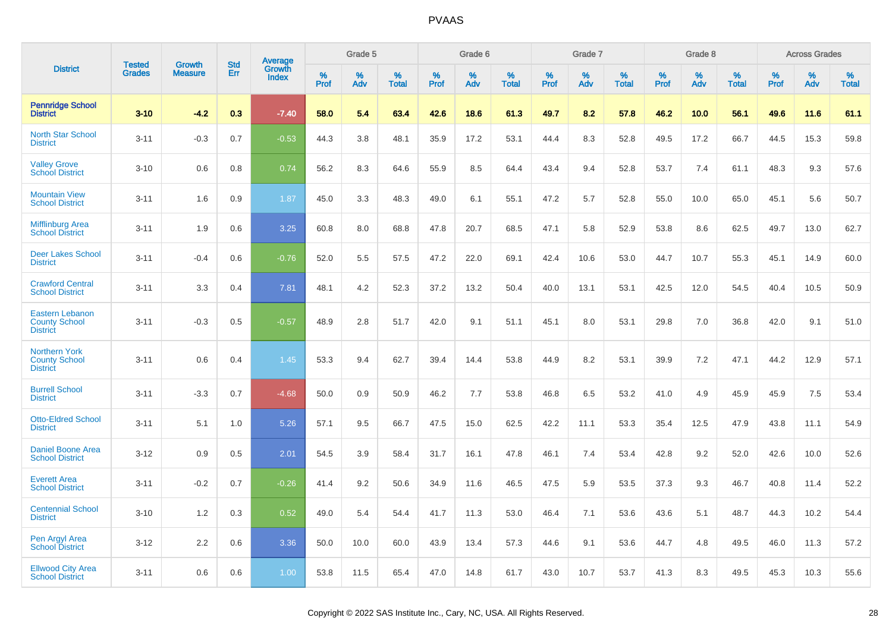# PVAAS

| District | Tested Grades | Growth Measure | Std Err | Average Growth Index | Grade 5 | | | Grade 6 | | | Grade 7 | | | Grade 8 | | | Across Grades | | |
|---|---|---|---|---|---|---|---|---|---|---|---|---|---|---|---|---|---|---|---|
| | | | | | % Prof | % Adv | % Total | % Prof | % Adv | % Total | % Prof | % Adv | % Total | % Prof | % Adv | % Total | % Prof | % Adv | % Total |
| **Pennridge School District** | **3-10** | **-4.2** | **0.3** | **-7.40** | **58.0** | **5.4** | **63.4** | **42.6** | **18.6** | **61.3** | **49.7** | **8.2** | **57.8** | **46.2** | **10.0** | **56.1** | **49.6** | **11.6** | **61.1** |
| North Star School District | 3-11 | -0.3 | 0.7 | -0.53 | 44.3 | 3.8 | 48.1 | 35.9 | 17.2 | 53.1 | 44.4 | 8.3 | 52.8 | 49.5 | 17.2 | 66.7 | 44.5 | 15.3 | 59.8 |
| Valley Grove School District | 3-10 | 0.6 | 0.8 | 0.74 | 56.2 | 8.3 | 64.6 | 55.9 | 8.5 | 64.4 | 43.4 | 9.4 | 52.8 | 53.7 | 7.4 | 61.1 | 48.3 | 9.3 | 57.6 |
| Mountain View School District | 3-11 | 1.6 | 0.9 | 1.87 | 45.0 | 3.3 | 48.3 | 49.0 | 6.1 | 55.1 | 47.2 | 5.7 | 52.8 | 55.0 | 10.0 | 65.0 | 45.1 | 5.6 | 50.7 |
| Mifflinburg Area School District | 3-11 | 1.9 | 0.6 | 3.25 | 60.8 | 8.0 | 68.8 | 47.8 | 20.7 | 68.5 | 47.1 | 5.8 | 52.9 | 53.8 | 8.6 | 62.5 | 49.7 | 13.0 | 62.7 |
| Deer Lakes School District | 3-11 | -0.4 | 0.6 | -0.76 | 52.0 | 5.5 | 57.5 | 47.2 | 22.0 | 69.1 | 42.4 | 10.6 | 53.0 | 44.7 | 10.7 | 55.3 | 45.1 | 14.9 | 60.0 |
| Crawford Central School District | 3-11 | 3.3 | 0.4 | 7.81 | 48.1 | 4.2 | 52.3 | 37.2 | 13.2 | 50.4 | 40.0 | 13.1 | 53.1 | 42.5 | 12.0 | 54.5 | 40.4 | 10.5 | 50.9 |
| Eastern Lebanon County School District | 3-11 | -0.3 | 0.5 | -0.57 | 48.9 | 2.8 | 51.7 | 42.0 | 9.1 | 51.1 | 45.1 | 8.0 | 53.1 | 29.8 | 7.0 | 36.8 | 42.0 | 9.1 | 51.0 |
| Northern York County School District | 3-11 | 0.6 | 0.4 | 1.45 | 53.3 | 9.4 | 62.7 | 39.4 | 14.4 | 53.8 | 44.9 | 8.2 | 53.1 | 39.9 | 7.2 | 47.1 | 44.2 | 12.9 | 57.1 |
| Burrell School District | 3-11 | -3.3 | 0.7 | -4.68 | 50.0 | 0.9 | 50.9 | 46.2 | 7.7 | 53.8 | 46.8 | 6.5 | 53.2 | 41.0 | 4.9 | 45.9 | 45.9 | 7.5 | 53.4 |
| Otto-Eldred School District | 3-11 | 5.1 | 1.0 | 5.26 | 57.1 | 9.5 | 66.7 | 47.5 | 15.0 | 62.5 | 42.2 | 11.1 | 53.3 | 35.4 | 12.5 | 47.9 | 43.8 | 11.1 | 54.9 |
| Daniel Boone Area School District | 3-12 | 0.9 | 0.5 | 2.01 | 54.5 | 3.9 | 58.4 | 31.7 | 16.1 | 47.8 | 46.1 | 7.4 | 53.4 | 42.8 | 9.2 | 52.0 | 42.6 | 10.0 | 52.6 |
| Everett Area School District | 3-11 | -0.2 | 0.7 | -0.26 | 41.4 | 9.2 | 50.6 | 34.9 | 11.6 | 46.5 | 47.5 | 5.9 | 53.5 | 37.3 | 9.3 | 46.7 | 40.8 | 11.4 | 52.2 |
| Centennial School District | 3-10 | 1.2 | 0.3 | 0.52 | 49.0 | 5.4 | 54.4 | 41.7 | 11.3 | 53.0 | 46.4 | 7.1 | 53.6 | 43.6 | 5.1 | 48.7 | 44.3 | 10.2 | 54.4 |
| Pen Argyl Area School District | 3-12 | 2.2 | 0.6 | 3.36 | 50.0 | 10.0 | 60.0 | 43.9 | 13.4 | 57.3 | 44.6 | 9.1 | 53.6 | 44.7 | 4.8 | 49.5 | 46.0 | 11.3 | 57.2 |
| Ellwood City Area School District | 3-11 | 0.6 | 0.6 | 1.00 | 53.8 | 11.5 | 65.4 | 47.0 | 14.8 | 61.7 | 43.0 | 10.7 | 53.7 | 41.3 | 8.3 | 49.5 | 45.3 | 10.3 | 55.6 |

Copyright © 2022 SAS Institute Inc., Cary, NC, USA. All Rights Reserved.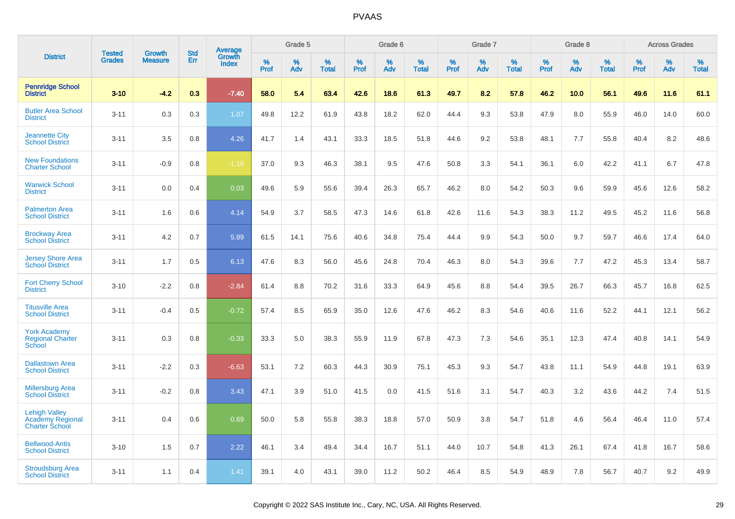# PVAAS

| District | Tested Grades | Growth Measure | Std Err | Average Growth Index | Grade 5 | | | Grade 6 | | | Grade 7 | | | Grade 8 | | | Across Grades | | |
|---|---|---|---|---|---|---|---|---|---|---|---|---|---|---|---|---|---|---|---|
| | | | | | % Prof | % Adv | % Total | % Prof | % Adv | % Total | % Prof | % Adv | % Total | % Prof | % Adv | % Total | % Prof | % Adv | % Total |
| **Pennridge School District** | **3-10** | **-4.2** | **0.3** | **-7.40** | **58.0** | **5.4** | **63.4** | **42.6** | **18.6** | **61.3** | **49.7** | **8.2** | **57.8** | **46.2** | **10.0** | **56.1** | **49.6** | **11.6** | **61.1** |
| Butler Area School District | 3-11 | 0.3 | 0.3 | 1.07 | 49.8 | 12.2 | 61.9 | 43.8 | 18.2 | 62.0 | 44.4 | 9.3 | 53.8 | 47.9 | 8.0 | 55.9 | 46.0 | 14.0 | 60.0 |
| Jeannette City School District | 3-11 | 3.5 | 0.8 | 4.26 | 41.7 | 1.4 | 43.1 | 33.3 | 18.5 | 51.8 | 44.6 | 9.2 | 53.8 | 48.1 | 7.7 | 55.8 | 40.4 | 8.2 | 48.6 |
| New Foundations Charter School | 3-11 | -0.9 | 0.8 | -1.16 | 37.0 | 9.3 | 46.3 | 38.1 | 9.5 | 47.6 | 50.8 | 3.3 | 54.1 | 36.1 | 6.0 | 42.2 | 41.1 | 6.7 | 47.8 |
| Warwick School District | 3-11 | 0.0 | 0.4 | 0.03 | 49.6 | 5.9 | 55.6 | 39.4 | 26.3 | 65.7 | 46.2 | 8.0 | 54.2 | 50.3 | 9.6 | 59.9 | 45.6 | 12.6 | 58.2 |
| Palmerton Area School District | 3-11 | 1.6 | 0.6 | 4.14 | 54.9 | 3.7 | 58.5 | 47.3 | 14.6 | 61.8 | 42.6 | 11.6 | 54.3 | 38.3 | 11.2 | 49.5 | 45.2 | 11.6 | 56.8 |
| Brockway Area School District | 3-11 | 4.2 | 0.7 | 5.89 | 61.5 | 14.1 | 75.6 | 40.6 | 34.8 | 75.4 | 44.4 | 9.9 | 54.3 | 50.0 | 9.7 | 59.7 | 46.6 | 17.4 | 64.0 |
| Jersey Shore Area School District | 3-11 | 1.7 | 0.5 | 6.13 | 47.6 | 8.3 | 56.0 | 45.6 | 24.8 | 70.4 | 46.3 | 8.0 | 54.3 | 39.6 | 7.7 | 47.2 | 45.3 | 13.4 | 58.7 |
| Fort Cherry School District | 3-10 | -2.2 | 0.8 | -2.84 | 61.4 | 8.8 | 70.2 | 31.6 | 33.3 | 64.9 | 45.6 | 8.8 | 54.4 | 39.5 | 26.7 | 66.3 | 45.7 | 16.8 | 62.5 |
| Titusville Area School District | 3-11 | -0.4 | 0.5 | -0.72 | 57.4 | 8.5 | 65.9 | 35.0 | 12.6 | 47.6 | 46.2 | 8.3 | 54.6 | 40.6 | 11.6 | 52.2 | 44.1 | 12.1 | 56.2 |
| York Academy Regional Charter School | 3-11 | 0.3 | 0.8 | -0.33 | 33.3 | 5.0 | 38.3 | 55.9 | 11.9 | 67.8 | 47.3 | 7.3 | 54.6 | 35.1 | 12.3 | 47.4 | 40.8 | 14.1 | 54.9 |
| Dallastown Area School District | 3-11 | -2.2 | 0.3 | -6.63 | 53.1 | 7.2 | 60.3 | 44.3 | 30.9 | 75.1 | 45.3 | 9.3 | 54.7 | 43.8 | 11.1 | 54.9 | 44.8 | 19.1 | 63.9 |
| Millersburg Area School District | 3-11 | -0.2 | 0.8 | 3.43 | 47.1 | 3.9 | 51.0 | 41.5 | 0.0 | 41.5 | 51.6 | 3.1 | 54.7 | 40.3 | 3.2 | 43.6 | 44.2 | 7.4 | 51.5 |
| Lehigh Valley Academy Regional Charter School | 3-11 | 0.4 | 0.6 | 0.69 | 50.0 | 5.8 | 55.8 | 38.3 | 18.8 | 57.0 | 50.9 | 3.8 | 54.7 | 51.8 | 4.6 | 56.4 | 46.4 | 11.0 | 57.4 |
| Bellwood-Antis School District | 3-10 | 1.5 | 0.7 | 2.22 | 46.1 | 3.4 | 49.4 | 34.4 | 16.7 | 51.1 | 44.0 | 10.7 | 54.8 | 41.3 | 26.1 | 67.4 | 41.8 | 16.7 | 58.6 |
| Stroudsburg Area School District | 3-11 | 1.1 | 0.4 | 1.41 | 39.1 | 4.0 | 43.1 | 39.0 | 11.2 | 50.2 | 46.4 | 8.5 | 54.9 | 48.9 | 7.8 | 56.7 | 40.7 | 9.2 | 49.9 |

Copyright © 2022 SAS Institute Inc., Cary, NC, USA. All Rights Reserved.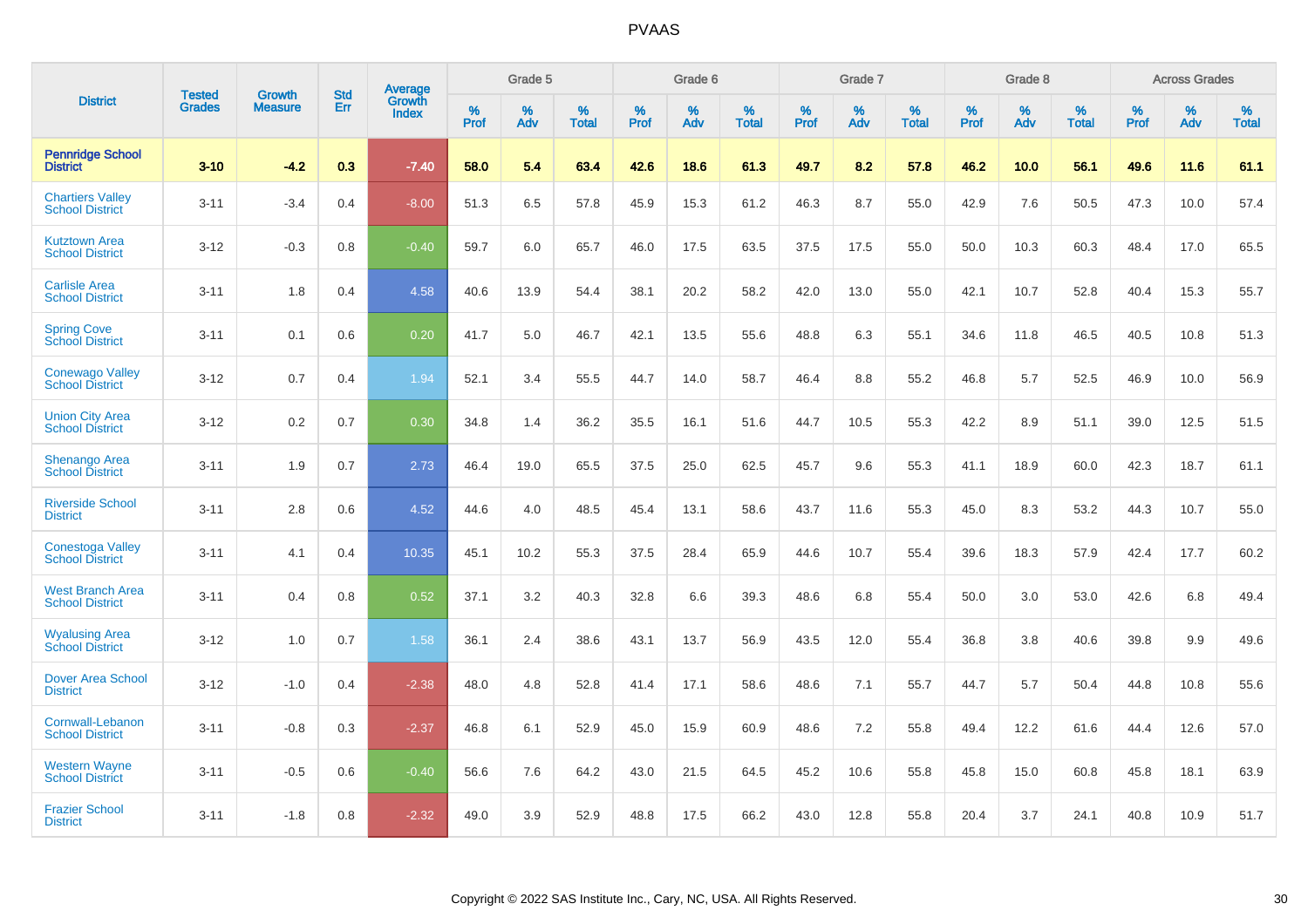# PVAAS

| District | Tested Grades | Growth Measure | Std Err | Average Growth Index | Grade 5 | | | Grade 6 | | | Grade 7 | | | Grade 8 | | | Across Grades | | |
|---|---|---|---|---|---|---|---|---|---|---|---|---|---|---|---|---|---|---|---|
| | | | | | % Prof | % Adv | % Total | % Prof | % Adv | % Total | % Prof | % Adv | % Total | % Prof | % Adv | % Total | % Prof | % Adv | % Total |
| **Pennridge School District** | **3-10** | **-4.2** | **0.3** | **-7.40** | **58.0** | **5.4** | **63.4** | **42.6** | **18.6** | **61.3** | **49.7** | **8.2** | **57.8** | **46.2** | **10.0** | **56.1** | **49.6** | **11.6** | **61.1** |
| Chartiers Valley School District | 3-11 | -3.4 | 0.4 | -8.00 | 51.3 | 6.5 | 57.8 | 45.9 | 15.3 | 61.2 | 46.3 | 8.7 | 55.0 | 42.9 | 7.6 | 50.5 | 47.3 | 10.0 | 57.4 |
| Kutztown Area School District | 3-12 | -0.3 | 0.8 | -0.40 | 59.7 | 6.0 | 65.7 | 46.0 | 17.5 | 63.5 | 37.5 | 17.5 | 55.0 | 50.0 | 10.3 | 60.3 | 48.4 | 17.0 | 65.5 |
| Carlisle Area School District | 3-11 | 1.8 | 0.4 | 4.58 | 40.6 | 13.9 | 54.4 | 38.1 | 20.2 | 58.2 | 42.0 | 13.0 | 55.0 | 42.1 | 10.7 | 52.8 | 40.4 | 15.3 | 55.7 |
| Spring Cove School District | 3-11 | 0.1 | 0.6 | 0.20 | 41.7 | 5.0 | 46.7 | 42.1 | 13.5 | 55.6 | 48.8 | 6.3 | 55.1 | 34.6 | 11.8 | 46.5 | 40.5 | 10.8 | 51.3 |
| Conewago Valley School District | 3-12 | 0.7 | 0.4 | 1.94 | 52.1 | 3.4 | 55.5 | 44.7 | 14.0 | 58.7 | 46.4 | 8.8 | 55.2 | 46.8 | 5.7 | 52.5 | 46.9 | 10.0 | 56.9 |
| Union City Area School District | 3-12 | 0.2 | 0.7 | 0.30 | 34.8 | 1.4 | 36.2 | 35.5 | 16.1 | 51.6 | 44.7 | 10.5 | 55.3 | 42.2 | 8.9 | 51.1 | 39.0 | 12.5 | 51.5 |
| Shenango Area School District | 3-11 | 1.9 | 0.7 | 2.73 | 46.4 | 19.0 | 65.5 | 37.5 | 25.0 | 62.5 | 45.7 | 9.6 | 55.3 | 41.1 | 18.9 | 60.0 | 42.3 | 18.7 | 61.1 |
| Riverside School District | 3-11 | 2.8 | 0.6 | 4.52 | 44.6 | 4.0 | 48.5 | 45.4 | 13.1 | 58.6 | 43.7 | 11.6 | 55.3 | 45.0 | 8.3 | 53.2 | 44.3 | 10.7 | 55.0 |
| Conestoga Valley School District | 3-11 | 4.1 | 0.4 | 10.35 | 45.1 | 10.2 | 55.3 | 37.5 | 28.4 | 65.9 | 44.6 | 10.7 | 55.4 | 39.6 | 18.3 | 57.9 | 42.4 | 17.7 | 60.2 |
| West Branch Area School District | 3-11 | 0.4 | 0.8 | 0.52 | 37.1 | 3.2 | 40.3 | 32.8 | 6.6 | 39.3 | 48.6 | 6.8 | 55.4 | 50.0 | 3.0 | 53.0 | 42.6 | 6.8 | 49.4 |
| Wyalusing Area School District | 3-12 | 1.0 | 0.7 | 1.58 | 36.1 | 2.4 | 38.6 | 43.1 | 13.7 | 56.9 | 43.5 | 12.0 | 55.4 | 36.8 | 3.8 | 40.6 | 39.8 | 9.9 | 49.6 |
| Dover Area School District | 3-12 | -1.0 | 0.4 | -2.38 | 48.0 | 4.8 | 52.8 | 41.4 | 17.1 | 58.6 | 48.6 | 7.1 | 55.7 | 44.7 | 5.7 | 50.4 | 44.8 | 10.8 | 55.6 |
| Cornwall-Lebanon School District | 3-11 | -0.8 | 0.3 | -2.37 | 46.8 | 6.1 | 52.9 | 45.0 | 15.9 | 60.9 | 48.6 | 7.2 | 55.8 | 49.4 | 12.2 | 61.6 | 44.4 | 12.6 | 57.0 |
| Western Wayne School District | 3-11 | -0.5 | 0.6 | -0.40 | 56.6 | 7.6 | 64.2 | 43.0 | 21.5 | 64.5 | 45.2 | 10.6 | 55.8 | 45.8 | 15.0 | 60.8 | 45.8 | 18.1 | 63.9 |
| Frazier School District | 3-11 | -1.8 | 0.8 | -2.32 | 49.0 | 3.9 | 52.9 | 48.8 | 17.5 | 66.2 | 43.0 | 12.8 | 55.8 | 20.4 | 3.7 | 24.1 | 40.8 | 10.9 | 51.7 |

Copyright © 2022 SAS Institute Inc., Cary, NC, USA. All Rights Reserved.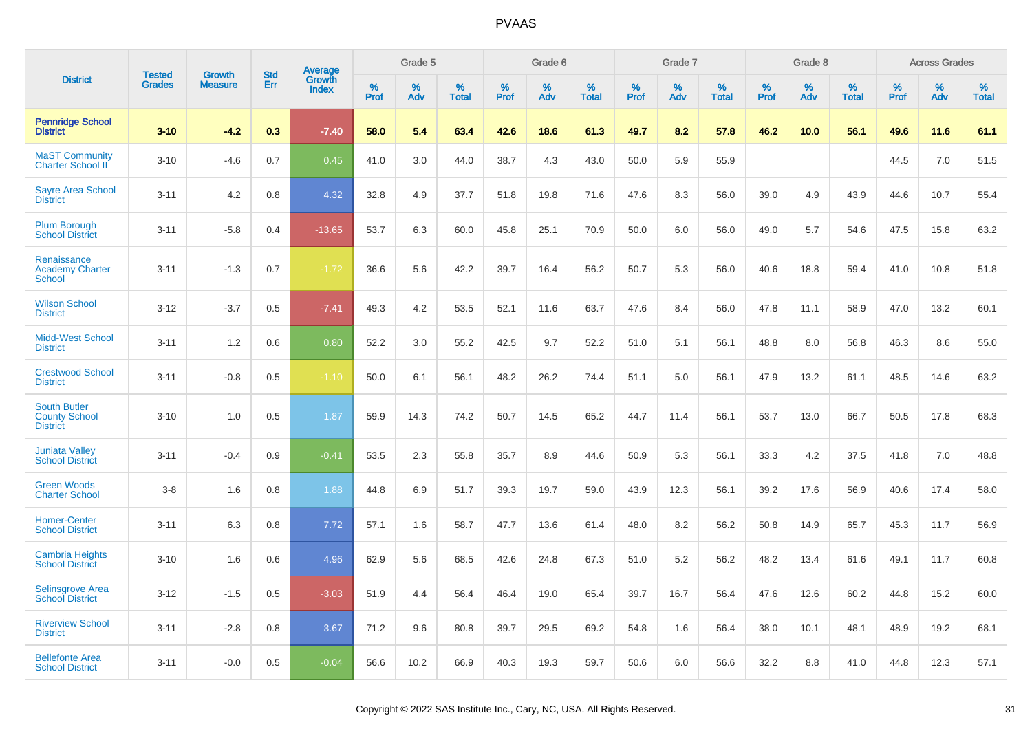| District | Tested Grades | Growth Measure | Std Err | Average Growth Index | Grade 5 | | | Grade 6 | | | Grade 7 | | | Grade 8 | | | Across Grades | | |
|---|---|---|---|---|---|---|---|---|---|---|---|---|---|---|---|---|---|---|---|
| | | | | | % Prof | % Adv | % Total | % Prof | % Adv | % Total | % Prof | % Adv | % Total | % Prof | % Adv | % Total | % Prof | % Adv | % Total |
| **Pennridge School District** | **3-10** | **-4.2** | **0.3** | **-7.40** | **58.0** | **5.4** | **63.4** | **42.6** | **18.6** | **61.3** | **49.7** | **8.2** | **57.8** | **46.2** | **10.0** | **56.1** | **49.6** | **11.6** | **61.1** |
| MaST Community Charter School II | 3-10 | -4.6 | 0.7 | 0.45 | 41.0 | 3.0 | 44.0 | 38.7 | 4.3 | 43.0 | 50.0 | 5.9 | 55.9 | | | | 44.5 | 7.0 | 51.5 |
| Sayre Area School District | 3-11 | 4.2 | 0.8 | 4.32 | 32.8 | 4.9 | 37.7 | 51.8 | 19.8 | 71.6 | 47.6 | 8.3 | 56.0 | 39.0 | 4.9 | 43.9 | 44.6 | 10.7 | 55.4 |
| Plum Borough School District | 3-11 | -5.8 | 0.4 | -13.65 | 53.7 | 6.3 | 60.0 | 45.8 | 25.1 | 70.9 | 50.0 | 6.0 | 56.0 | 49.0 | 5.7 | 54.6 | 47.5 | 15.8 | 63.2 |
| Renaissance Academy Charter School | 3-11 | -1.3 | 0.7 | -1.72 | 36.6 | 5.6 | 42.2 | 39.7 | 16.4 | 56.2 | 50.7 | 5.3 | 56.0 | 40.6 | 18.8 | 59.4 | 41.0 | 10.8 | 51.8 |
| Wilson School District | 3-12 | -3.7 | 0.5 | -7.41 | 49.3 | 4.2 | 53.5 | 52.1 | 11.6 | 63.7 | 47.6 | 8.4 | 56.0 | 47.8 | 11.1 | 58.9 | 47.0 | 13.2 | 60.1 |
| Midd-West School District | 3-11 | 1.2 | 0.6 | 0.80 | 52.2 | 3.0 | 55.2 | 42.5 | 9.7 | 52.2 | 51.0 | 5.1 | 56.1 | 48.8 | 8.0 | 56.8 | 46.3 | 8.6 | 55.0 |
| Crestwood School District | 3-11 | -0.8 | 0.5 | -1.10 | 50.0 | 6.1 | 56.1 | 48.2 | 26.2 | 74.4 | 51.1 | 5.0 | 56.1 | 47.9 | 13.2 | 61.1 | 48.5 | 14.6 | 63.2 |
| South Butler County School District | 3-10 | 1.0 | 0.5 | 1.87 | 59.9 | 14.3 | 74.2 | 50.7 | 14.5 | 65.2 | 44.7 | 11.4 | 56.1 | 53.7 | 13.0 | 66.7 | 50.5 | 17.8 | 68.3 |
| Juniata Valley School District | 3-11 | -0.4 | 0.9 | -0.41 | 53.5 | 2.3 | 55.8 | 35.7 | 8.9 | 44.6 | 50.9 | 5.3 | 56.1 | 33.3 | 4.2 | 37.5 | 41.8 | 7.0 | 48.8 |
| Green Woods Charter School | 3-8 | 1.6 | 0.8 | 1.88 | 44.8 | 6.9 | 51.7 | 39.3 | 19.7 | 59.0 | 43.9 | 12.3 | 56.1 | 39.2 | 17.6 | 56.9 | 40.6 | 17.4 | 58.0 |
| Homer-Center School District | 3-11 | 6.3 | 0.8 | 7.72 | 57.1 | 1.6 | 58.7 | 47.7 | 13.6 | 61.4 | 48.0 | 8.2 | 56.2 | 50.8 | 14.9 | 65.7 | 45.3 | 11.7 | 56.9 |
| Cambria Heights School District | 3-10 | 1.6 | 0.6 | 4.96 | 62.9 | 5.6 | 68.5 | 42.6 | 24.8 | 67.3 | 51.0 | 5.2 | 56.2 | 48.2 | 13.4 | 61.6 | 49.1 | 11.7 | 60.8 |
| Selinsgrove Area School District | 3-12 | -1.5 | 0.5 | -3.03 | 51.9 | 4.4 | 56.4 | 46.4 | 19.0 | 65.4 | 39.7 | 16.7 | 56.4 | 47.6 | 12.6 | 60.2 | 44.8 | 15.2 | 60.0 |
| Riverview School District | 3-11 | -2.8 | 0.8 | 3.67 | 71.2 | 9.6 | 80.8 | 39.7 | 29.5 | 69.2 | 54.8 | 1.6 | 56.4 | 38.0 | 10.1 | 48.1 | 48.9 | 19.2 | 68.1 |
| Bellefonte Area School District | 3-11 | -0.0 | 0.5 | -0.04 | 56.6 | 10.2 | 66.9 | 40.3 | 19.3 | 59.7 | 50.6 | 6.0 | 56.6 | 32.2 | 8.8 | 41.0 | 44.8 | 12.3 | 57.1 |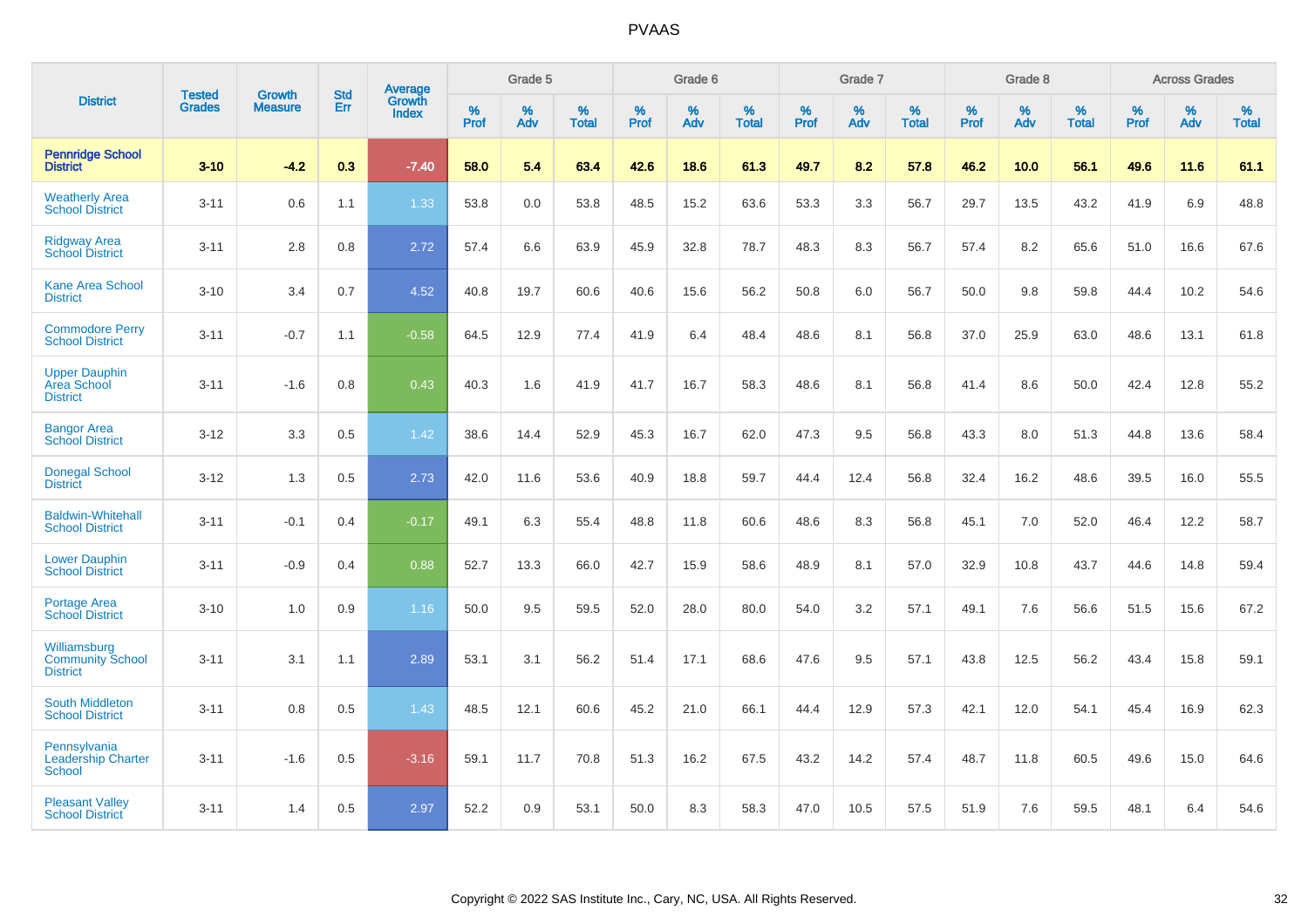| District | Tested Grades | Growth Measure | Std Err | Average Growth Index | Grade 5 | | | Grade 6 | | | Grade 7 | | | Grade 8 | | | Across Grades | | |
|---|---|---|---|---|---|---|---|---|---|---|---|---|---|---|---|---|---|---|---|
| | | | | | % Prof | % Adv | % Total | % Prof | % Adv | % Total | % Prof | % Adv | % Total | % Prof | % Adv | % Total | % Prof | % Adv | % Total |
| **Pennridge School District** | **3-10** | **-4.2** | **0.3** | **-7.40** | **58.0** | **5.4** | **63.4** | **42.6** | **18.6** | **61.3** | **49.7** | **8.2** | **57.8** | **46.2** | **10.0** | **56.1** | **49.6** | **11.6** | **61.1** |
| Weatherly Area School District | 3-11 | 0.6 | 1.1 | 1.33 | 53.8 | 0.0 | 53.8 | 48.5 | 15.2 | 63.6 | 53.3 | 3.3 | 56.7 | 29.7 | 13.5 | 43.2 | 41.9 | 6.9 | 48.8 |
| Ridgway Area School District | 3-11 | 2.8 | 0.8 | 2.72 | 57.4 | 6.6 | 63.9 | 45.9 | 32.8 | 78.7 | 48.3 | 8.3 | 56.7 | 57.4 | 8.2 | 65.6 | 51.0 | 16.6 | 67.6 |
| Kane Area School District | 3-10 | 3.4 | 0.7 | 4.52 | 40.8 | 19.7 | 60.6 | 40.6 | 15.6 | 56.2 | 50.8 | 6.0 | 56.7 | 50.0 | 9.8 | 59.8 | 44.4 | 10.2 | 54.6 |
| Commodore Perry School District | 3-11 | -0.7 | 1.1 | -0.58 | 64.5 | 12.9 | 77.4 | 41.9 | 6.4 | 48.4 | 48.6 | 8.1 | 56.8 | 37.0 | 25.9 | 63.0 | 48.6 | 13.1 | 61.8 |
| Upper Dauphin Area School District | 3-11 | -1.6 | 0.8 | 0.43 | 40.3 | 1.6 | 41.9 | 41.7 | 16.7 | 58.3 | 48.6 | 8.1 | 56.8 | 41.4 | 8.6 | 50.0 | 42.4 | 12.8 | 55.2 |
| Bangor Area School District | 3-12 | 3.3 | 0.5 | 1.42 | 38.6 | 14.4 | 52.9 | 45.3 | 16.7 | 62.0 | 47.3 | 9.5 | 56.8 | 43.3 | 8.0 | 51.3 | 44.8 | 13.6 | 58.4 |
| Donegal School District | 3-12 | 1.3 | 0.5 | 2.73 | 42.0 | 11.6 | 53.6 | 40.9 | 18.8 | 59.7 | 44.4 | 12.4 | 56.8 | 32.4 | 16.2 | 48.6 | 39.5 | 16.0 | 55.5 |
| Baldwin-Whitehall School District | 3-11 | -0.1 | 0.4 | -0.17 | 49.1 | 6.3 | 55.4 | 48.8 | 11.8 | 60.6 | 48.6 | 8.3 | 56.8 | 45.1 | 7.0 | 52.0 | 46.4 | 12.2 | 58.7 |
| Lower Dauphin School District | 3-11 | -0.9 | 0.4 | 0.88 | 52.7 | 13.3 | 66.0 | 42.7 | 15.9 | 58.6 | 48.9 | 8.1 | 57.0 | 32.9 | 10.8 | 43.7 | 44.6 | 14.8 | 59.4 |
| Portage Area School District | 3-10 | 1.0 | 0.9 | 1.16 | 50.0 | 9.5 | 59.5 | 52.0 | 28.0 | 80.0 | 54.0 | 3.2 | 57.1 | 49.1 | 7.6 | 56.6 | 51.5 | 15.6 | 67.2 |
| Williamsburg Community School District | 3-11 | 3.1 | 1.1 | 2.89 | 53.1 | 3.1 | 56.2 | 51.4 | 17.1 | 68.6 | 47.6 | 9.5 | 57.1 | 43.8 | 12.5 | 56.2 | 43.4 | 15.8 | 59.1 |
| South Middleton School District | 3-11 | 0.8 | 0.5 | 1.43 | 48.5 | 12.1 | 60.6 | 45.2 | 21.0 | 66.1 | 44.4 | 12.9 | 57.3 | 42.1 | 12.0 | 54.1 | 45.4 | 16.9 | 62.3 |
| Pennsylvania Leadership Charter School | 3-11 | -1.6 | 0.5 | -3.16 | 59.1 | 11.7 | 70.8 | 51.3 | 16.2 | 67.5 | 43.2 | 14.2 | 57.4 | 48.7 | 11.8 | 60.5 | 49.6 | 15.0 | 64.6 |
| Pleasant Valley School District | 3-11 | 1.4 | 0.5 | 2.97 | 52.2 | 0.9 | 53.1 | 50.0 | 8.3 | 58.3 | 47.0 | 10.5 | 57.5 | 51.9 | 7.6 | 59.5 | 48.1 | 6.4 | 54.6 |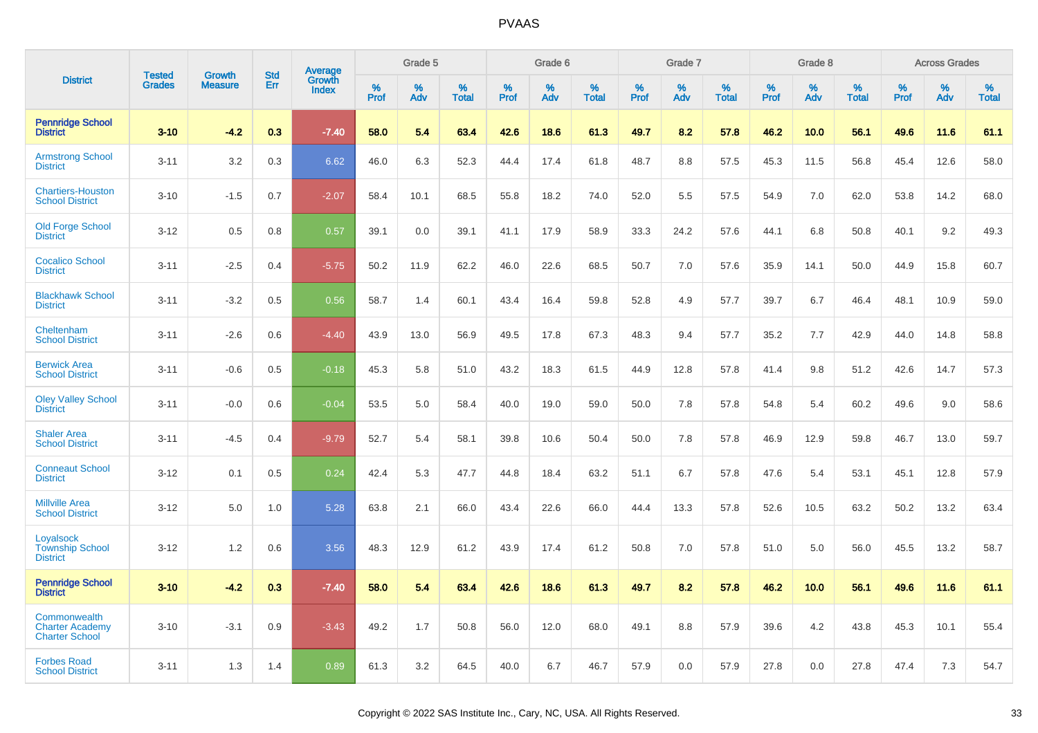# PVAAS

| District | Tested Grades | Growth Measure | Std Err | Average Growth Index | Grade 5 | | | Grade 6 | | | Grade 7 | | | Grade 8 | | | Across Grades | | |
|---|---|---|---|---|---|---|---|---|---|---|---|---|---|---|---|---|---|---|---|
| | | | | | % Prof | % Adv | % Total | % Prof | % Adv | % Total | % Prof | % Adv | % Total | % Prof | % Adv | % Total | % Prof | % Adv | % Total |
| **Pennridge School District** | **3-10** | **-4.2** | **0.3** | **-7.40** | **58.0** | **5.4** | **63.4** | **42.6** | **18.6** | **61.3** | **49.7** | **8.2** | **57.8** | **46.2** | **10.0** | **56.1** | **49.6** | **11.6** | **61.1** |
| Armstrong School District | 3-11 | 3.2 | 0.3 | 6.62 | 46.0 | 6.3 | 52.3 | 44.4 | 17.4 | 61.8 | 48.7 | 8.8 | 57.5 | 45.3 | 11.5 | 56.8 | 45.4 | 12.6 | 58.0 |
| Chartiers-Houston School District | 3-10 | -1.5 | 0.7 | -2.07 | 58.4 | 10.1 | 68.5 | 55.8 | 18.2 | 74.0 | 52.0 | 5.5 | 57.5 | 54.9 | 7.0 | 62.0 | 53.8 | 14.2 | 68.0 |
| Old Forge School District | 3-12 | 0.5 | 0.8 | 0.57 | 39.1 | 0.0 | 39.1 | 41.1 | 17.9 | 58.9 | 33.3 | 24.2 | 57.6 | 44.1 | 6.8 | 50.8 | 40.1 | 9.2 | 49.3 |
| Cocalico School District | 3-11 | -2.5 | 0.4 | -5.75 | 50.2 | 11.9 | 62.2 | 46.0 | 22.6 | 68.5 | 50.7 | 7.0 | 57.6 | 35.9 | 14.1 | 50.0 | 44.9 | 15.8 | 60.7 |
| Blackhawk School District | 3-11 | -3.2 | 0.5 | 0.56 | 58.7 | 1.4 | 60.1 | 43.4 | 16.4 | 59.8 | 52.8 | 4.9 | 57.7 | 39.7 | 6.7 | 46.4 | 48.1 | 10.9 | 59.0 |
| Cheltenham School District | 3-11 | -2.6 | 0.6 | -4.40 | 43.9 | 13.0 | 56.9 | 49.5 | 17.8 | 67.3 | 48.3 | 9.4 | 57.7 | 35.2 | 7.7 | 42.9 | 44.0 | 14.8 | 58.8 |
| Berwick Area School District | 3-11 | -0.6 | 0.5 | -0.18 | 45.3 | 5.8 | 51.0 | 43.2 | 18.3 | 61.5 | 44.9 | 12.8 | 57.8 | 41.4 | 9.8 | 51.2 | 42.6 | 14.7 | 57.3 |
| Oley Valley School District | 3-11 | -0.0 | 0.6 | -0.04 | 53.5 | 5.0 | 58.4 | 40.0 | 19.0 | 59.0 | 50.0 | 7.8 | 57.8 | 54.8 | 5.4 | 60.2 | 49.6 | 9.0 | 58.6 |
| Shaler Area School District | 3-11 | -4.5 | 0.4 | -9.79 | 52.7 | 5.4 | 58.1 | 39.8 | 10.6 | 50.4 | 50.0 | 7.8 | 57.8 | 46.9 | 12.9 | 59.8 | 46.7 | 13.0 | 59.7 |
| Conneaut School District | 3-12 | 0.1 | 0.5 | 0.24 | 42.4 | 5.3 | 47.7 | 44.8 | 18.4 | 63.2 | 51.1 | 6.7 | 57.8 | 47.6 | 5.4 | 53.1 | 45.1 | 12.8 | 57.9 |
| Millville Area School District | 3-12 | 5.0 | 1.0 | 5.28 | 63.8 | 2.1 | 66.0 | 43.4 | 22.6 | 66.0 | 44.4 | 13.3 | 57.8 | 52.6 | 10.5 | 63.2 | 50.2 | 13.2 | 63.4 |
| Loyalsock Township School District | 3-12 | 1.2 | 0.6 | 3.56 | 48.3 | 12.9 | 61.2 | 43.9 | 17.4 | 61.2 | 50.8 | 7.0 | 57.8 | 51.0 | 5.0 | 56.0 | 45.5 | 13.2 | 58.7 |
| **Pennridge School District** | **3-10** | **-4.2** | **0.3** | **-7.40** | **58.0** | **5.4** | **63.4** | **42.6** | **18.6** | **61.3** | **49.7** | **8.2** | **57.8** | **46.2** | **10.0** | **56.1** | **49.6** | **11.6** | **61.1** |
| Commonwealth Charter Academy Charter School | 3-10 | -3.1 | 0.9 | -3.43 | 49.2 | 1.7 | 50.8 | 56.0 | 12.0 | 68.0 | 49.1 | 8.8 | 57.9 | 39.6 | 4.2 | 43.8 | 45.3 | 10.1 | 55.4 |
| Forbes Road School District | 3-11 | 1.3 | 1.4 | 0.89 | 61.3 | 3.2 | 64.5 | 40.0 | 6.7 | 46.7 | 57.9 | 0.0 | 57.9 | 27.8 | 0.0 | 27.8 | 47.4 | 7.3 | 54.7 |

Copyright © 2022 SAS Institute Inc., Cary, NC, USA. All Rights Reserved.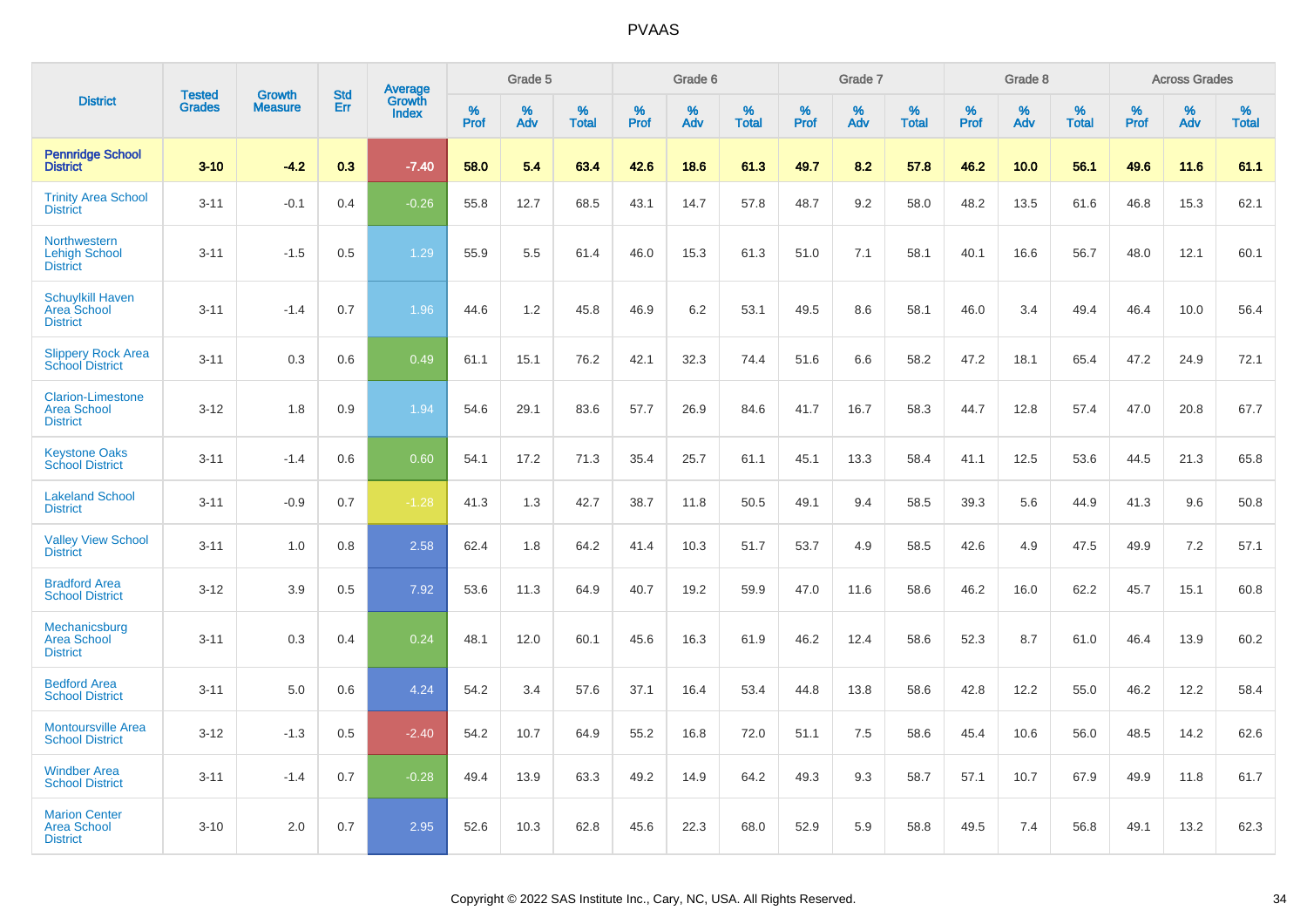# PVAAS

| District | Tested Grades | Growth Measure | Std Err | Average Growth Index | Grade 5 | | | Grade 6 | | | Grade 7 | | | Grade 8 | | | Across Grades | | |
|---|---|---|---|---|---|---|---|---|---|---|---|---|---|---|---|---|---|---|---|
| | | | | | % Prof | % Adv | % Total | % Prof | % Adv | % Total | % Prof | % Adv | % Total | % Prof | % Adv | % Total | % Prof | % Adv | % Total |
| **Pennridge School District** | **3-10** | **-4.2** | **0.3** | **-7.40** | **58.0** | **5.4** | **63.4** | **42.6** | **18.6** | **61.3** | **49.7** | **8.2** | **57.8** | **46.2** | **10.0** | **56.1** | **49.6** | **11.6** | **61.1** |
| Trinity Area School District | 3-11 | -0.1 | 0.4 | -0.26 | 55.8 | 12.7 | 68.5 | 43.1 | 14.7 | 57.8 | 48.7 | 9.2 | 58.0 | 48.2 | 13.5 | 61.6 | 46.8 | 15.3 | 62.1 |
| Northwestern Lehigh School District | 3-11 | -1.5 | 0.5 | 1.29 | 55.9 | 5.5 | 61.4 | 46.0 | 15.3 | 61.3 | 51.0 | 7.1 | 58.1 | 40.1 | 16.6 | 56.7 | 48.0 | 12.1 | 60.1 |
| Schuylkill Haven Area School District | 3-11 | -1.4 | 0.7 | 1.96 | 44.6 | 1.2 | 45.8 | 46.9 | 6.2 | 53.1 | 49.5 | 8.6 | 58.1 | 46.0 | 3.4 | 49.4 | 46.4 | 10.0 | 56.4 |
| Slippery Rock Area School District | 3-11 | 0.3 | 0.6 | 0.49 | 61.1 | 15.1 | 76.2 | 42.1 | 32.3 | 74.4 | 51.6 | 6.6 | 58.2 | 47.2 | 18.1 | 65.4 | 47.2 | 24.9 | 72.1 |
| Clarion-Limestone Area School District | 3-12 | 1.8 | 0.9 | 1.94 | 54.6 | 29.1 | 83.6 | 57.7 | 26.9 | 84.6 | 41.7 | 16.7 | 58.3 | 44.7 | 12.8 | 57.4 | 47.0 | 20.8 | 67.7 |
| Keystone Oaks School District | 3-11 | -1.4 | 0.6 | 0.60 | 54.1 | 17.2 | 71.3 | 35.4 | 25.7 | 61.1 | 45.1 | 13.3 | 58.4 | 41.1 | 12.5 | 53.6 | 44.5 | 21.3 | 65.8 |
| Lakeland School District | 3-11 | -0.9 | 0.7 | -1.28 | 41.3 | 1.3 | 42.7 | 38.7 | 11.8 | 50.5 | 49.1 | 9.4 | 58.5 | 39.3 | 5.6 | 44.9 | 41.3 | 9.6 | 50.8 |
| Valley View School District | 3-11 | 1.0 | 0.8 | 2.58 | 62.4 | 1.8 | 64.2 | 41.4 | 10.3 | 51.7 | 53.7 | 4.9 | 58.5 | 42.6 | 4.9 | 47.5 | 49.9 | 7.2 | 57.1 |
| Bradford Area School District | 3-12 | 3.9 | 0.5 | 7.92 | 53.6 | 11.3 | 64.9 | 40.7 | 19.2 | 59.9 | 47.0 | 11.6 | 58.6 | 46.2 | 16.0 | 62.2 | 45.7 | 15.1 | 60.8 |
| Mechanicsburg Area School District | 3-11 | 0.3 | 0.4 | 0.24 | 48.1 | 12.0 | 60.1 | 45.6 | 16.3 | 61.9 | 46.2 | 12.4 | 58.6 | 52.3 | 8.7 | 61.0 | 46.4 | 13.9 | 60.2 |
| Bedford Area School District | 3-11 | 5.0 | 0.6 | 4.24 | 54.2 | 3.4 | 57.6 | 37.1 | 16.4 | 53.4 | 44.8 | 13.8 | 58.6 | 42.8 | 12.2 | 55.0 | 46.2 | 12.2 | 58.4 |
| Montoursville Area School District | 3-12 | -1.3 | 0.5 | -2.40 | 54.2 | 10.7 | 64.9 | 55.2 | 16.8 | 72.0 | 51.1 | 7.5 | 58.6 | 45.4 | 10.6 | 56.0 | 48.5 | 14.2 | 62.6 |
| Windber Area School District | 3-11 | -1.4 | 0.7 | -0.28 | 49.4 | 13.9 | 63.3 | 49.2 | 14.9 | 64.2 | 49.3 | 9.3 | 58.7 | 57.1 | 10.7 | 67.9 | 49.9 | 11.8 | 61.7 |
| Marion Center Area School District | 3-10 | 2.0 | 0.7 | 2.95 | 52.6 | 10.3 | 62.8 | 45.6 | 22.3 | 68.0 | 52.9 | 5.9 | 58.8 | 49.5 | 7.4 | 56.8 | 49.1 | 13.2 | 62.3 |

Copyright © 2022 SAS Institute Inc., Cary, NC, USA. All Rights Reserved.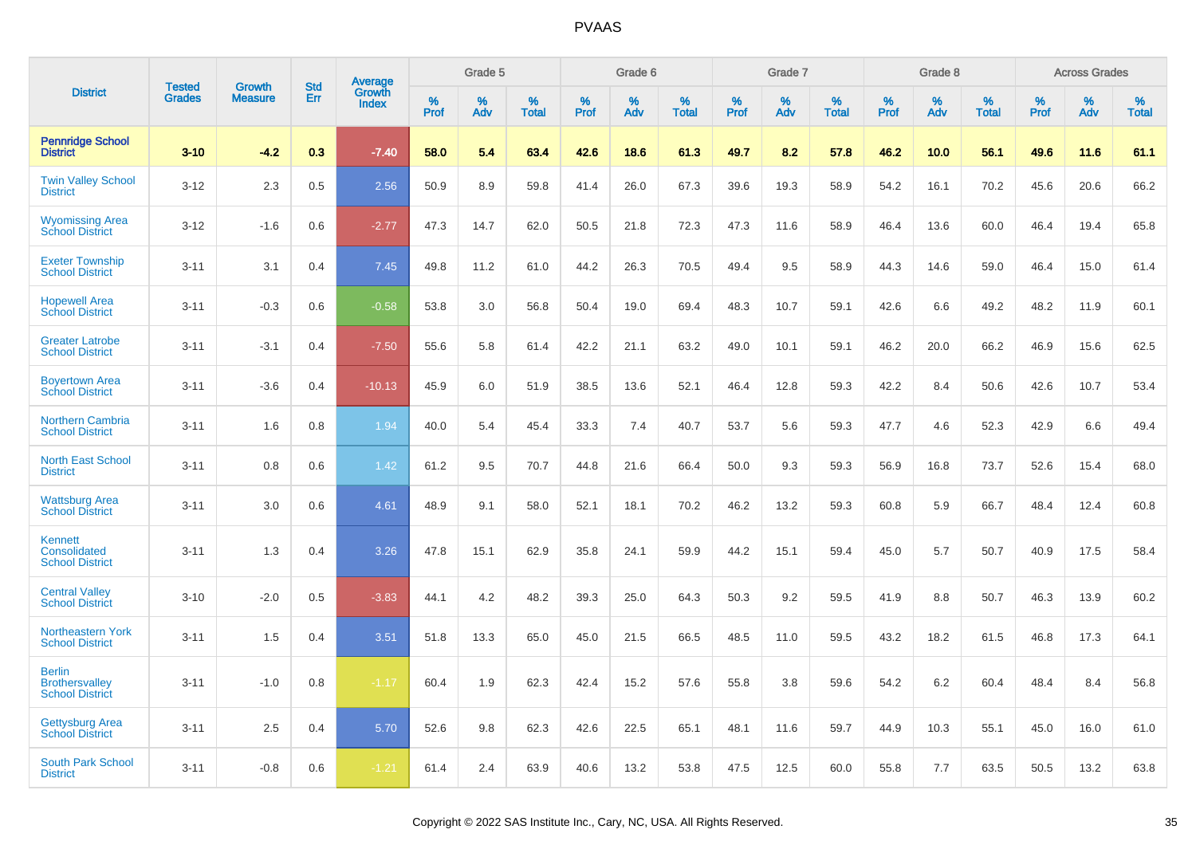# PVAAS

| District | Tested Grades | Growth Measure | Std Err | Average Growth Index | Grade 5 | | | Grade 6 | | | Grade 7 | | | Grade 8 | | | Across Grades | | |
|---|---|---|---|---|---|---|---|---|---|---|---|---|---|---|---|---|---|---|---|
| | | | | | % Prof | % Adv | % Total | % Prof | % Adv | % Total | % Prof | % Adv | % Total | % Prof | % Adv | % Total | % Prof | % Adv | % Total |
| **Pennridge School District** | **3-10** | **-4.2** | **0.3** | **-7.40** | **58.0** | **5.4** | **63.4** | **42.6** | **18.6** | **61.3** | **49.7** | **8.2** | **57.8** | **46.2** | **10.0** | **56.1** | **49.6** | **11.6** | **61.1** |
| Twin Valley School District | 3-12 | 2.3 | 0.5 | 2.56 | 50.9 | 8.9 | 59.8 | 41.4 | 26.0 | 67.3 | 39.6 | 19.3 | 58.9 | 54.2 | 16.1 | 70.2 | 45.6 | 20.6 | 66.2 |
| Wyomissing Area School District | 3-12 | -1.6 | 0.6 | -2.77 | 47.3 | 14.7 | 62.0 | 50.5 | 21.8 | 72.3 | 47.3 | 11.6 | 58.9 | 46.4 | 13.6 | 60.0 | 46.4 | 19.4 | 65.8 |
| Exeter Township School District | 3-11 | 3.1 | 0.4 | 7.45 | 49.8 | 11.2 | 61.0 | 44.2 | 26.3 | 70.5 | 49.4 | 9.5 | 58.9 | 44.3 | 14.6 | 59.0 | 46.4 | 15.0 | 61.4 |
| Hopewell Area School District | 3-11 | -0.3 | 0.6 | -0.58 | 53.8 | 3.0 | 56.8 | 50.4 | 19.0 | 69.4 | 48.3 | 10.7 | 59.1 | 42.6 | 6.6 | 49.2 | 48.2 | 11.9 | 60.1 |
| Greater Latrobe School District | 3-11 | -3.1 | 0.4 | -7.50 | 55.6 | 5.8 | 61.4 | 42.2 | 21.1 | 63.2 | 49.0 | 10.1 | 59.1 | 46.2 | 20.0 | 66.2 | 46.9 | 15.6 | 62.5 |
| Boyertown Area School District | 3-11 | -3.6 | 0.4 | -10.13 | 45.9 | 6.0 | 51.9 | 38.5 | 13.6 | 52.1 | 46.4 | 12.8 | 59.3 | 42.2 | 8.4 | 50.6 | 42.6 | 10.7 | 53.4 |
| Northern Cambria School District | 3-11 | 1.6 | 0.8 | 1.94 | 40.0 | 5.4 | 45.4 | 33.3 | 7.4 | 40.7 | 53.7 | 5.6 | 59.3 | 47.7 | 4.6 | 52.3 | 42.9 | 6.6 | 49.4 |
| North East School District | 3-11 | 0.8 | 0.6 | 1.42 | 61.2 | 9.5 | 70.7 | 44.8 | 21.6 | 66.4 | 50.0 | 9.3 | 59.3 | 56.9 | 16.8 | 73.7 | 52.6 | 15.4 | 68.0 |
| Wattsburg Area School District | 3-11 | 3.0 | 0.6 | 4.61 | 48.9 | 9.1 | 58.0 | 52.1 | 18.1 | 70.2 | 46.2 | 13.2 | 59.3 | 60.8 | 5.9 | 66.7 | 48.4 | 12.4 | 60.8 |
| Kennett Consolidated School District | 3-11 | 1.3 | 0.4 | 3.26 | 47.8 | 15.1 | 62.9 | 35.8 | 24.1 | 59.9 | 44.2 | 15.1 | 59.4 | 45.0 | 5.7 | 50.7 | 40.9 | 17.5 | 58.4 |
| Central Valley School District | 3-10 | -2.0 | 0.5 | -3.83 | 44.1 | 4.2 | 48.2 | 39.3 | 25.0 | 64.3 | 50.3 | 9.2 | 59.5 | 41.9 | 8.8 | 50.7 | 46.3 | 13.9 | 60.2 |
| Northeastern York School District | 3-11 | 1.5 | 0.4 | 3.51 | 51.8 | 13.3 | 65.0 | 45.0 | 21.5 | 66.5 | 48.5 | 11.0 | 59.5 | 43.2 | 18.2 | 61.5 | 46.8 | 17.3 | 64.1 |
| Berlin Brothersvalley School District | 3-11 | -1.0 | 0.8 | -1.17 | 60.4 | 1.9 | 62.3 | 42.4 | 15.2 | 57.6 | 55.8 | 3.8 | 59.6 | 54.2 | 6.2 | 60.4 | 48.4 | 8.4 | 56.8 |
| Gettysburg Area School District | 3-11 | 2.5 | 0.4 | 5.70 | 52.6 | 9.8 | 62.3 | 42.6 | 22.5 | 65.1 | 48.1 | 11.6 | 59.7 | 44.9 | 10.3 | 55.1 | 45.0 | 16.0 | 61.0 |
| South Park School District | 3-11 | -0.8 | 0.6 | -1.21 | 61.4 | 2.4 | 63.9 | 40.6 | 13.2 | 53.8 | 47.5 | 12.5 | 60.0 | 55.8 | 7.7 | 63.5 | 50.5 | 13.2 | 63.8 |

Copyright © 2022 SAS Institute Inc., Cary, NC, USA. All Rights Reserved.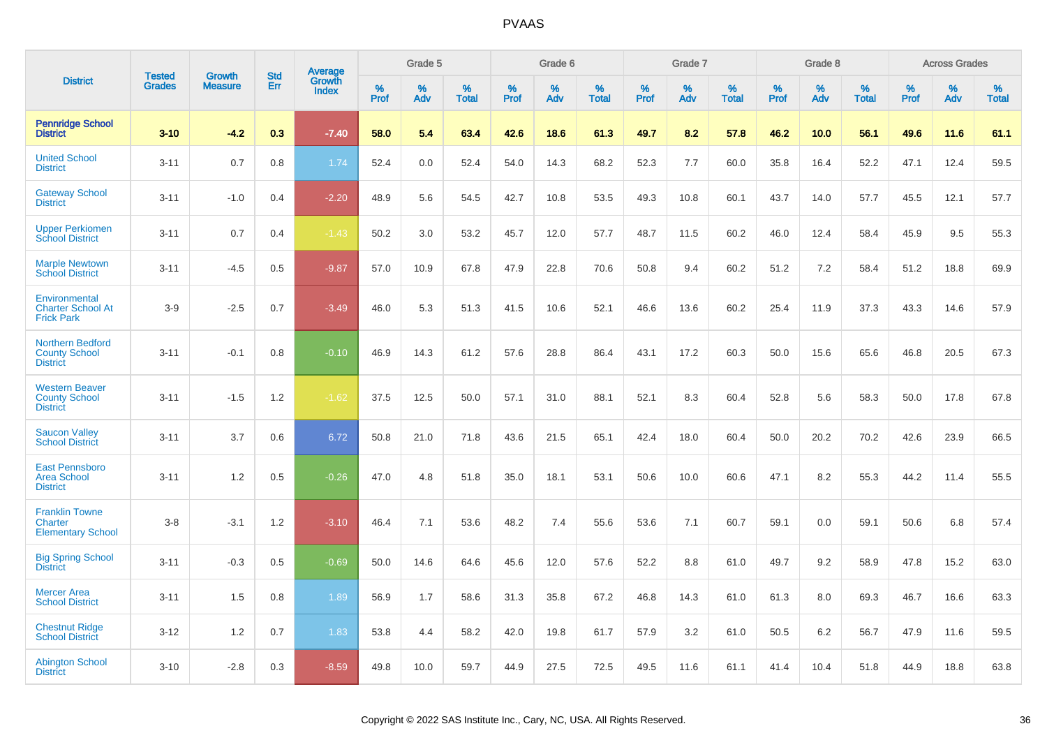# PVAAS

| District | Tested Grades | Growth Measure | Std Err | Average Growth Index | Grade 5 | | | Grade 6 | | | Grade 7 | | | Grade 8 | | | Across Grades | | |
|---|---|---|---|---|---|---|---|---|---|---|---|---|---|---|---|---|---|---|---|
| | | | | | % Prof | % Adv | % Total | % Prof | % Adv | % Total | % Prof | % Adv | % Total | % Prof | % Adv | % Total | % Prof | % Adv | % Total |
| **Pennridge School District** | **3-10** | **-4.2** | **0.3** | **-7.40** | **58.0** | **5.4** | **63.4** | **42.6** | **18.6** | **61.3** | **49.7** | **8.2** | **57.8** | **46.2** | **10.0** | **56.1** | **49.6** | **11.6** | **61.1** |
| United School District | 3-11 | 0.7 | 0.8 | 1.74 | 52.4 | 0.0 | 52.4 | 54.0 | 14.3 | 68.2 | 52.3 | 7.7 | 60.0 | 35.8 | 16.4 | 52.2 | 47.1 | 12.4 | 59.5 |
| Gateway School District | 3-11 | -1.0 | 0.4 | -2.20 | 48.9 | 5.6 | 54.5 | 42.7 | 10.8 | 53.5 | 49.3 | 10.8 | 60.1 | 43.7 | 14.0 | 57.7 | 45.5 | 12.1 | 57.7 |
| Upper Perkiomen School District | 3-11 | 0.7 | 0.4 | -1.43 | 50.2 | 3.0 | 53.2 | 45.7 | 12.0 | 57.7 | 48.7 | 11.5 | 60.2 | 46.0 | 12.4 | 58.4 | 45.9 | 9.5 | 55.3 |
| Marple Newtown School District | 3-11 | -4.5 | 0.5 | -9.87 | 57.0 | 10.9 | 67.8 | 47.9 | 22.8 | 70.6 | 50.8 | 9.4 | 60.2 | 51.2 | 7.2 | 58.4 | 51.2 | 18.8 | 69.9 |
| Environmental Charter School At Frick Park | 3-9 | -2.5 | 0.7 | -3.49 | 46.0 | 5.3 | 51.3 | 41.5 | 10.6 | 52.1 | 46.6 | 13.6 | 60.2 | 25.4 | 11.9 | 37.3 | 43.3 | 14.6 | 57.9 |
| Northern Bedford County School District | 3-11 | -0.1 | 0.8 | -0.10 | 46.9 | 14.3 | 61.2 | 57.6 | 28.8 | 86.4 | 43.1 | 17.2 | 60.3 | 50.0 | 15.6 | 65.6 | 46.8 | 20.5 | 67.3 |
| Western Beaver County School District | 3-11 | -1.5 | 1.2 | -1.62 | 37.5 | 12.5 | 50.0 | 57.1 | 31.0 | 88.1 | 52.1 | 8.3 | 60.4 | 52.8 | 5.6 | 58.3 | 50.0 | 17.8 | 67.8 |
| Saucon Valley School District | 3-11 | 3.7 | 0.6 | 6.72 | 50.8 | 21.0 | 71.8 | 43.6 | 21.5 | 65.1 | 42.4 | 18.0 | 60.4 | 50.0 | 20.2 | 70.2 | 42.6 | 23.9 | 66.5 |
| East Pennsboro Area School District | 3-11 | 1.2 | 0.5 | -0.26 | 47.0 | 4.8 | 51.8 | 35.0 | 18.1 | 53.1 | 50.6 | 10.0 | 60.6 | 47.1 | 8.2 | 55.3 | 44.2 | 11.4 | 55.5 |
| Franklin Towne Charter Elementary School | 3-8 | -3.1 | 1.2 | -3.10 | 46.4 | 7.1 | 53.6 | 48.2 | 7.4 | 55.6 | 53.6 | 7.1 | 60.7 | 59.1 | 0.0 | 59.1 | 50.6 | 6.8 | 57.4 |
| Big Spring School District | 3-11 | -0.3 | 0.5 | -0.69 | 50.0 | 14.6 | 64.6 | 45.6 | 12.0 | 57.6 | 52.2 | 8.8 | 61.0 | 49.7 | 9.2 | 58.9 | 47.8 | 15.2 | 63.0 |
| Mercer Area School District | 3-11 | 1.5 | 0.8 | 1.89 | 56.9 | 1.7 | 58.6 | 31.3 | 35.8 | 67.2 | 46.8 | 14.3 | 61.0 | 61.3 | 8.0 | 69.3 | 46.7 | 16.6 | 63.3 |
| Chestnut Ridge School District | 3-12 | 1.2 | 0.7 | 1.83 | 53.8 | 4.4 | 58.2 | 42.0 | 19.8 | 61.7 | 57.9 | 3.2 | 61.0 | 50.5 | 6.2 | 56.7 | 47.9 | 11.6 | 59.5 |
| Abington School District | 3-10 | -2.8 | 0.3 | -8.59 | 49.8 | 10.0 | 59.7 | 44.9 | 27.5 | 72.5 | 49.5 | 11.6 | 61.1 | 41.4 | 10.4 | 51.8 | 44.9 | 18.8 | 63.8 |

Copyright © 2022 SAS Institute Inc., Cary, NC, USA. All Rights Reserved.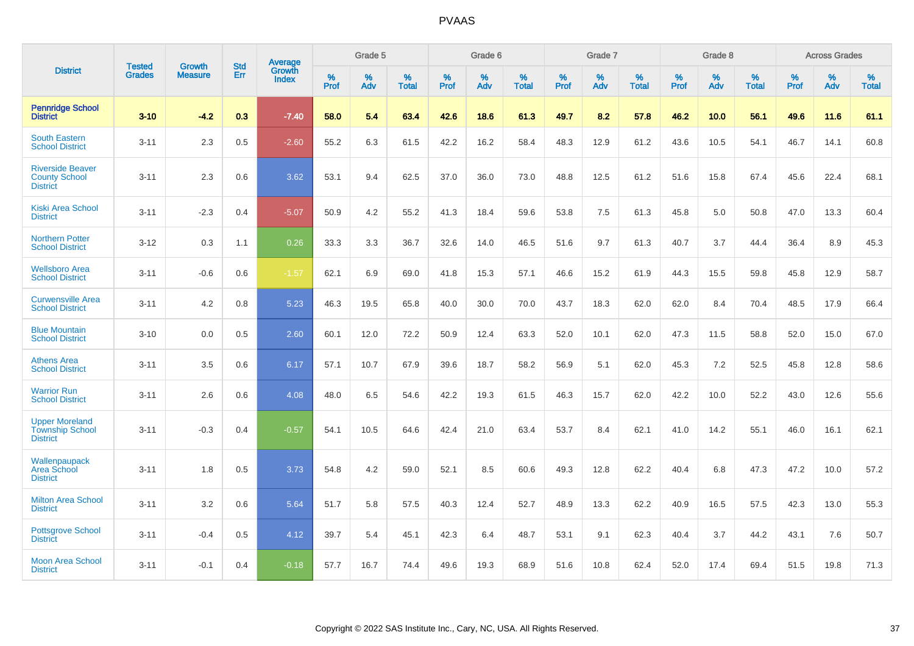PVAAS

| District | Tested Grades | Growth Measure | Std Err | Average Growth Index | Grade 5 | | | Grade 6 | | | Grade 7 | | | Grade 8 | | | Across Grades | | |
|---|---|---|---|---|---|---|---|---|---|---|---|---|---|---|---|---|---|---|---|
| | | | | | % Prof | % Adv | % Total | % Prof | % Adv | % Total | % Prof | % Adv | % Total | % Prof | % Adv | % Total | % Prof | % Adv | % Total |
| **Pennridge School District** | **3-10** | **-4.2** | **0.3** | **-7.40** | **58.0** | **5.4** | **63.4** | **42.6** | **18.6** | **61.3** | **49.7** | **8.2** | **57.8** | **46.2** | **10.0** | **56.1** | **49.6** | **11.6** | **61.1** |
| South Eastern School District | 3-11 | 2.3 | 0.5 | -2.60 | 55.2 | 6.3 | 61.5 | 42.2 | 16.2 | 58.4 | 48.3 | 12.9 | 61.2 | 43.6 | 10.5 | 54.1 | 46.7 | 14.1 | 60.8 |
| Riverside Beaver County School District | 3-11 | 2.3 | 0.6 | 3.62 | 53.1 | 9.4 | 62.5 | 37.0 | 36.0 | 73.0 | 48.8 | 12.5 | 61.2 | 51.6 | 15.8 | 67.4 | 45.6 | 22.4 | 68.1 |
| Kiski Area School District | 3-11 | -2.3 | 0.4 | -5.07 | 50.9 | 4.2 | 55.2 | 41.3 | 18.4 | 59.6 | 53.8 | 7.5 | 61.3 | 45.8 | 5.0 | 50.8 | 47.0 | 13.3 | 60.4 |
| Northern Potter School District | 3-12 | 0.3 | 1.1 | 0.26 | 33.3 | 3.3 | 36.7 | 32.6 | 14.0 | 46.5 | 51.6 | 9.7 | 61.3 | 40.7 | 3.7 | 44.4 | 36.4 | 8.9 | 45.3 |
| Wellsboro Area School District | 3-11 | -0.6 | 0.6 | -1.57 | 62.1 | 6.9 | 69.0 | 41.8 | 15.3 | 57.1 | 46.6 | 15.2 | 61.9 | 44.3 | 15.5 | 59.8 | 45.8 | 12.9 | 58.7 |
| Curwensville Area School District | 3-11 | 4.2 | 0.8 | 5.23 | 46.3 | 19.5 | 65.8 | 40.0 | 30.0 | 70.0 | 43.7 | 18.3 | 62.0 | 62.0 | 8.4 | 70.4 | 48.5 | 17.9 | 66.4 |
| Blue Mountain School District | 3-10 | 0.0 | 0.5 | 2.60 | 60.1 | 12.0 | 72.2 | 50.9 | 12.4 | 63.3 | 52.0 | 10.1 | 62.0 | 47.3 | 11.5 | 58.8 | 52.0 | 15.0 | 67.0 |
| Athens Area School District | 3-11 | 3.5 | 0.6 | 6.17 | 57.1 | 10.7 | 67.9 | 39.6 | 18.7 | 58.2 | 56.9 | 5.1 | 62.0 | 45.3 | 7.2 | 52.5 | 45.8 | 12.8 | 58.6 |
| Warrior Run School District | 3-11 | 2.6 | 0.6 | 4.08 | 48.0 | 6.5 | 54.6 | 42.2 | 19.3 | 61.5 | 46.3 | 15.7 | 62.0 | 42.2 | 10.0 | 52.2 | 43.0 | 12.6 | 55.6 |
| Upper Moreland Township School District | 3-11 | -0.3 | 0.4 | -0.57 | 54.1 | 10.5 | 64.6 | 42.4 | 21.0 | 63.4 | 53.7 | 8.4 | 62.1 | 41.0 | 14.2 | 55.1 | 46.0 | 16.1 | 62.1 |
| Wallenpaupack Area School District | 3-11 | 1.8 | 0.5 | 3.73 | 54.8 | 4.2 | 59.0 | 52.1 | 8.5 | 60.6 | 49.3 | 12.8 | 62.2 | 40.4 | 6.8 | 47.3 | 47.2 | 10.0 | 57.2 |
| Milton Area School District | 3-11 | 3.2 | 0.6 | 5.64 | 51.7 | 5.8 | 57.5 | 40.3 | 12.4 | 52.7 | 48.9 | 13.3 | 62.2 | 40.9 | 16.5 | 57.5 | 42.3 | 13.0 | 55.3 |
| Pottsgrove School District | 3-11 | -0.4 | 0.5 | 4.12 | 39.7 | 5.4 | 45.1 | 42.3 | 6.4 | 48.7 | 53.1 | 9.1 | 62.3 | 40.4 | 3.7 | 44.2 | 43.1 | 7.6 | 50.7 |
| Moon Area School District | 3-11 | -0.1 | 0.4 | -0.18 | 57.7 | 16.7 | 74.4 | 49.6 | 19.3 | 68.9 | 51.6 | 10.8 | 62.4 | 52.0 | 17.4 | 69.4 | 51.5 | 19.8 | 71.3 |

Copyright © 2022 SAS Institute Inc., Cary, NC, USA. All Rights Reserved.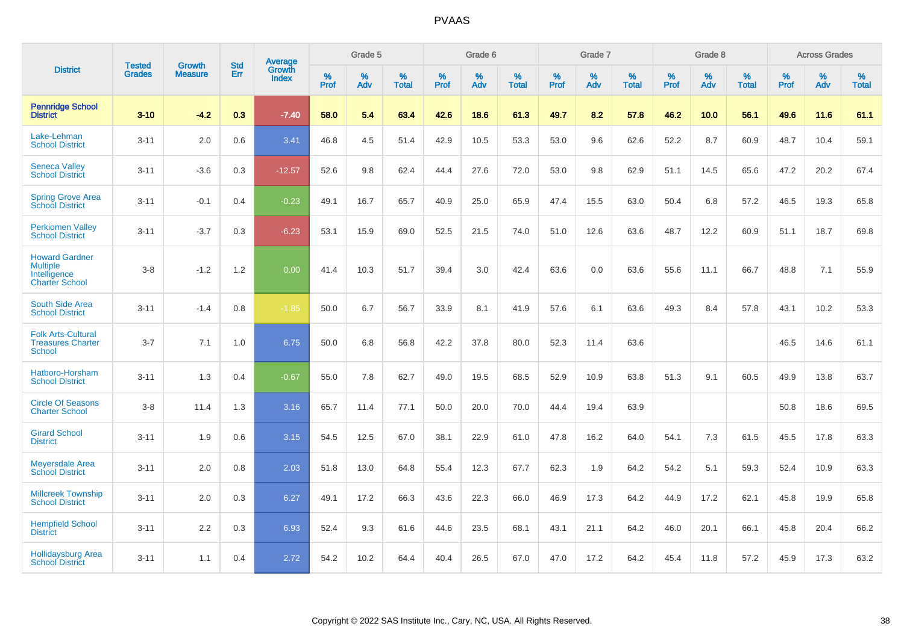# PVAAS

| District | Tested Grades | Growth Measure | Std Err | Average Growth Index | Grade 5 | | | Grade 6 | | | Grade 7 | | | Grade 8 | | | Across Grades | | |
|---|---|---|---|---|---|---|---|---|---|---|---|---|---|---|---|---|---|---|---|
| | | | | | % Prof | % Adv | % Total | % Prof | % Adv | % Total | % Prof | % Adv | % Total | % Prof | % Adv | % Total | % Prof | % Adv | % Total |
| **Pennridge School District** | **3-10** | **-4.2** | **0.3** | **-7.40** | **58.0** | **5.4** | **63.4** | **42.6** | **18.6** | **61.3** | **49.7** | **8.2** | **57.8** | **46.2** | **10.0** | **56.1** | **49.6** | **11.6** | **61.1** |
| Lake-Lehman School District | 3-11 | 2.0 | 0.6 | 3.41 | 46.8 | 4.5 | 51.4 | 42.9 | 10.5 | 53.3 | 53.0 | 9.6 | 62.6 | 52.2 | 8.7 | 60.9 | 48.7 | 10.4 | 59.1 |
| Seneca Valley School District | 3-11 | -3.6 | 0.3 | -12.57 | 52.6 | 9.8 | 62.4 | 44.4 | 27.6 | 72.0 | 53.0 | 9.8 | 62.9 | 51.1 | 14.5 | 65.6 | 47.2 | 20.2 | 67.4 |
| Spring Grove Area School District | 3-11 | -0.1 | 0.4 | -0.23 | 49.1 | 16.7 | 65.7 | 40.9 | 25.0 | 65.9 | 47.4 | 15.5 | 63.0 | 50.4 | 6.8 | 57.2 | 46.5 | 19.3 | 65.8 |
| Perkiomen Valley School District | 3-11 | -3.7 | 0.3 | -6.23 | 53.1 | 15.9 | 69.0 | 52.5 | 21.5 | 74.0 | 51.0 | 12.6 | 63.6 | 48.7 | 12.2 | 60.9 | 51.1 | 18.7 | 69.8 |
| Howard Gardner Multiple Intelligence Charter School | 3-8 | -1.2 | 1.2 | 0.00 | 41.4 | 10.3 | 51.7 | 39.4 | 3.0 | 42.4 | 63.6 | 0.0 | 63.6 | 55.6 | 11.1 | 66.7 | 48.8 | 7.1 | 55.9 |
| South Side Area School District | 3-11 | -1.4 | 0.8 | -1.85 | 50.0 | 6.7 | 56.7 | 33.9 | 8.1 | 41.9 | 57.6 | 6.1 | 63.6 | 49.3 | 8.4 | 57.8 | 43.1 | 10.2 | 53.3 |
| Folk Arts-Cultural Treasures Charter School | 3-7 | 7.1 | 1.0 | 6.75 | 50.0 | 6.8 | 56.8 | 42.2 | 37.8 | 80.0 | 52.3 | 11.4 | 63.6 | | | | 46.5 | 14.6 | 61.1 |
| Hatboro-Horsham School District | 3-11 | 1.3 | 0.4 | -0.67 | 55.0 | 7.8 | 62.7 | 49.0 | 19.5 | 68.5 | 52.9 | 10.9 | 63.8 | 51.3 | 9.1 | 60.5 | 49.9 | 13.8 | 63.7 |
| Circle Of Seasons Charter School | 3-8 | 11.4 | 1.3 | 3.16 | 65.7 | 11.4 | 77.1 | 50.0 | 20.0 | 70.0 | 44.4 | 19.4 | 63.9 | | | | 50.8 | 18.6 | 69.5 |
| Girard School District | 3-11 | 1.9 | 0.6 | 3.15 | 54.5 | 12.5 | 67.0 | 38.1 | 22.9 | 61.0 | 47.8 | 16.2 | 64.0 | 54.1 | 7.3 | 61.5 | 45.5 | 17.8 | 63.3 |
| Meyersdale Area School District | 3-11 | 2.0 | 0.8 | 2.03 | 51.8 | 13.0 | 64.8 | 55.4 | 12.3 | 67.7 | 62.3 | 1.9 | 64.2 | 54.2 | 5.1 | 59.3 | 52.4 | 10.9 | 63.3 |
| Millcreek Township School District | 3-11 | 2.0 | 0.3 | 6.27 | 49.1 | 17.2 | 66.3 | 43.6 | 22.3 | 66.0 | 46.9 | 17.3 | 64.2 | 44.9 | 17.2 | 62.1 | 45.8 | 19.9 | 65.8 |
| Hempfield School District | 3-11 | 2.2 | 0.3 | 6.93 | 52.4 | 9.3 | 61.6 | 44.6 | 23.5 | 68.1 | 43.1 | 21.1 | 64.2 | 46.0 | 20.1 | 66.1 | 45.8 | 20.4 | 66.2 |
| Hollidaysburg Area School District | 3-11 | 1.1 | 0.4 | 2.72 | 54.2 | 10.2 | 64.4 | 40.4 | 26.5 | 67.0 | 47.0 | 17.2 | 64.2 | 45.4 | 11.8 | 57.2 | 45.9 | 17.3 | 63.2 |

Copyright © 2022 SAS Institute Inc., Cary, NC, USA. All Rights Reserved.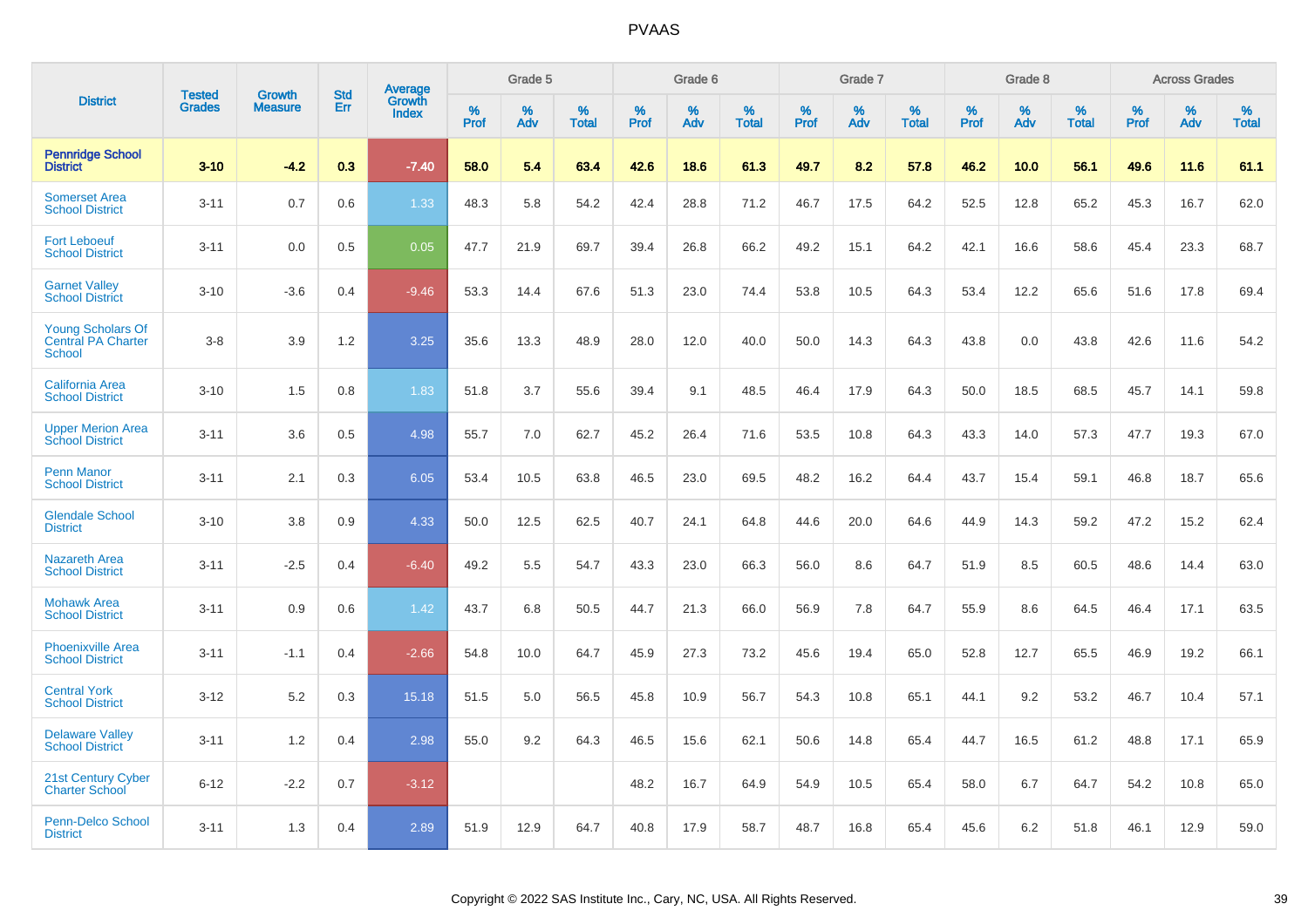# PVAAS

| District | Tested Grades | Growth Measure | Std Err | Average Growth Index | Grade 5 | | | Grade 6 | | | Grade 7 | | | Grade 8 | | | Across Grades | | |
|---|---|---|---|---|---|---|---|---|---|---|---|---|---|---|---|---|---|---|---|
| | | | | | % Prof | % Adv | % Total | % Prof | % Adv | % Total | % Prof | % Adv | % Total | % Prof | % Adv | % Total | % Prof | % Adv | % Total |
| **Pennridge School District** | **3-10** | **-4.2** | **0.3** | **-7.40** | **58.0** | **5.4** | **63.4** | **42.6** | **18.6** | **61.3** | **49.7** | **8.2** | **57.8** | **46.2** | **10.0** | **56.1** | **49.6** | **11.6** | **61.1** |
| Somerset Area School District | 3-11 | 0.7 | 0.6 | 1.33 | 48.3 | 5.8 | 54.2 | 42.4 | 28.8 | 71.2 | 46.7 | 17.5 | 64.2 | 52.5 | 12.8 | 65.2 | 45.3 | 16.7 | 62.0 |
| Fort Leboeuf School District | 3-11 | 0.0 | 0.5 | 0.05 | 47.7 | 21.9 | 69.7 | 39.4 | 26.8 | 66.2 | 49.2 | 15.1 | 64.2 | 42.1 | 16.6 | 58.6 | 45.4 | 23.3 | 68.7 |
| Garnet Valley School District | 3-10 | -3.6 | 0.4 | -9.46 | 53.3 | 14.4 | 67.6 | 51.3 | 23.0 | 74.4 | 53.8 | 10.5 | 64.3 | 53.4 | 12.2 | 65.6 | 51.6 | 17.8 | 69.4 |
| Young Scholars Of Central PA Charter School | 3-8 | 3.9 | 1.2 | 3.25 | 35.6 | 13.3 | 48.9 | 28.0 | 12.0 | 40.0 | 50.0 | 14.3 | 64.3 | 43.8 | 0.0 | 43.8 | 42.6 | 11.6 | 54.2 |
| California Area School District | 3-10 | 1.5 | 0.8 | 1.83 | 51.8 | 3.7 | 55.6 | 39.4 | 9.1 | 48.5 | 46.4 | 17.9 | 64.3 | 50.0 | 18.5 | 68.5 | 45.7 | 14.1 | 59.8 |
| Upper Merion Area School District | 3-11 | 3.6 | 0.5 | 4.98 | 55.7 | 7.0 | 62.7 | 45.2 | 26.4 | 71.6 | 53.5 | 10.8 | 64.3 | 43.3 | 14.0 | 57.3 | 47.7 | 19.3 | 67.0 |
| Penn Manor School District | 3-11 | 2.1 | 0.3 | 6.05 | 53.4 | 10.5 | 63.8 | 46.5 | 23.0 | 69.5 | 48.2 | 16.2 | 64.4 | 43.7 | 15.4 | 59.1 | 46.8 | 18.7 | 65.6 |
| Glendale School District | 3-10 | 3.8 | 0.9 | 4.33 | 50.0 | 12.5 | 62.5 | 40.7 | 24.1 | 64.8 | 44.6 | 20.0 | 64.6 | 44.9 | 14.3 | 59.2 | 47.2 | 15.2 | 62.4 |
| Nazareth Area School District | 3-11 | -2.5 | 0.4 | -6.40 | 49.2 | 5.5 | 54.7 | 43.3 | 23.0 | 66.3 | 56.0 | 8.6 | 64.7 | 51.9 | 8.5 | 60.5 | 48.6 | 14.4 | 63.0 |
| Mohawk Area School District | 3-11 | 0.9 | 0.6 | 1.42 | 43.7 | 6.8 | 50.5 | 44.7 | 21.3 | 66.0 | 56.9 | 7.8 | 64.7 | 55.9 | 8.6 | 64.5 | 46.4 | 17.1 | 63.5 |
| Phoenixville Area School District | 3-11 | -1.1 | 0.4 | -2.66 | 54.8 | 10.0 | 64.7 | 45.9 | 27.3 | 73.2 | 45.6 | 19.4 | 65.0 | 52.8 | 12.7 | 65.5 | 46.9 | 19.2 | 66.1 |
| Central York School District | 3-12 | 5.2 | 0.3 | 15.18 | 51.5 | 5.0 | 56.5 | 45.8 | 10.9 | 56.7 | 54.3 | 10.8 | 65.1 | 44.1 | 9.2 | 53.2 | 46.7 | 10.4 | 57.1 |
| Delaware Valley School District | 3-11 | 1.2 | 0.4 | 2.98 | 55.0 | 9.2 | 64.3 | 46.5 | 15.6 | 62.1 | 50.6 | 14.8 | 65.4 | 44.7 | 16.5 | 61.2 | 48.8 | 17.1 | 65.9 |
| 21st Century Cyber Charter School | 6-12 | -2.2 | 0.7 | -3.12 | | | | 48.2 | 16.7 | 64.9 | 54.9 | 10.5 | 65.4 | 58.0 | 6.7 | 64.7 | 54.2 | 10.8 | 65.0 |
| Penn-Delco School District | 3-11 | 1.3 | 0.4 | 2.89 | 51.9 | 12.9 | 64.7 | 40.8 | 17.9 | 58.7 | 48.7 | 16.8 | 65.4 | 45.6 | 6.2 | 51.8 | 46.1 | 12.9 | 59.0 |

Copyright © 2022 SAS Institute Inc., Cary, NC, USA. All Rights Reserved.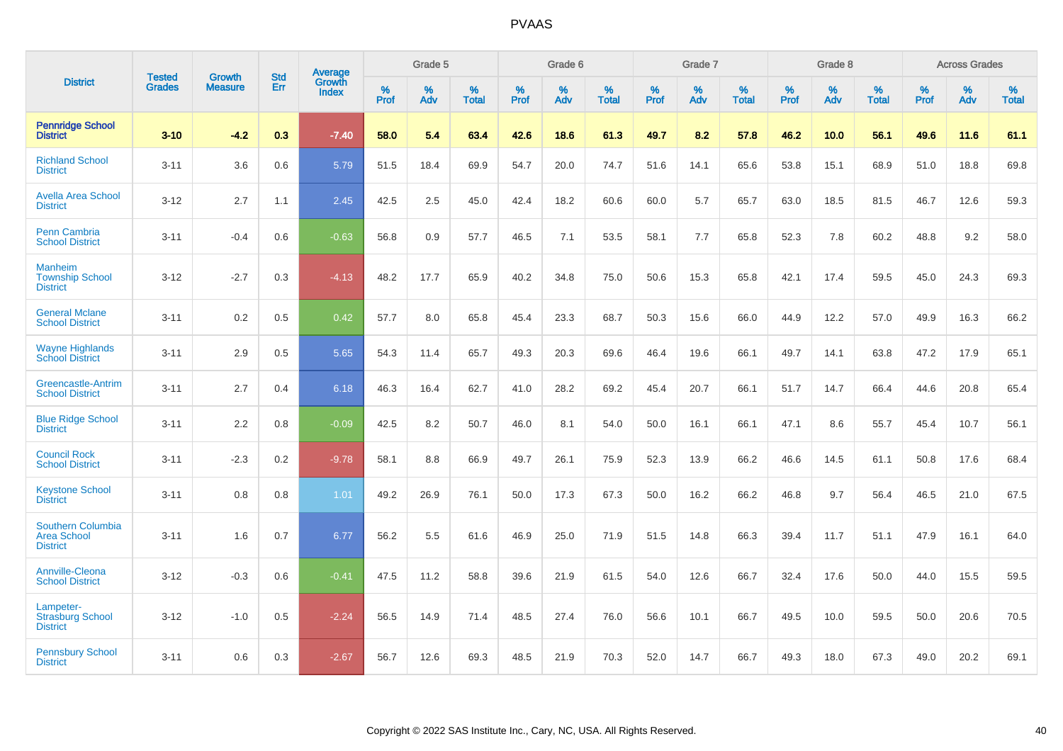# PVAAS

| District | Tested Grades | Growth Measure | Std Err | Average Growth Index | Grade 5 | | | Grade 6 | | | Grade 7 | | | Grade 8 | | | Across Grades | | |
|---|---|---|---|---|---|---|---|---|---|---|---|---|---|---|---|---|---|---|---|
| | | | | | % Prof | % Adv | % Total | % Prof | % Adv | % Total | % Prof | % Adv | % Total | % Prof | % Adv | % Total | % Prof | % Adv | % Total |
| **Pennridge School District** | **3-10** | **-4.2** | **0.3** | **-7.40** | **58.0** | **5.4** | **63.4** | **42.6** | **18.6** | **61.3** | **49.7** | **8.2** | **57.8** | **46.2** | **10.0** | **56.1** | **49.6** | **11.6** | **61.1** |
| Richland School District | 3-11 | 3.6 | 0.6 | 5.79 | 51.5 | 18.4 | 69.9 | 54.7 | 20.0 | 74.7 | 51.6 | 14.1 | 65.6 | 53.8 | 15.1 | 68.9 | 51.0 | 18.8 | 69.8 |
| Avella Area School District | 3-12 | 2.7 | 1.1 | 2.45 | 42.5 | 2.5 | 45.0 | 42.4 | 18.2 | 60.6 | 60.0 | 5.7 | 65.7 | 63.0 | 18.5 | 81.5 | 46.7 | 12.6 | 59.3 |
| Penn Cambria School District | 3-11 | -0.4 | 0.6 | -0.63 | 56.8 | 0.9 | 57.7 | 46.5 | 7.1 | 53.5 | 58.1 | 7.7 | 65.8 | 52.3 | 7.8 | 60.2 | 48.8 | 9.2 | 58.0 |
| Manheim Township School District | 3-12 | -2.7 | 0.3 | -4.13 | 48.2 | 17.7 | 65.9 | 40.2 | 34.8 | 75.0 | 50.6 | 15.3 | 65.8 | 42.1 | 17.4 | 59.5 | 45.0 | 24.3 | 69.3 |
| General Mclane School District | 3-11 | 0.2 | 0.5 | 0.42 | 57.7 | 8.0 | 65.8 | 45.4 | 23.3 | 68.7 | 50.3 | 15.6 | 66.0 | 44.9 | 12.2 | 57.0 | 49.9 | 16.3 | 66.2 |
| Wayne Highlands School District | 3-11 | 2.9 | 0.5 | 5.65 | 54.3 | 11.4 | 65.7 | 49.3 | 20.3 | 69.6 | 46.4 | 19.6 | 66.1 | 49.7 | 14.1 | 63.8 | 47.2 | 17.9 | 65.1 |
| Greencastle-Antrim School District | 3-11 | 2.7 | 0.4 | 6.18 | 46.3 | 16.4 | 62.7 | 41.0 | 28.2 | 69.2 | 45.4 | 20.7 | 66.1 | 51.7 | 14.7 | 66.4 | 44.6 | 20.8 | 65.4 |
| Blue Ridge School District | 3-11 | 2.2 | 0.8 | -0.09 | 42.5 | 8.2 | 50.7 | 46.0 | 8.1 | 54.0 | 50.0 | 16.1 | 66.1 | 47.1 | 8.6 | 55.7 | 45.4 | 10.7 | 56.1 |
| Council Rock School District | 3-11 | -2.3 | 0.2 | -9.78 | 58.1 | 8.8 | 66.9 | 49.7 | 26.1 | 75.9 | 52.3 | 13.9 | 66.2 | 46.6 | 14.5 | 61.1 | 50.8 | 17.6 | 68.4 |
| Keystone School District | 3-11 | 0.8 | 0.8 | 1.01 | 49.2 | 26.9 | 76.1 | 50.0 | 17.3 | 67.3 | 50.0 | 16.2 | 66.2 | 46.8 | 9.7 | 56.4 | 46.5 | 21.0 | 67.5 |
| Southern Columbia Area School District | 3-11 | 1.6 | 0.7 | 6.77 | 56.2 | 5.5 | 61.6 | 46.9 | 25.0 | 71.9 | 51.5 | 14.8 | 66.3 | 39.4 | 11.7 | 51.1 | 47.9 | 16.1 | 64.0 |
| Annville-Cleona School District | 3-12 | -0.3 | 0.6 | -0.41 | 47.5 | 11.2 | 58.8 | 39.6 | 21.9 | 61.5 | 54.0 | 12.6 | 66.7 | 32.4 | 17.6 | 50.0 | 44.0 | 15.5 | 59.5 |
| Lampeter-Strasburg School District | 3-12 | -1.0 | 0.5 | -2.24 | 56.5 | 14.9 | 71.4 | 48.5 | 27.4 | 76.0 | 56.6 | 10.1 | 66.7 | 49.5 | 10.0 | 59.5 | 50.0 | 20.6 | 70.5 |
| Pennsbury School District | 3-11 | 0.6 | 0.3 | -2.67 | 56.7 | 12.6 | 69.3 | 48.5 | 21.9 | 70.3 | 52.0 | 14.7 | 66.7 | 49.3 | 18.0 | 67.3 | 49.0 | 20.2 | 69.1 |

Copyright © 2022 SAS Institute Inc., Cary, NC, USA. All Rights Reserved.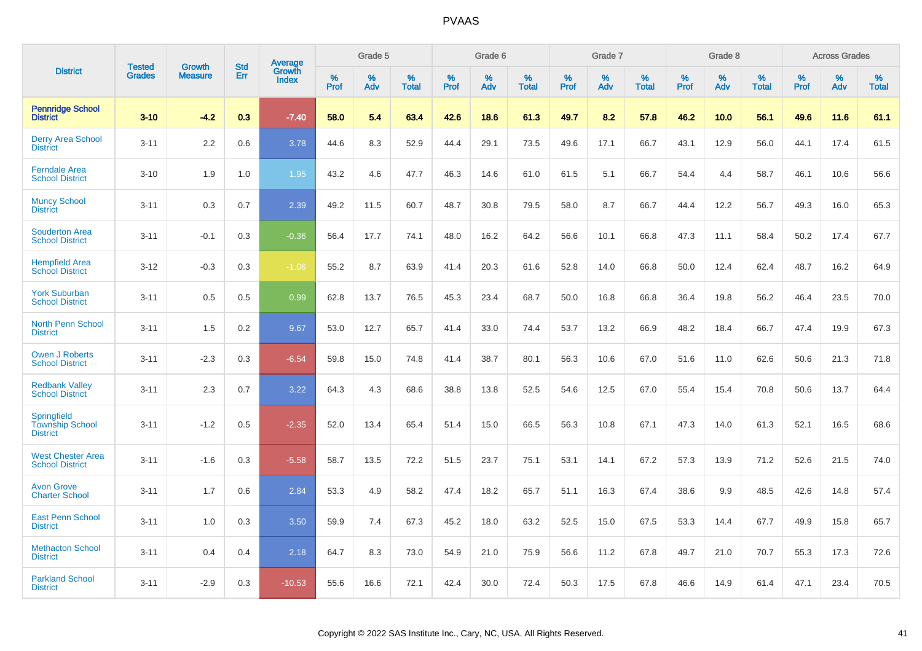# PVAAS

| District | Tested Grades | Growth Measure | Std Err | Average Growth Index | Grade 5 | | | Grade 6 | | | Grade 7 | | | Grade 8 | | | Across Grades | | |
|---|---|---|---|---|---|---|---|---|---|---|---|---|---|---|---|---|---|---|---|
| | | | | | % Prof | % Adv | % Total | % Prof | % Adv | % Total | % Prof | % Adv | % Total | % Prof | % Adv | % Total | % Prof | % Adv | % Total |
| **Pennridge School District** | **3-10** | **-4.2** | **0.3** | **-7.40** | **58.0** | **5.4** | **63.4** | **42.6** | **18.6** | **61.3** | **49.7** | **8.2** | **57.8** | **46.2** | **10.0** | **56.1** | **49.6** | **11.6** | **61.1** |
| Derry Area School District | 3-11 | 2.2 | 0.6 | 3.78 | 44.6 | 8.3 | 52.9 | 44.4 | 29.1 | 73.5 | 49.6 | 17.1 | 66.7 | 43.1 | 12.9 | 56.0 | 44.1 | 17.4 | 61.5 |
| Ferndale Area School District | 3-10 | 1.9 | 1.0 | 1.95 | 43.2 | 4.6 | 47.7 | 46.3 | 14.6 | 61.0 | 61.5 | 5.1 | 66.7 | 54.4 | 4.4 | 58.7 | 46.1 | 10.6 | 56.6 |
| Muncy School District | 3-11 | 0.3 | 0.7 | 2.39 | 49.2 | 11.5 | 60.7 | 48.7 | 30.8 | 79.5 | 58.0 | 8.7 | 66.7 | 44.4 | 12.2 | 56.7 | 49.3 | 16.0 | 65.3 |
| Souderton Area School District | 3-11 | -0.1 | 0.3 | -0.36 | 56.4 | 17.7 | 74.1 | 48.0 | 16.2 | 64.2 | 56.6 | 10.1 | 66.8 | 47.3 | 11.1 | 58.4 | 50.2 | 17.4 | 67.7 |
| Hempfield Area School District | 3-12 | -0.3 | 0.3 | -1.06 | 55.2 | 8.7 | 63.9 | 41.4 | 20.3 | 61.6 | 52.8 | 14.0 | 66.8 | 50.0 | 12.4 | 62.4 | 48.7 | 16.2 | 64.9 |
| York Suburban School District | 3-11 | 0.5 | 0.5 | 0.99 | 62.8 | 13.7 | 76.5 | 45.3 | 23.4 | 68.7 | 50.0 | 16.8 | 66.8 | 36.4 | 19.8 | 56.2 | 46.4 | 23.5 | 70.0 |
| North Penn School District | 3-11 | 1.5 | 0.2 | 9.67 | 53.0 | 12.7 | 65.7 | 41.4 | 33.0 | 74.4 | 53.7 | 13.2 | 66.9 | 48.2 | 18.4 | 66.7 | 47.4 | 19.9 | 67.3 |
| Owen J Roberts School District | 3-11 | -2.3 | 0.3 | -6.54 | 59.8 | 15.0 | 74.8 | 41.4 | 38.7 | 80.1 | 56.3 | 10.6 | 67.0 | 51.6 | 11.0 | 62.6 | 50.6 | 21.3 | 71.8 |
| Redbank Valley School District | 3-11 | 2.3 | 0.7 | 3.22 | 64.3 | 4.3 | 68.6 | 38.8 | 13.8 | 52.5 | 54.6 | 12.5 | 67.0 | 55.4 | 15.4 | 70.8 | 50.6 | 13.7 | 64.4 |
| Springfield Township School District | 3-11 | -1.2 | 0.5 | -2.35 | 52.0 | 13.4 | 65.4 | 51.4 | 15.0 | 66.5 | 56.3 | 10.8 | 67.1 | 47.3 | 14.0 | 61.3 | 52.1 | 16.5 | 68.6 |
| West Chester Area School District | 3-11 | -1.6 | 0.3 | -5.58 | 58.7 | 13.5 | 72.2 | 51.5 | 23.7 | 75.1 | 53.1 | 14.1 | 67.2 | 57.3 | 13.9 | 71.2 | 52.6 | 21.5 | 74.0 |
| Avon Grove Charter School | 3-11 | 1.7 | 0.6 | 2.84 | 53.3 | 4.9 | 58.2 | 47.4 | 18.2 | 65.7 | 51.1 | 16.3 | 67.4 | 38.6 | 9.9 | 48.5 | 42.6 | 14.8 | 57.4 |
| East Penn School District | 3-11 | 1.0 | 0.3 | 3.50 | 59.9 | 7.4 | 67.3 | 45.2 | 18.0 | 63.2 | 52.5 | 15.0 | 67.5 | 53.3 | 14.4 | 67.7 | 49.9 | 15.8 | 65.7 |
| Methacton School District | 3-11 | 0.4 | 0.4 | 2.18 | 64.7 | 8.3 | 73.0 | 54.9 | 21.0 | 75.9 | 56.6 | 11.2 | 67.8 | 49.7 | 21.0 | 70.7 | 55.3 | 17.3 | 72.6 |
| Parkland School District | 3-11 | -2.9 | 0.3 | -10.53 | 55.6 | 16.6 | 72.1 | 42.4 | 30.0 | 72.4 | 50.3 | 17.5 | 67.8 | 46.6 | 14.9 | 61.4 | 47.1 | 23.4 | 70.5 |

Copyright © 2022 SAS Institute Inc., Cary, NC, USA. All Rights Reserved.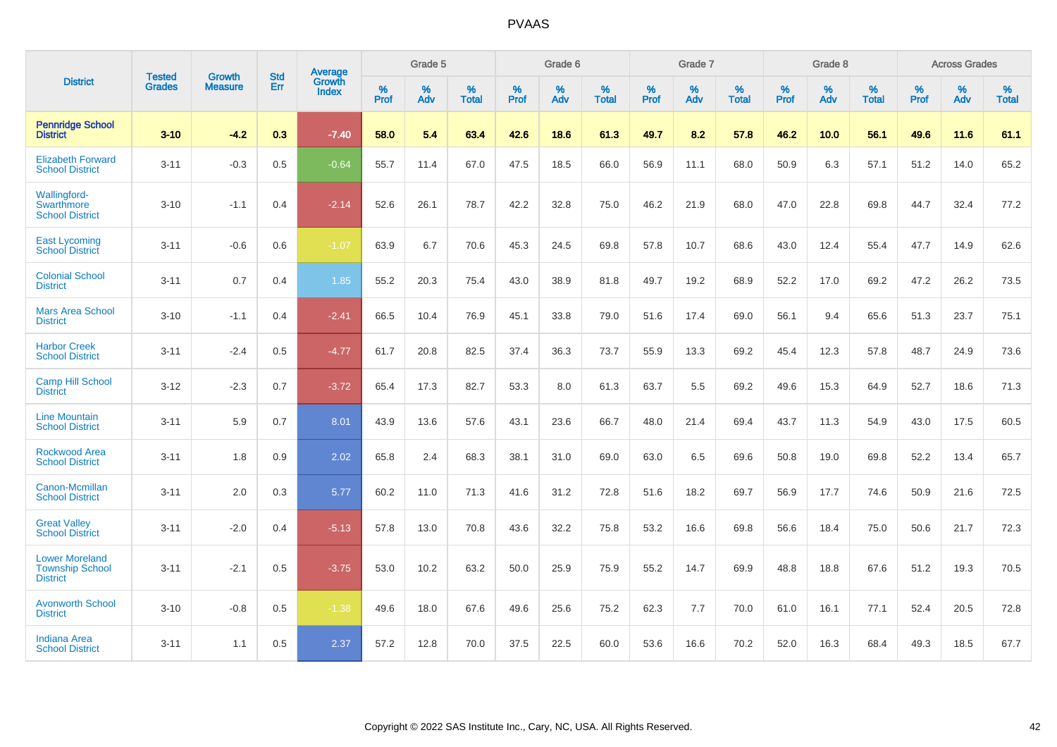# PVAAS

| District | Tested Grades | Growth Measure | Std Err | Average Growth Index | Grade 5 | | | Grade 6 | | | Grade 7 | | | Grade 8 | | | Across Grades | | |
|---|---|---|---|---|---|---|---|---|---|---|---|---|---|---|---|---|---|---|---|
| | | | | | % Prof | % Adv | % Total | % Prof | % Adv | % Total | % Prof | % Adv | % Total | % Prof | % Adv | % Total | % Prof | % Adv | % Total |
| **Pennridge School District** | **3-10** | **-4.2** | **0.3** | **-7.40** | **58.0** | **5.4** | **63.4** | **42.6** | **18.6** | **61.3** | **49.7** | **8.2** | **57.8** | **46.2** | **10.0** | **56.1** | **49.6** | **11.6** | **61.1** |
| Elizabeth Forward School District | 3-11 | -0.3 | 0.5 | -0.64 | 55.7 | 11.4 | 67.0 | 47.5 | 18.5 | 66.0 | 56.9 | 11.1 | 68.0 | 50.9 | 6.3 | 57.1 | 51.2 | 14.0 | 65.2 |
| Wallingford-Swarthmore School District | 3-10 | -1.1 | 0.4 | -2.14 | 52.6 | 26.1 | 78.7 | 42.2 | 32.8 | 75.0 | 46.2 | 21.9 | 68.0 | 47.0 | 22.8 | 69.8 | 44.7 | 32.4 | 77.2 |
| East Lycoming School District | 3-11 | -0.6 | 0.6 | -1.07 | 63.9 | 6.7 | 70.6 | 45.3 | 24.5 | 69.8 | 57.8 | 10.7 | 68.6 | 43.0 | 12.4 | 55.4 | 47.7 | 14.9 | 62.6 |
| Colonial School District | 3-11 | 0.7 | 0.4 | 1.85 | 55.2 | 20.3 | 75.4 | 43.0 | 38.9 | 81.8 | 49.7 | 19.2 | 68.9 | 52.2 | 17.0 | 69.2 | 47.2 | 26.2 | 73.5 |
| Mars Area School District | 3-10 | -1.1 | 0.4 | -2.41 | 66.5 | 10.4 | 76.9 | 45.1 | 33.8 | 79.0 | 51.6 | 17.4 | 69.0 | 56.1 | 9.4 | 65.6 | 51.3 | 23.7 | 75.1 |
| Harbor Creek School District | 3-11 | -2.4 | 0.5 | -4.77 | 61.7 | 20.8 | 82.5 | 37.4 | 36.3 | 73.7 | 55.9 | 13.3 | 69.2 | 45.4 | 12.3 | 57.8 | 48.7 | 24.9 | 73.6 |
| Camp Hill School District | 3-12 | -2.3 | 0.7 | -3.72 | 65.4 | 17.3 | 82.7 | 53.3 | 8.0 | 61.3 | 63.7 | 5.5 | 69.2 | 49.6 | 15.3 | 64.9 | 52.7 | 18.6 | 71.3 |
| Line Mountain School District | 3-11 | 5.9 | 0.7 | 8.01 | 43.9 | 13.6 | 57.6 | 43.1 | 23.6 | 66.7 | 48.0 | 21.4 | 69.4 | 43.7 | 11.3 | 54.9 | 43.0 | 17.5 | 60.5 |
| Rockwood Area School District | 3-11 | 1.8 | 0.9 | 2.02 | 65.8 | 2.4 | 68.3 | 38.1 | 31.0 | 69.0 | 63.0 | 6.5 | 69.6 | 50.8 | 19.0 | 69.8 | 52.2 | 13.4 | 65.7 |
| Canon-Mcmillan School District | 3-11 | 2.0 | 0.3 | 5.77 | 60.2 | 11.0 | 71.3 | 41.6 | 31.2 | 72.8 | 51.6 | 18.2 | 69.7 | 56.9 | 17.7 | 74.6 | 50.9 | 21.6 | 72.5 |
| Great Valley School District | 3-11 | -2.0 | 0.4 | -5.13 | 57.8 | 13.0 | 70.8 | 43.6 | 32.2 | 75.8 | 53.2 | 16.6 | 69.8 | 56.6 | 18.4 | 75.0 | 50.6 | 21.7 | 72.3 |
| Lower Moreland Township School District | 3-11 | -2.1 | 0.5 | -3.75 | 53.0 | 10.2 | 63.2 | 50.0 | 25.9 | 75.9 | 55.2 | 14.7 | 69.9 | 48.8 | 18.8 | 67.6 | 51.2 | 19.3 | 70.5 |
| Avonworth School District | 3-10 | -0.8 | 0.5 | -1.38 | 49.6 | 18.0 | 67.6 | 49.6 | 25.6 | 75.2 | 62.3 | 7.7 | 70.0 | 61.0 | 16.1 | 77.1 | 52.4 | 20.5 | 72.8 |
| Indiana Area School District | 3-11 | 1.1 | 0.5 | 2.37 | 57.2 | 12.8 | 70.0 | 37.5 | 22.5 | 60.0 | 53.6 | 16.6 | 70.2 | 52.0 | 16.3 | 68.4 | 49.3 | 18.5 | 67.7 |

Copyright © 2022 SAS Institute Inc., Cary, NC, USA. All Rights Reserved.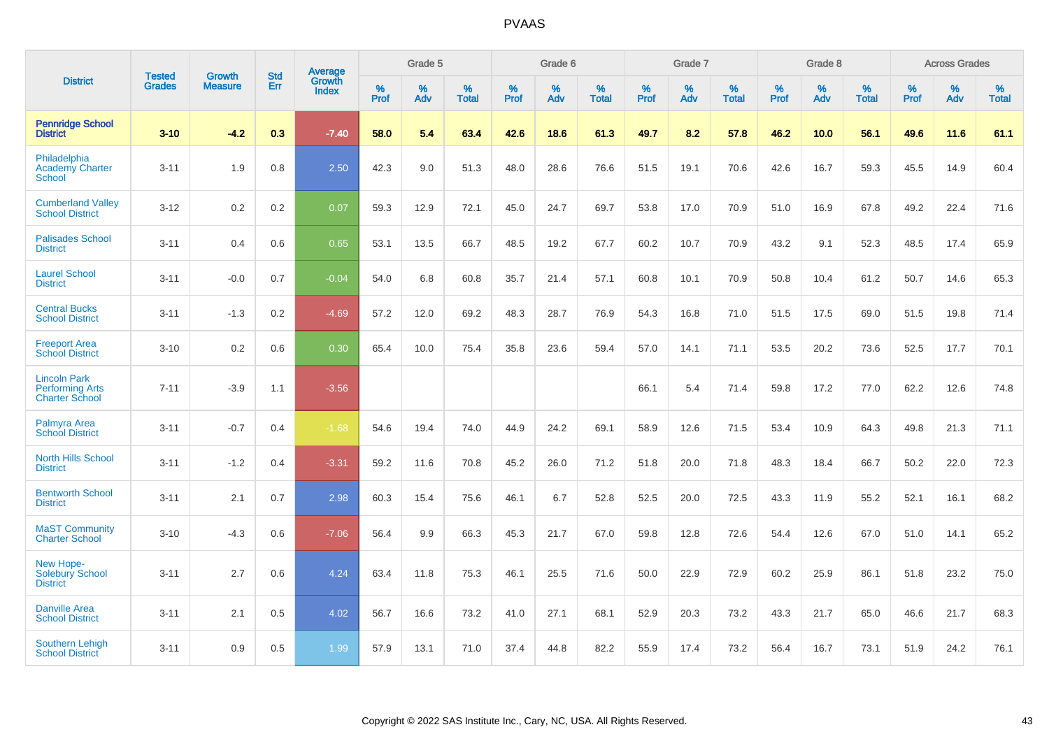# PVAAS

| District | Tested Grades | Growth Measure | Std Err | Average Growth Index | Grade 5 | | | Grade 6 | | | Grade 7 | | | Grade 8 | | | Across Grades | | |
|---|---|---|---|---|---|---|---|---|---|---|---|---|---|---|---|---|---|---|---|
| | | | | | % Prof | % Adv | % Total | % Prof | % Adv | % Total | % Prof | % Adv | % Total | % Prof | % Adv | % Total | % Prof | % Adv | % Total |
| **Pennridge School District** | **3-10** | **-4.2** | **0.3** | **-7.40** | **58.0** | **5.4** | **63.4** | **42.6** | **18.6** | **61.3** | **49.7** | **8.2** | **57.8** | **46.2** | **10.0** | **56.1** | **49.6** | **11.6** | **61.1** |
| Philadelphia Academy Charter School | 3-11 | 1.9 | 0.8 | 2.50 | 42.3 | 9.0 | 51.3 | 48.0 | 28.6 | 76.6 | 51.5 | 19.1 | 70.6 | 42.6 | 16.7 | 59.3 | 45.5 | 14.9 | 60.4 |
| Cumberland Valley School District | 3-12 | 0.2 | 0.2 | 0.07 | 59.3 | 12.9 | 72.1 | 45.0 | 24.7 | 69.7 | 53.8 | 17.0 | 70.9 | 51.0 | 16.9 | 67.8 | 49.2 | 22.4 | 71.6 |
| Palisades School District | 3-11 | 0.4 | 0.6 | 0.65 | 53.1 | 13.5 | 66.7 | 48.5 | 19.2 | 67.7 | 60.2 | 10.7 | 70.9 | 43.2 | 9.1 | 52.3 | 48.5 | 17.4 | 65.9 |
| Laurel School District | 3-11 | -0.0 | 0.7 | -0.04 | 54.0 | 6.8 | 60.8 | 35.7 | 21.4 | 57.1 | 60.8 | 10.1 | 70.9 | 50.8 | 10.4 | 61.2 | 50.7 | 14.6 | 65.3 |
| Central Bucks School District | 3-11 | -1.3 | 0.2 | -4.69 | 57.2 | 12.0 | 69.2 | 48.3 | 28.7 | 76.9 | 54.3 | 16.8 | 71.0 | 51.5 | 17.5 | 69.0 | 51.5 | 19.8 | 71.4 |
| Freeport Area School District | 3-10 | 0.2 | 0.6 | 0.30 | 65.4 | 10.0 | 75.4 | 35.8 | 23.6 | 59.4 | 57.0 | 14.1 | 71.1 | 53.5 | 20.2 | 73.6 | 52.5 | 17.7 | 70.1 |
| Lincoln Park Performing Arts Charter School | 7-11 | -3.9 | 1.1 | -3.56 | | | | | | | 66.1 | 5.4 | 71.4 | 59.8 | 17.2 | 77.0 | 62.2 | 12.6 | 74.8 |
| Palmyra Area School District | 3-11 | -0.7 | 0.4 | -1.68 | 54.6 | 19.4 | 74.0 | 44.9 | 24.2 | 69.1 | 58.9 | 12.6 | 71.5 | 53.4 | 10.9 | 64.3 | 49.8 | 21.3 | 71.1 |
| North Hills School District | 3-11 | -1.2 | 0.4 | -3.31 | 59.2 | 11.6 | 70.8 | 45.2 | 26.0 | 71.2 | 51.8 | 20.0 | 71.8 | 48.3 | 18.4 | 66.7 | 50.2 | 22.0 | 72.3 |
| Bentworth School District | 3-11 | 2.1 | 0.7 | 2.98 | 60.3 | 15.4 | 75.6 | 46.1 | 6.7 | 52.8 | 52.5 | 20.0 | 72.5 | 43.3 | 11.9 | 55.2 | 52.1 | 16.1 | 68.2 |
| MaST Community Charter School | 3-10 | -4.3 | 0.6 | -7.06 | 56.4 | 9.9 | 66.3 | 45.3 | 21.7 | 67.0 | 59.8 | 12.8 | 72.6 | 54.4 | 12.6 | 67.0 | 51.0 | 14.1 | 65.2 |
| New Hope-Solebury School District | 3-11 | 2.7 | 0.6 | 4.24 | 63.4 | 11.8 | 75.3 | 46.1 | 25.5 | 71.6 | 50.0 | 22.9 | 72.9 | 60.2 | 25.9 | 86.1 | 51.8 | 23.2 | 75.0 |
| Danville Area School District | 3-11 | 2.1 | 0.5 | 4.02 | 56.7 | 16.6 | 73.2 | 41.0 | 27.1 | 68.1 | 52.9 | 20.3 | 73.2 | 43.3 | 21.7 | 65.0 | 46.6 | 21.7 | 68.3 |
| Southern Lehigh School District | 3-11 | 0.9 | 0.5 | 1.99 | 57.9 | 13.1 | 71.0 | 37.4 | 44.8 | 82.2 | 55.9 | 17.4 | 73.2 | 56.4 | 16.7 | 73.1 | 51.9 | 24.2 | 76.1 |

Copyright © 2022 SAS Institute Inc., Cary, NC, USA. All Rights Reserved.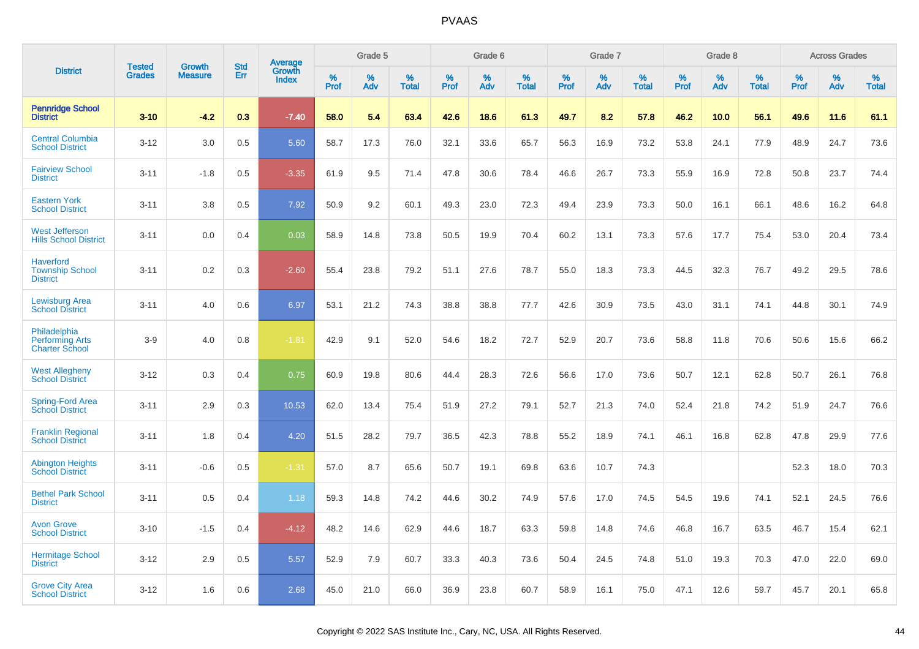# PVAAS

| District | Tested Grades | Growth Measure | Std Err | Average Growth Index | Grade 5 | | | Grade 6 | | | Grade 7 | | | Grade 8 | | | Across Grades | | |
|---|---|---|---|---|---|---|---|---|---|---|---|---|---|---|---|---|---|---|---|
| | | | | | % Prof | % Adv | % Total | % Prof | % Adv | % Total | % Prof | % Adv | % Total | % Prof | % Adv | % Total | % Prof | % Adv | % Total |
| **Pennridge School District** | **3-10** | **-4.2** | **0.3** | **-7.40** | **58.0** | **5.4** | **63.4** | **42.6** | **18.6** | **61.3** | **49.7** | **8.2** | **57.8** | **46.2** | **10.0** | **56.1** | **49.6** | **11.6** | **61.1** |
| Central Columbia School District | 3-12 | 3.0 | 0.5 | 5.60 | 58.7 | 17.3 | 76.0 | 32.1 | 33.6 | 65.7 | 56.3 | 16.9 | 73.2 | 53.8 | 24.1 | 77.9 | 48.9 | 24.7 | 73.6 |
| Fairview School District | 3-11 | -1.8 | 0.5 | -3.35 | 61.9 | 9.5 | 71.4 | 47.8 | 30.6 | 78.4 | 46.6 | 26.7 | 73.3 | 55.9 | 16.9 | 72.8 | 50.8 | 23.7 | 74.4 |
| Eastern York School District | 3-11 | 3.8 | 0.5 | 7.92 | 50.9 | 9.2 | 60.1 | 49.3 | 23.0 | 72.3 | 49.4 | 23.9 | 73.3 | 50.0 | 16.1 | 66.1 | 48.6 | 16.2 | 64.8 |
| West Jefferson Hills School District | 3-11 | 0.0 | 0.4 | 0.03 | 58.9 | 14.8 | 73.8 | 50.5 | 19.9 | 70.4 | 60.2 | 13.1 | 73.3 | 57.6 | 17.7 | 75.4 | 53.0 | 20.4 | 73.4 |
| Haverford Township School District | 3-11 | 0.2 | 0.3 | -2.60 | 55.4 | 23.8 | 79.2 | 51.1 | 27.6 | 78.7 | 55.0 | 18.3 | 73.3 | 44.5 | 32.3 | 76.7 | 49.2 | 29.5 | 78.6 |
| Lewisburg Area School District | 3-11 | 4.0 | 0.6 | 6.97 | 53.1 | 21.2 | 74.3 | 38.8 | 38.8 | 77.7 | 42.6 | 30.9 | 73.5 | 43.0 | 31.1 | 74.1 | 44.8 | 30.1 | 74.9 |
| Philadelphia Performing Arts Charter School | 3-9 | 4.0 | 0.8 | -1.81 | 42.9 | 9.1 | 52.0 | 54.6 | 18.2 | 72.7 | 52.9 | 20.7 | 73.6 | 58.8 | 11.8 | 70.6 | 50.6 | 15.6 | 66.2 |
| West Allegheny School District | 3-12 | 0.3 | 0.4 | 0.75 | 60.9 | 19.8 | 80.6 | 44.4 | 28.3 | 72.6 | 56.6 | 17.0 | 73.6 | 50.7 | 12.1 | 62.8 | 50.7 | 26.1 | 76.8 |
| Spring-Ford Area School District | 3-11 | 2.9 | 0.3 | 10.53 | 62.0 | 13.4 | 75.4 | 51.9 | 27.2 | 79.1 | 52.7 | 21.3 | 74.0 | 52.4 | 21.8 | 74.2 | 51.9 | 24.7 | 76.6 |
| Franklin Regional School District | 3-11 | 1.8 | 0.4 | 4.20 | 51.5 | 28.2 | 79.7 | 36.5 | 42.3 | 78.8 | 55.2 | 18.9 | 74.1 | 46.1 | 16.8 | 62.8 | 47.8 | 29.9 | 77.6 |
| Abington Heights School District | 3-11 | -0.6 | 0.5 | -1.31 | 57.0 | 8.7 | 65.6 | 50.7 | 19.1 | 69.8 | 63.6 | 10.7 | 74.3 | | | | 52.3 | 18.0 | 70.3 |
| Bethel Park School District | 3-11 | 0.5 | 0.4 | 1.18 | 59.3 | 14.8 | 74.2 | 44.6 | 30.2 | 74.9 | 57.6 | 17.0 | 74.5 | 54.5 | 19.6 | 74.1 | 52.1 | 24.5 | 76.6 |
| Avon Grove School District | 3-10 | -1.5 | 0.4 | -4.12 | 48.2 | 14.6 | 62.9 | 44.6 | 18.7 | 63.3 | 59.8 | 14.8 | 74.6 | 46.8 | 16.7 | 63.5 | 46.7 | 15.4 | 62.1 |
| Hermitage School District | 3-12 | 2.9 | 0.5 | 5.57 | 52.9 | 7.9 | 60.7 | 33.3 | 40.3 | 73.6 | 50.4 | 24.5 | 74.8 | 51.0 | 19.3 | 70.3 | 47.0 | 22.0 | 69.0 |
| Grove City Area School District | 3-12 | 1.6 | 0.6 | 2.68 | 45.0 | 21.0 | 66.0 | 36.9 | 23.8 | 60.7 | 58.9 | 16.1 | 75.0 | 47.1 | 12.6 | 59.7 | 45.7 | 20.1 | 65.8 |

Copyright © 2022 SAS Institute Inc., Cary, NC, USA. All Rights Reserved.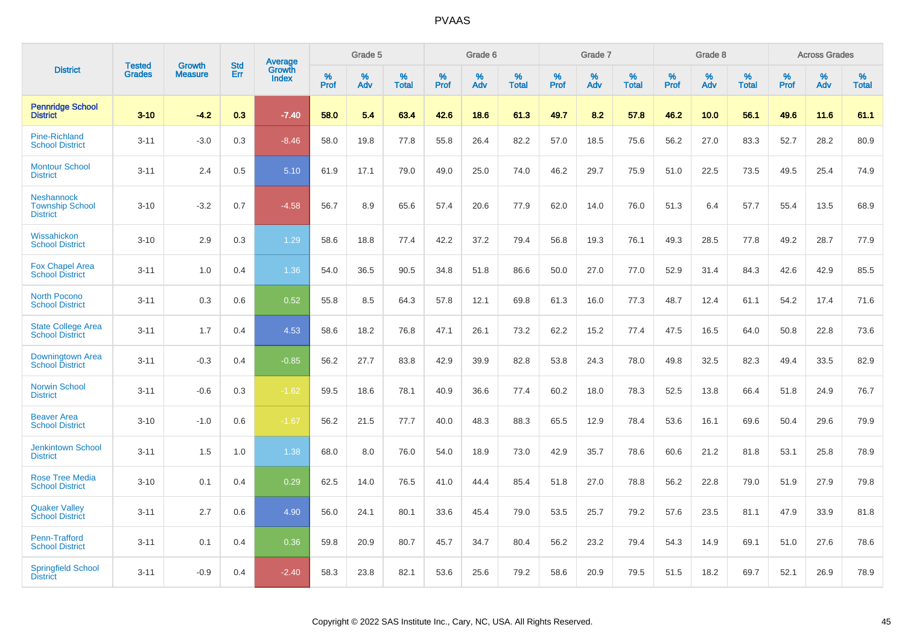# PVAAS

| District | Tested Grades | Growth Measure | Std Err | Average Growth Index | Grade 5 | | | Grade 6 | | | Grade 7 | | | Grade 8 | | | Across Grades | | |
|---|---|---|---|---|---|---|---|---|---|---|---|---|---|---|---|---|---|---|---|
| | | | | | % Prof | % Adv | % Total | % Prof | % Adv | % Total | % Prof | % Adv | % Total | % Prof | % Adv | % Total | % Prof | % Adv | % Total |
| **Pennridge School District** | **3-10** | **-4.2** | **0.3** | **-7.40** | **58.0** | **5.4** | **63.4** | **42.6** | **18.6** | **61.3** | **49.7** | **8.2** | **57.8** | **46.2** | **10.0** | **56.1** | **49.6** | **11.6** | **61.1** |
| Pine-Richland School District | 3-11 | -3.0 | 0.3 | -8.46 | 58.0 | 19.8 | 77.8 | 55.8 | 26.4 | 82.2 | 57.0 | 18.5 | 75.6 | 56.2 | 27.0 | 83.3 | 52.7 | 28.2 | 80.9 |
| Montour School District | 3-11 | 2.4 | 0.5 | 5.10 | 61.9 | 17.1 | 79.0 | 49.0 | 25.0 | 74.0 | 46.2 | 29.7 | 75.9 | 51.0 | 22.5 | 73.5 | 49.5 | 25.4 | 74.9 |
| Neshannock Township School District | 3-10 | -3.2 | 0.7 | -4.58 | 56.7 | 8.9 | 65.6 | 57.4 | 20.6 | 77.9 | 62.0 | 14.0 | 76.0 | 51.3 | 6.4 | 57.7 | 55.4 | 13.5 | 68.9 |
| Wissahickon School District | 3-10 | 2.9 | 0.3 | 1.29 | 58.6 | 18.8 | 77.4 | 42.2 | 37.2 | 79.4 | 56.8 | 19.3 | 76.1 | 49.3 | 28.5 | 77.8 | 49.2 | 28.7 | 77.9 |
| Fox Chapel Area School District | 3-11 | 1.0 | 0.4 | 1.36 | 54.0 | 36.5 | 90.5 | 34.8 | 51.8 | 86.6 | 50.0 | 27.0 | 77.0 | 52.9 | 31.4 | 84.3 | 42.6 | 42.9 | 85.5 |
| North Pocono School District | 3-11 | 0.3 | 0.6 | 0.52 | 55.8 | 8.5 | 64.3 | 57.8 | 12.1 | 69.8 | 61.3 | 16.0 | 77.3 | 48.7 | 12.4 | 61.1 | 54.2 | 17.4 | 71.6 |
| State College Area School District | 3-11 | 1.7 | 0.4 | 4.53 | 58.6 | 18.2 | 76.8 | 47.1 | 26.1 | 73.2 | 62.2 | 15.2 | 77.4 | 47.5 | 16.5 | 64.0 | 50.8 | 22.8 | 73.6 |
| Downingtown Area School District | 3-11 | -0.3 | 0.4 | -0.85 | 56.2 | 27.7 | 83.8 | 42.9 | 39.9 | 82.8 | 53.8 | 24.3 | 78.0 | 49.8 | 32.5 | 82.3 | 49.4 | 33.5 | 82.9 |
| Norwin School District | 3-11 | -0.6 | 0.3 | -1.62 | 59.5 | 18.6 | 78.1 | 40.9 | 36.6 | 77.4 | 60.2 | 18.0 | 78.3 | 52.5 | 13.8 | 66.4 | 51.8 | 24.9 | 76.7 |
| Beaver Area School District | 3-10 | -1.0 | 0.6 | -1.67 | 56.2 | 21.5 | 77.7 | 40.0 | 48.3 | 88.3 | 65.5 | 12.9 | 78.4 | 53.6 | 16.1 | 69.6 | 50.4 | 29.6 | 79.9 |
| Jenkintown School District | 3-11 | 1.5 | 1.0 | 1.38 | 68.0 | 8.0 | 76.0 | 54.0 | 18.9 | 73.0 | 42.9 | 35.7 | 78.6 | 60.6 | 21.2 | 81.8 | 53.1 | 25.8 | 78.9 |
| Rose Tree Media School District | 3-10 | 0.1 | 0.4 | 0.29 | 62.5 | 14.0 | 76.5 | 41.0 | 44.4 | 85.4 | 51.8 | 27.0 | 78.8 | 56.2 | 22.8 | 79.0 | 51.9 | 27.9 | 79.8 |
| Quaker Valley School District | 3-11 | 2.7 | 0.6 | 4.90 | 56.0 | 24.1 | 80.1 | 33.6 | 45.4 | 79.0 | 53.5 | 25.7 | 79.2 | 57.6 | 23.5 | 81.1 | 47.9 | 33.9 | 81.8 |
| Penn-Trafford School District | 3-11 | 0.1 | 0.4 | 0.36 | 59.8 | 20.9 | 80.7 | 45.7 | 34.7 | 80.4 | 56.2 | 23.2 | 79.4 | 54.3 | 14.9 | 69.1 | 51.0 | 27.6 | 78.6 |
| Springfield School District | 3-11 | -0.9 | 0.4 | -2.40 | 58.3 | 23.8 | 82.1 | 53.6 | 25.6 | 79.2 | 58.6 | 20.9 | 79.5 | 51.5 | 18.2 | 69.7 | 52.1 | 26.9 | 78.9 |

Copyright © 2022 SAS Institute Inc., Cary, NC, USA. All Rights Reserved.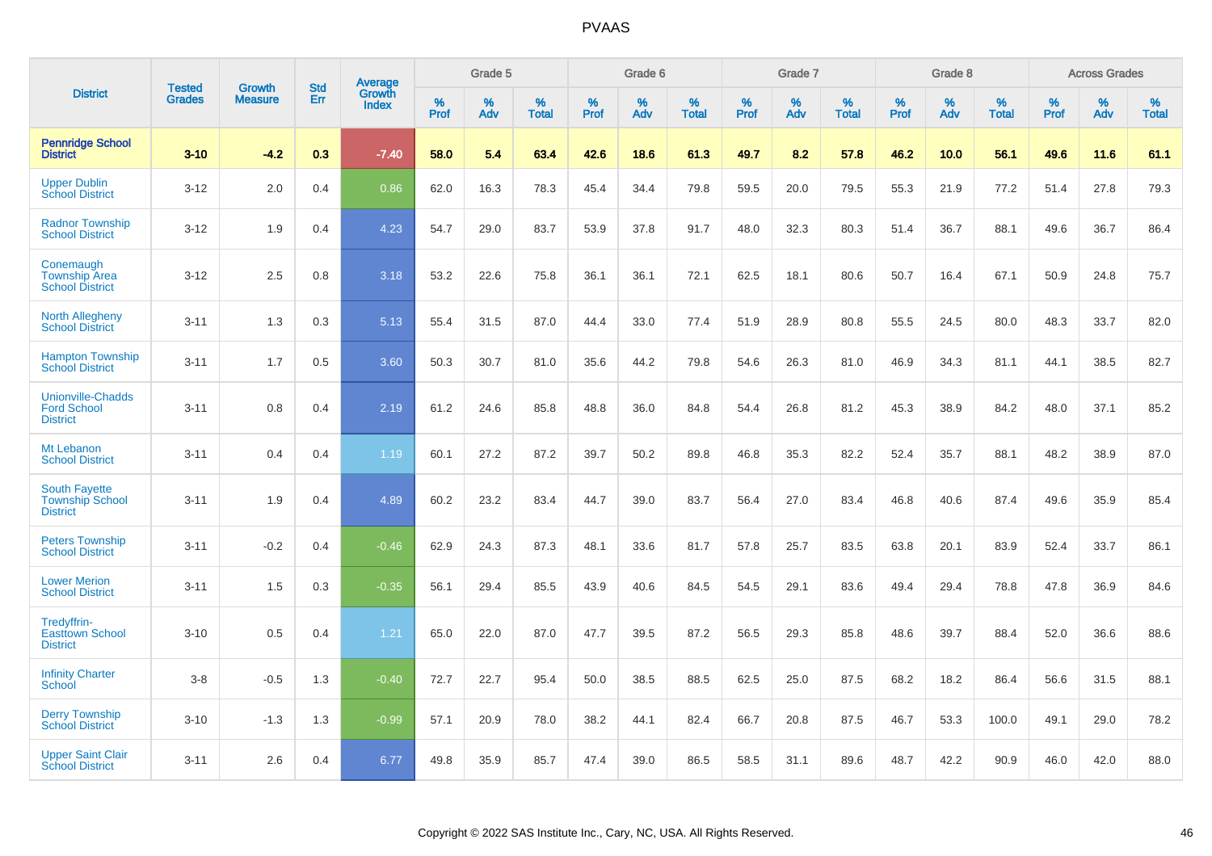# PVAAS

| District | Tested Grades | Growth Measure | Std Err | Average Growth Index | Grade 5 | | | Grade 6 | | | Grade 7 | | | Grade 8 | | | Across Grades | | |
|---|---|---|---|---|---|---|---|---|---|---|---|---|---|---|---|---|---|---|---|
| | | | | | % Prof | % Adv | % Total | % Prof | % Adv | % Total | % Prof | % Adv | % Total | % Prof | % Adv | % Total | % Prof | % Adv | % Total |
| **Pennridge School District** | **3-10** | **-4.2** | **0.3** | **-7.40** | **58.0** | **5.4** | **63.4** | **42.6** | **18.6** | **61.3** | **49.7** | **8.2** | **57.8** | **46.2** | **10.0** | **56.1** | **49.6** | **11.6** | **61.1** |
| Upper Dublin School District | 3-12 | 2.0 | 0.4 | 0.86 | 62.0 | 16.3 | 78.3 | 45.4 | 34.4 | 79.8 | 59.5 | 20.0 | 79.5 | 55.3 | 21.9 | 77.2 | 51.4 | 27.8 | 79.3 |
| Radnor Township School District | 3-12 | 1.9 | 0.4 | 4.23 | 54.7 | 29.0 | 83.7 | 53.9 | 37.8 | 91.7 | 48.0 | 32.3 | 80.3 | 51.4 | 36.7 | 88.1 | 49.6 | 36.7 | 86.4 |
| Conemaugh Township Area School District | 3-12 | 2.5 | 0.8 | 3.18 | 53.2 | 22.6 | 75.8 | 36.1 | 36.1 | 72.1 | 62.5 | 18.1 | 80.6 | 50.7 | 16.4 | 67.1 | 50.9 | 24.8 | 75.7 |
| North Allegheny School District | 3-11 | 1.3 | 0.3 | 5.13 | 55.4 | 31.5 | 87.0 | 44.4 | 33.0 | 77.4 | 51.9 | 28.9 | 80.8 | 55.5 | 24.5 | 80.0 | 48.3 | 33.7 | 82.0 |
| Hampton Township School District | 3-11 | 1.7 | 0.5 | 3.60 | 50.3 | 30.7 | 81.0 | 35.6 | 44.2 | 79.8 | 54.6 | 26.3 | 81.0 | 46.9 | 34.3 | 81.1 | 44.1 | 38.5 | 82.7 |
| Unionville-Chadds Ford School District | 3-11 | 0.8 | 0.4 | 2.19 | 61.2 | 24.6 | 85.8 | 48.8 | 36.0 | 84.8 | 54.4 | 26.8 | 81.2 | 45.3 | 38.9 | 84.2 | 48.0 | 37.1 | 85.2 |
| Mt Lebanon School District | 3-11 | 0.4 | 0.4 | 1.19 | 60.1 | 27.2 | 87.2 | 39.7 | 50.2 | 89.8 | 46.8 | 35.3 | 82.2 | 52.4 | 35.7 | 88.1 | 48.2 | 38.9 | 87.0 |
| South Fayette Township School District | 3-11 | 1.9 | 0.4 | 4.89 | 60.2 | 23.2 | 83.4 | 44.7 | 39.0 | 83.7 | 56.4 | 27.0 | 83.4 | 46.8 | 40.6 | 87.4 | 49.6 | 35.9 | 85.4 |
| Peters Township School District | 3-11 | -0.2 | 0.4 | -0.46 | 62.9 | 24.3 | 87.3 | 48.1 | 33.6 | 81.7 | 57.8 | 25.7 | 83.5 | 63.8 | 20.1 | 83.9 | 52.4 | 33.7 | 86.1 |
| Lower Merion School District | 3-11 | 1.5 | 0.3 | -0.35 | 56.1 | 29.4 | 85.5 | 43.9 | 40.6 | 84.5 | 54.5 | 29.1 | 83.6 | 49.4 | 29.4 | 78.8 | 47.8 | 36.9 | 84.6 |
| Tredyffrin-Easttown School District | 3-10 | 0.5 | 0.4 | 1.21 | 65.0 | 22.0 | 87.0 | 47.7 | 39.5 | 87.2 | 56.5 | 29.3 | 85.8 | 48.6 | 39.7 | 88.4 | 52.0 | 36.6 | 88.6 |
| Infinity Charter School | 3-8 | -0.5 | 1.3 | -0.40 | 72.7 | 22.7 | 95.4 | 50.0 | 38.5 | 88.5 | 62.5 | 25.0 | 87.5 | 68.2 | 18.2 | 86.4 | 56.6 | 31.5 | 88.1 |
| Derry Township School District | 3-10 | -1.3 | 1.3 | -0.99 | 57.1 | 20.9 | 78.0 | 38.2 | 44.1 | 82.4 | 66.7 | 20.8 | 87.5 | 46.7 | 53.3 | 100.0 | 49.1 | 29.0 | 78.2 |
| Upper Saint Clair School District | 3-11 | 2.6 | 0.4 | 6.77 | 49.8 | 35.9 | 85.7 | 47.4 | 39.0 | 86.5 | 58.5 | 31.1 | 89.6 | 48.7 | 42.2 | 90.9 | 46.0 | 42.0 | 88.0 |

Copyright © 2022 SAS Institute Inc., Cary, NC, USA. All Rights Reserved.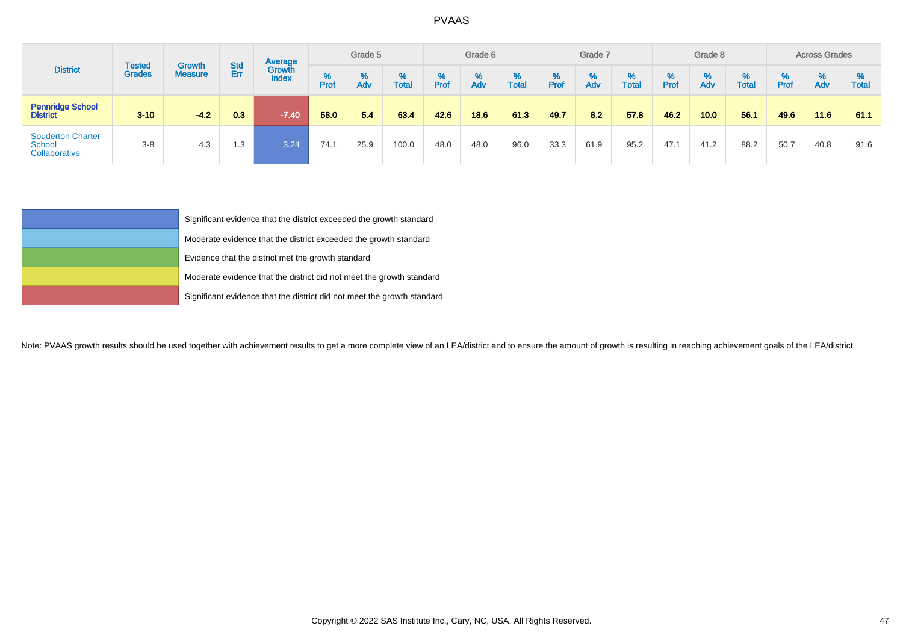# PVAAS

| District | Tested Grades | Growth Measure | Std Err | Average Growth Index | Grade 5 | | | Grade 6 | | | Grade 7 | | | Grade 8 | | | Across Grades | | |
|---|---|---|---|---|---|---|---|---|---|---|---|---|---|---|---|---|---|---|---|
| | | | | | % Prof | % Adv | % Total | % Prof | % Adv | % Total | % Prof | % Adv | % Total | % Prof | % Adv | % Total | % Prof | % Adv | % Total |
| **Pennridge School District** | **3-10** | **-4.2** | **0.3** | **-7.40** | **58.0** | **5.4** | **63.4** | **42.6** | **18.6** | **61.3** | **49.7** | **8.2** | **57.8** | **46.2** | **10.0** | **56.1** | **49.6** | **11.6** | **61.1** |
| Souderton Charter School Collaborative | 3-8 | 4.3 | 1.3 | 3.24 | 74.1 | 25.9 | 100.0 | 48.0 | 48.0 | 96.0 | 33.3 | 61.9 | 95.2 | 47.1 | 41.2 | 88.2 | 50.7 | 40.8 | 91.6 |

- Significant evidence that the district exceeded the growth standard
- Moderate evidence that the district exceeded the growth standard
- Evidence that the district met the growth standard
- Moderate evidence that the district did not meet the growth standard
- Significant evidence that the district did not meet the growth standard

Note: PVAAS growth results should be used together with achievement results to get a more complete view of an LEA/district and to ensure the amount of growth is resulting in reaching achievement goals of the LEA/district.

Copyright © 2022 SAS Institute Inc., Cary, NC, USA. All Rights Reserved.